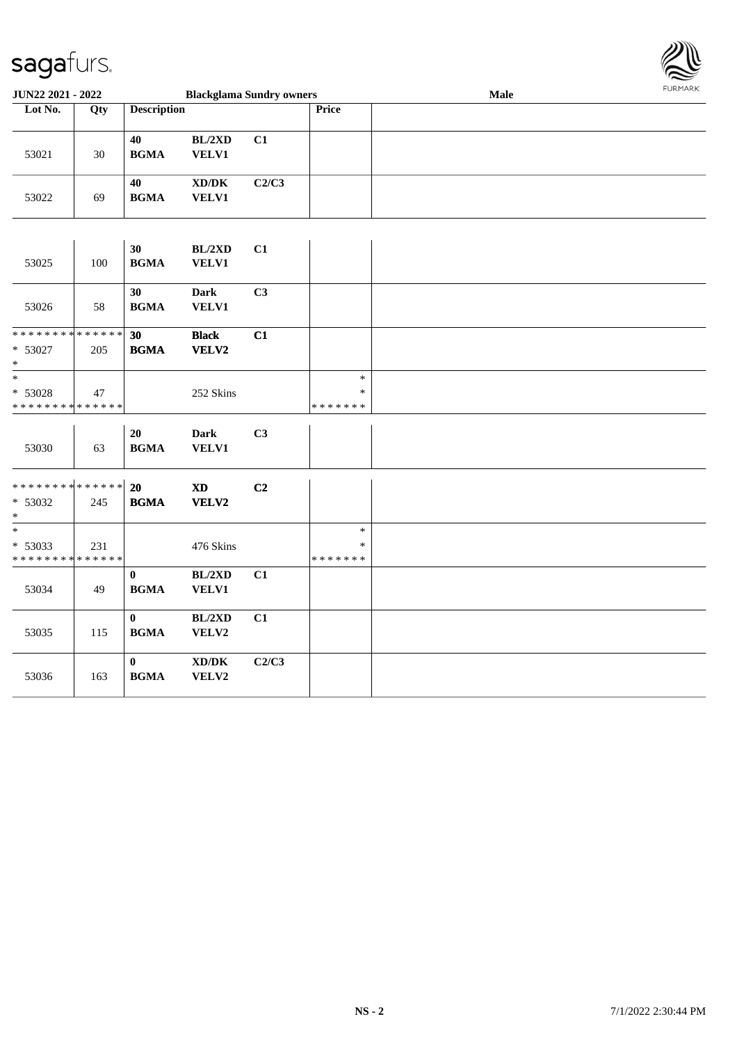**JUN22 2021 - 2022** **Blackglama Sundry owners** **Male**

| Lot No. | Qty | Description | | | Price | |
|---|---|---|---|---|---|---|
| 53021 | 30 | **40** **BGMA** | **BL/2XD** **VELV1** | **C1** | | |
| 53022 | 69 | **40** **BGMA** | **XD/DK** **VELV1** | **C2/C3** | | |
| 53025 | 100 | **30** **BGMA** | **BL/2XD** **VELV1** | **C1** | | |
| 53026 | 58 | **30** **BGMA** | **Dark** **VELV1** | **C3** | | |
| * * * * * * * * * * * * * * * 53027 * | 205 | **30** **BGMA** | **Black** **VELV2** | **C1** | | |
| * * 53028 * * * * * * * * * * * * * * | 47 | | 252 Skins | | * * * * * * * * * | |
| 53030 | 63 | **20** **BGMA** | **Dark** **VELV1** | **C3** | | |
| * * * * * * * * * * * * * * * 53032 * | 245 | **20** **BGMA** | **XD** **VELV2** | **C2** | | |
| * * 53033 * * * * * * * * * * * * * * | 231 | | 476 Skins | | * * * * * * * * * | |
| 53034 | 49 | **0** **BGMA** | **BL/2XD** **VELV1** | **C1** | | |
| 53035 | 115 | **0** **BGMA** | **BL/2XD** **VELV2** | **C1** | | |
| 53036 | 163 | **0** **BGMA** | **XD/DK** **VELV2** | **C2/C3** | | |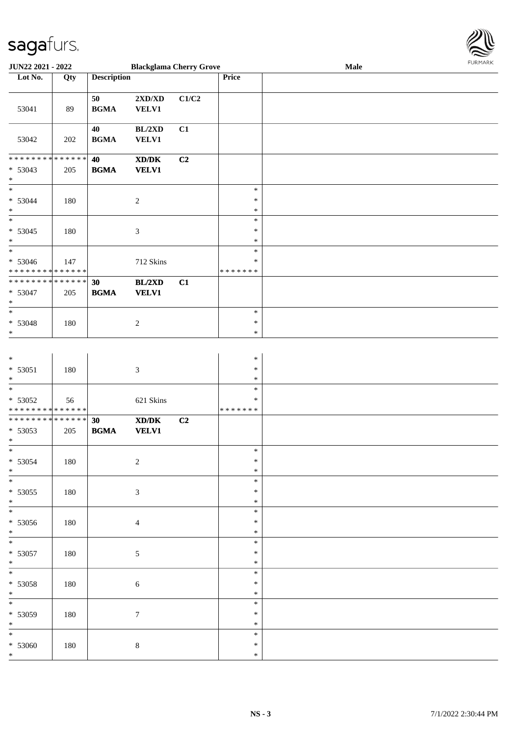JUN22 2021 - 2022 **Blackglama Cherry Grove** **Male**

| Lot No. | Qty | Description | | | Price | |
|---|---|---|---|---|---|---|
| 53041 | 89 | **50 BGMA** | **2XD/XD VELV1** | **C1/C2** | | |
| 53042 | 202 | **40 BGMA** | **BL/2XD VELV1** | **C1** | | |
| * * * * * * * * * * * * * * * 53043 * | 205 | **40 BGMA** | **XD/DK VELV1** | **C2** | | |
| * * 53044 * | 180 | | 2 | | * * * | |
| * * 53045 * | 180 | | 3 | | * * * | |
| * * 53046 * * * * * * * * * * * * * * | 147 | | 712 Skins | | * * * * * * * * * | |
| * * * * * * * * * * * * * * * 53047 * | 205 | **30 BGMA** | **BL/2XD VELV1** | **C1** | | |
| * * 53048 * | 180 | | 2 | | * * * | |
| * * 53051 * | 180 | | 3 | | * * * | |
| * * 53052 * * * * * * * * * * * * * * | 56 | | 621 Skins | | * * * * * * * * * | |
| * * * * * * * * * * * * * * * 53053 * | 205 | **30 BGMA** | **XD/DK VELV1** | **C2** | | |
| * * 53054 * | 180 | | 2 | | * * * | |
| * * 53055 * | 180 | | 3 | | * * * | |
| * * 53056 * | 180 | | 4 | | * * * | |
| * * 53057 * | 180 | | 5 | | * * * | |
| * * 53058 * | 180 | | 6 | | * * * | |
| * * 53059 * | 180 | | 7 | | * * * | |
| * * 53060 * | 180 | | 8 | | * * * | |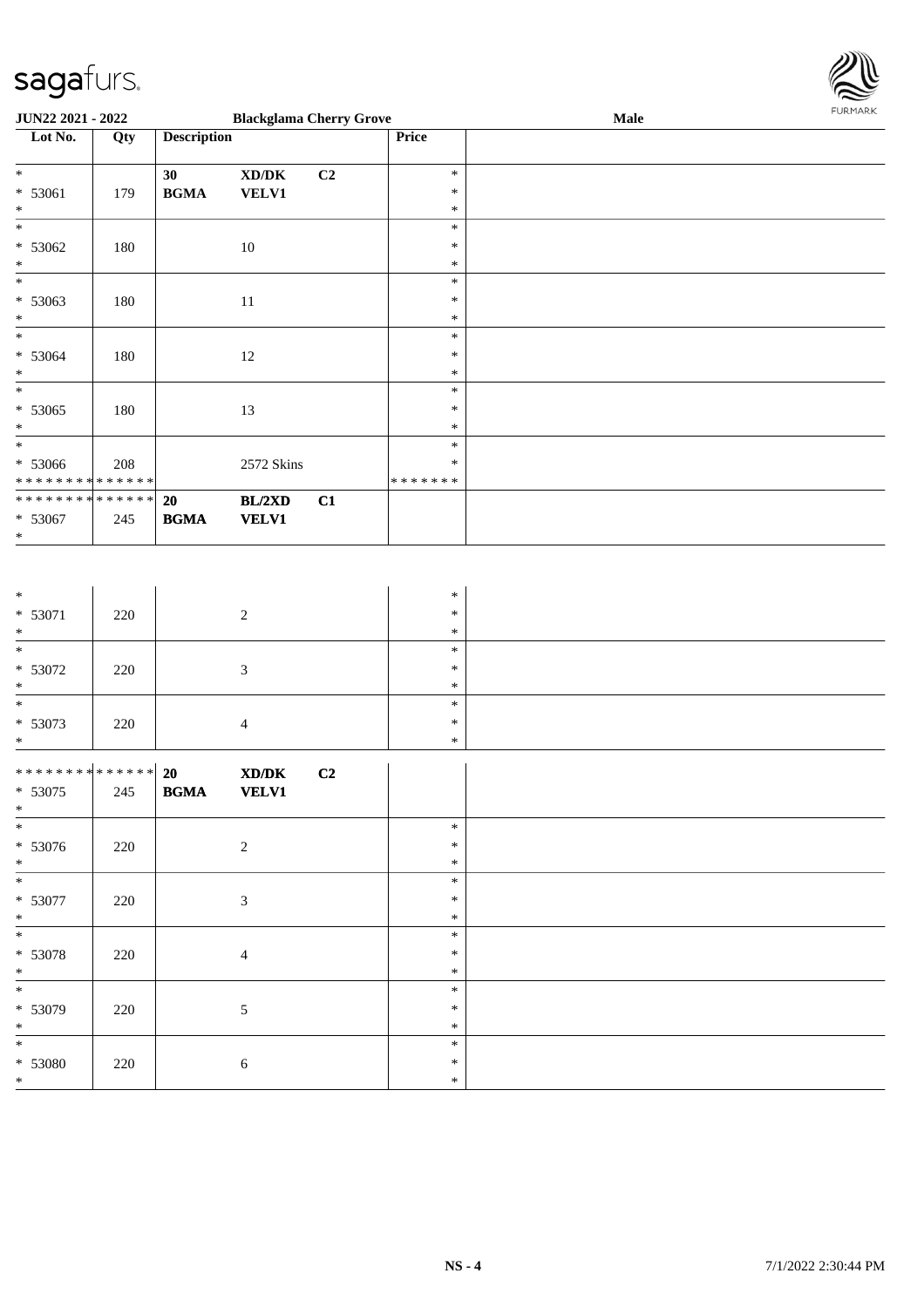sagafurs.

| JUN22 2021 - 2022 | | Blackglama Cherry Grove | | | | Male |
|---|---|---|---|---|---|---|
| Lot No. | Qty | Description | | | Price | |
| * <br> * 53061 <br> * | 179 | 30 <br> BGMA | XD/DK <br> VELV1 | C2 | * <br> * <br> * | |
| * <br> * 53062 <br> * | 180 | | 10 | | * <br> * <br> * | |
| * <br> * 53063 <br> * | 180 | | 11 | | * <br> * <br> * | |
| * <br> * 53064 <br> * | 180 | | 12 | | * <br> * <br> * | |
| * <br> * 53065 <br> * | 180 | | 13 | | * <br> * <br> * | |
| * <br> * 53066 <br> ************** | 208 | | 2572 Skins | | * <br> * <br> ******* | |
| ************** <br> * 53067 <br> * | 245 | 20 <br> BGMA | BL/2XD <br> VELV1 | C1 | | |
| * <br> * 53071 <br> * | 220 | | 2 | | * <br> * <br> * | |
| * <br> * 53072 <br> * | 220 | | 3 | | * <br> * <br> * | |
| * <br> * 53073 <br> * | 220 | | 4 | | * <br> * <br> * | |
| ************** <br> * 53075 <br> * | 245 | 20 <br> BGMA | XD/DK <br> VELV1 | C2 | | |
| * <br> * 53076 <br> * | 220 | | 2 | | * <br> * <br> * | |
| * <br> * 53077 <br> * | 220 | | 3 | | * <br> * <br> * | |
| * <br> * 53078 <br> * | 220 | | 4 | | * <br> * <br> * | |
| * <br> * 53079 <br> * | 220 | | 5 | | * <br> * <br> * | |
| * <br> * 53080 <br> * | 220 | | 6 | | * <br> * <br> * | |

NS - 4 7/1/2022 2:30:44 PM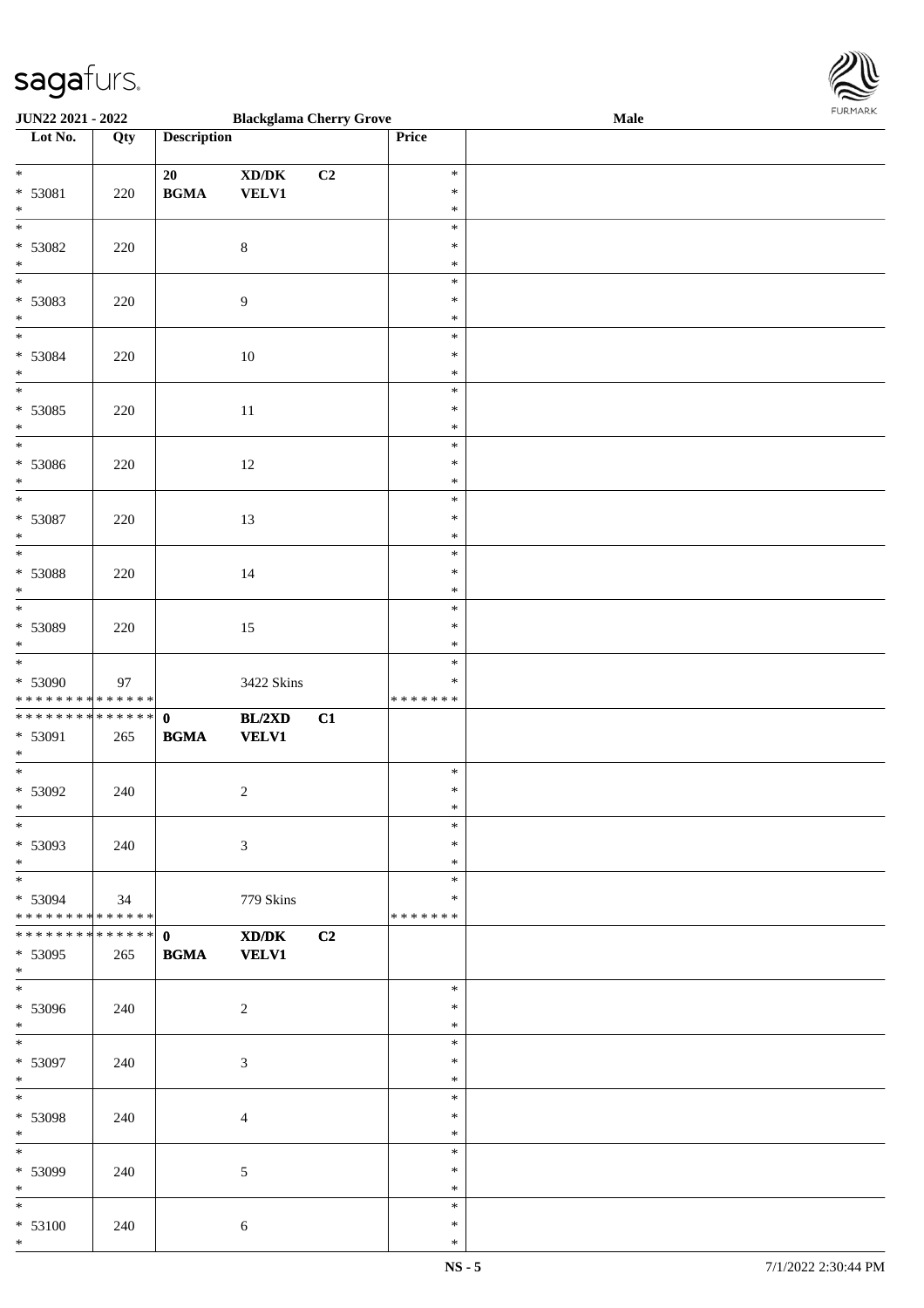| Lot No. | Qty | Description | | | Price | |
|---|---|---|---|---|---|---|
| * | | 20 | XD/DK | C2 | * | |
| * 53081 | 220 | BGMA | VELV1 | | * | |
| * | | | | | * | |
| * 53082 | 220 | | 8 | | * | |
| * | | | | | * | |
| * 53083 | 220 | | 9 | | * | |
| * | | | | | * | |
| * 53084 | 220 | | 10 | | * | |
| * | | | | | * | |
| * 53085 | 220 | | 11 | | * | |
| * | | | | | * | |
| * 53086 | 220 | | 12 | | * | |
| * | | | | | * | |
| * 53087 | 220 | | 13 | | * | |
| * | | | | | * | |
| * 53088 | 220 | | 14 | | * | |
| * | | | | | * | |
| * 53089 | 220 | | 15 | | * | |
| * | | | | | * | |
| * 53090 | 97 | | 3422 Skins | | * | |
| * * * * * * * * * * * * * * | | | | | * * * * * * * | |
| * * * * * * * * * * * * * * | | **0** | **BL/2XD** | **C1** | | |
| * 53091 | 265 | **BGMA** | **VELV1** | | | |
| * | | | | | * | |
| * 53092 | 240 | | 2 | | * | |
| * | | | | | * | |
| * 53093 | 240 | | 3 | | * | |
| * | | | | | * | |
| * 53094 | 34 | | 779 Skins | | * | |
| * * * * * * * * * * * * * * | | | | | * * * * * * * | |
| * * * * * * * * * * * * * * | | **0** | **XD/DK** | **C2** | | |
| * 53095 | 265 | **BGMA** | **VELV1** | | | |
| * | | | | | * | |
| * 53096 | 240 | | 2 | | * | |
| * | | | | | * | |
| * 53097 | 240 | | 3 | | * | |
| * | | | | | * | |
| * 53098 | 240 | | 4 | | * | |
| * | | | | | * | |
| * 53099 | 240 | | 5 | | * | |
| * | | | | | * | |
| * 53100 | 240 | | 6 | | * | |
| * | | | | | * | |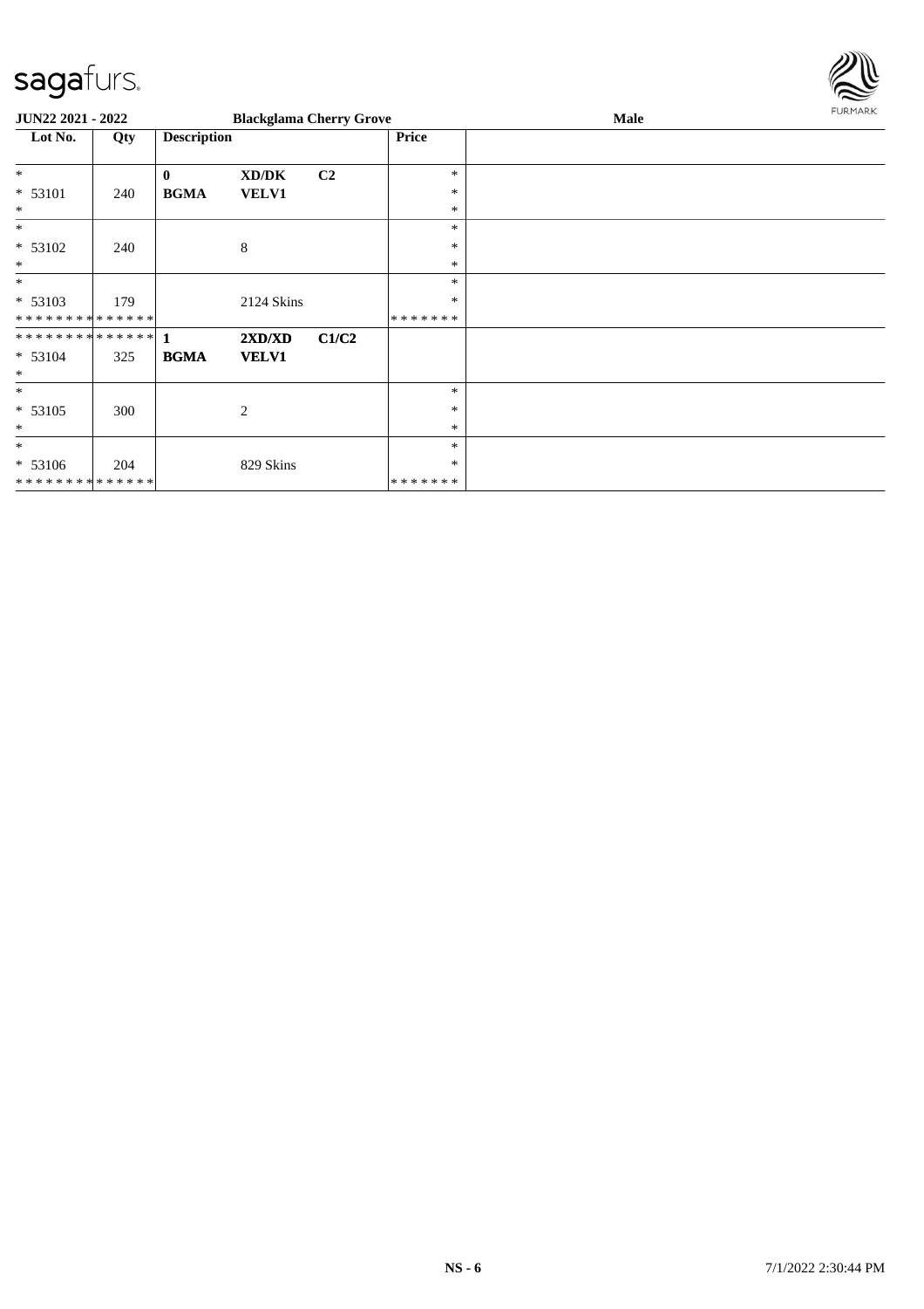**JUN22 2021 - 2022** **Blackglama Cherry Grove** **Male**

| Lot No. | Qty | Description | | | Price | |
|---|---|---|---|---|---|---|
| * | | **0** | **XD/DK** | **C2** | * | |
| * 53101 | 240 | **BGMA** | **VELV1** | | * | |
| * | | | | | * | |
| * | | | | | * | |
| * 53102 | 240 | | 8 | | * | |
| * | | | | | * | |
| * | | | | | * | |
| * 53103 | 179 | | 2124 Skins | | * | |
| * * * * * * * * * * * * * * | | | | | * * * * * * * | |
| * * * * * * * * * * * * * * | | **1** | **2XD/XD** | **C1/C2** | | |
| * 53104 | 325 | **BGMA** | **VELV1** | | | |
| * | | | | | | |
| * | | | | | * | |
| * 53105 | 300 | | 2 | | * | |
| * | | | | | * | |
| * | | | | | * | |
| * 53106 | 204 | | 829 Skins | | * | |
| * * * * * * * * * * * * * * | | | | | * * * * * * * | |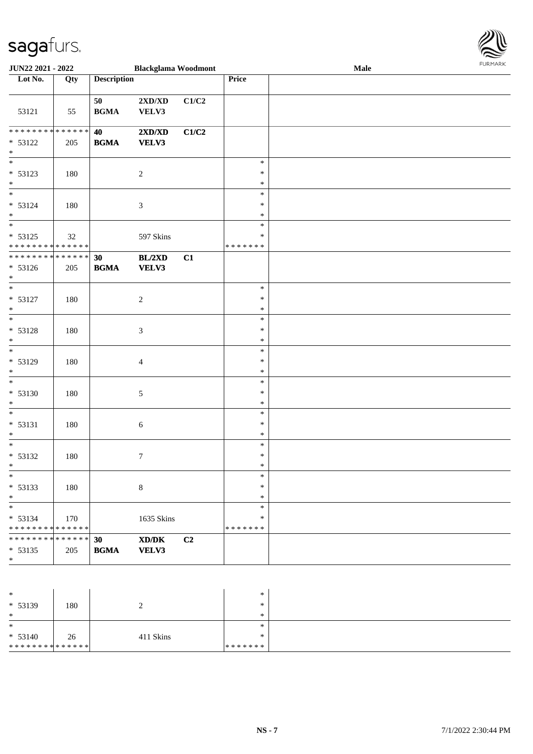**JUN22 2021 - 2022** | **Blackglama Woodmont** | **Male**

| Lot No. | Qty | Description | | | Price | |
|---|---|---|---|---|---|---|
| 53121 | 55 | 50 BGMA | 2XD/XD VELV3 | C1/C2 | | |
| * * * * * * * * * * * * * * * 53122 * | 205 | 40 BGMA | 2XD/XD VELV3 | C1/C2 | | |
| * * 53123 * | 180 | | 2 | | * * * | |
| * * 53124 * | 180 | | 3 | | * * * | |
| * * 53125 * * * * * * * * * * * * * * | 32 | | 597 Skins | | * * * * * * * * * | |
| * * * * * * * * * * * * * * * 53126 * | 205 | 30 BGMA | BL/2XD VELV3 | C1 | | |
| * * 53127 * | 180 | | 2 | | * * * | |
| * * 53128 * | 180 | | 3 | | * * * | |
| * * 53129 * | 180 | | 4 | | * * * | |
| * * 53130 * | 180 | | 5 | | * * * | |
| * * 53131 * | 180 | | 6 | | * * * | |
| * * 53132 * | 180 | | 7 | | * * * | |
| * * 53133 * | 180 | | 8 | | * * * | |
| * * 53134 * * * * * * * * * * * * * * | 170 | | 1635 Skins | | * * * * * * * * * | |
| * * * * * * * * * * * * * * * 53135 * | 205 | 30 BGMA | XD/DK VELV3 | C2 | | |

| Lot No. | Qty | Description | | | Price | |
|---|---|---|---|---|---|---|
| * * 53139 * | 180 | | 2 | | * * * | |
| * * 53140 * * * * * * * * * * * * * * | 26 | | 411 Skins | | * * * * * * * * * | |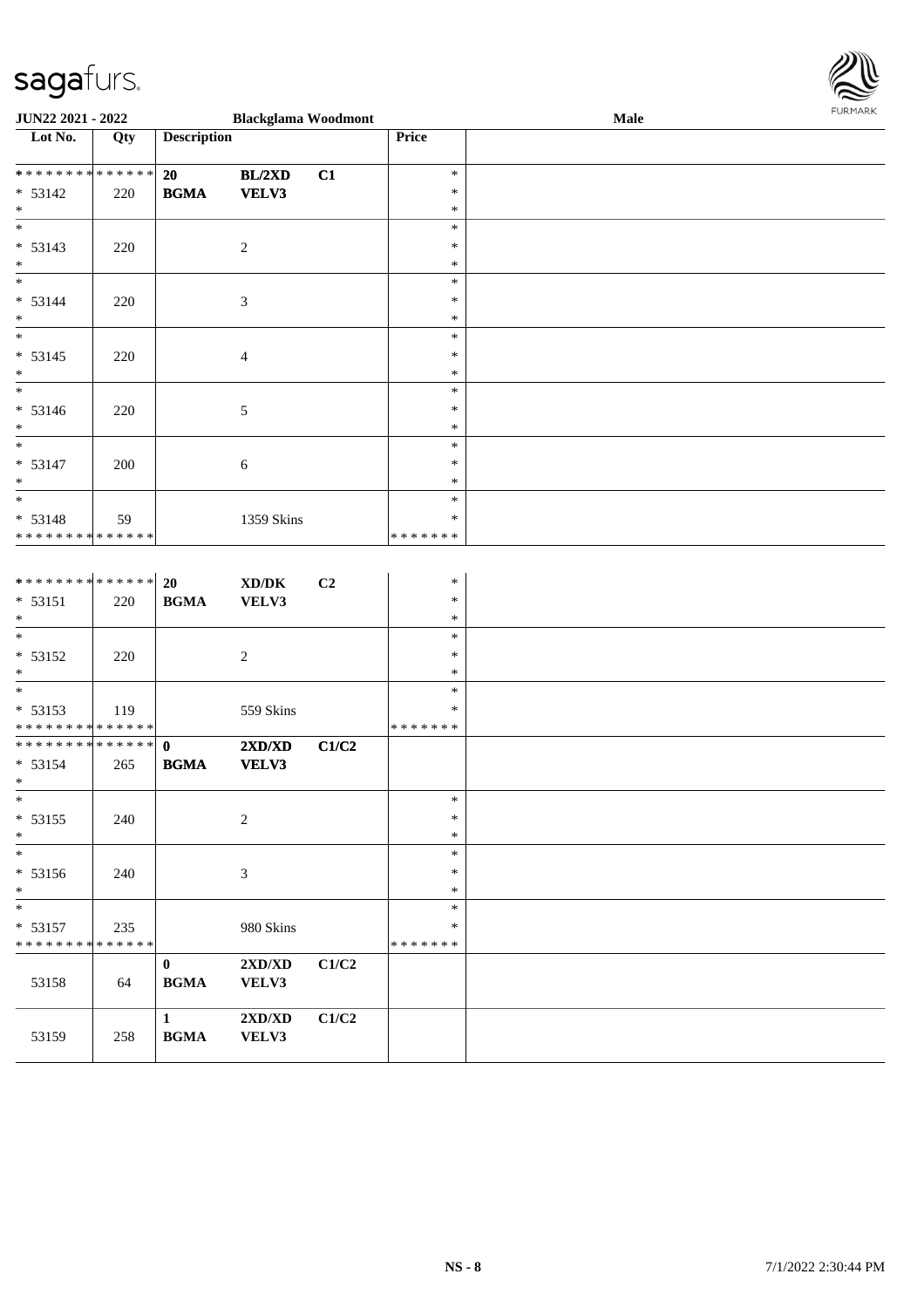| Lot No. | Qty | Description | | | Price | |
|---|---|---|---|---|---|---|
| * * * * * * * * * * * * * * | | 20 | BL/2XD | C1 | * | |
| * 53142 | 220 | BGMA | VELV3 | | * | |
| * | | | | | * | |
| * | | | | | * | |
| * 53143 | 220 | | 2 | | * | |
| * | | | | | * | |
| * | | | | | * | |
| * 53144 | 220 | | 3 | | * | |
| * | | | | | * | |
| * | | | | | * | |
| * 53145 | 220 | | 4 | | * | |
| * | | | | | * | |
| * | | | | | * | |
| * 53146 | 220 | | 5 | | * | |
| * | | | | | * | |
| * | | | | | * | |
| * 53147 | 200 | | 6 | | * | |
| * | | | | | * | |
| * | | | | | * | |
| * 53148 | 59 | | 1359 Skins | | * | |
| * * * * * * * * * * * * * * | | | | | * * * * * * * | |
| * * * * * * * * * * * * * * | | 20 | XD/DK | C2 | * | |
| * 53151 | 220 | BGMA | VELV3 | | * | |
| * | | | | | * | |
| * | | | | | * | |
| * 53152 | 220 | | 2 | | * | |
| * | | | | | * | |
| * | | | | | * | |
| * 53153 | 119 | | 559 Skins | | * | |
| * * * * * * * * * * * * * * | | | | | * * * * * * * | |
| * * * * * * * * * * * * * * | | 0 | 2XD/XD | C1/C2 | | |
| * 53154 | 265 | BGMA | VELV3 | | | |
| * | | | | | | |
| * | | | | | * | |
| * 53155 | 240 | | 2 | | * | |
| * | | | | | * | |
| * | | | | | * | |
| * 53156 | 240 | | 3 | | * | |
| * | | | | | * | |
| * | | | | | * | |
| * 53157 | 235 | | 980 Skins | | * | |
| * * * * * * * * * * * * * * | | | | | * * * * * * * | |
| 53158 | 64 | 0 BGMA | 2XD/XD VELV3 | C1/C2 | | |
| 53159 | 258 | 1 BGMA | 2XD/XD VELV3 | C1/C2 | | |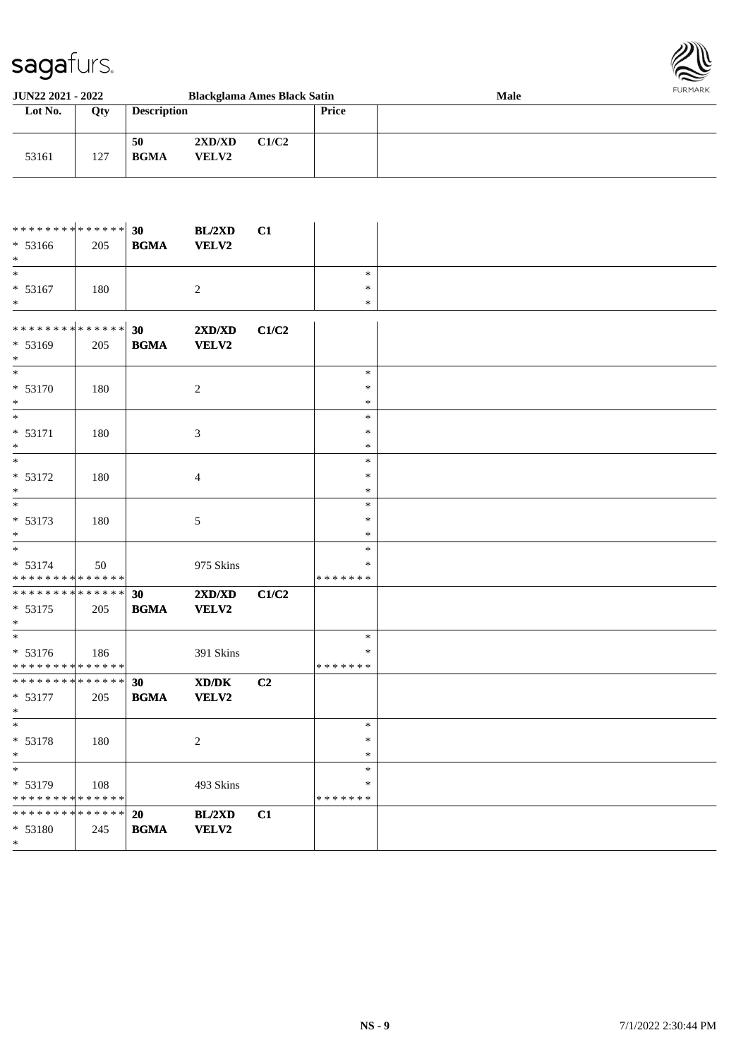| Lot No. | Qty | Description | | | Price | |
|---|---|---|---|---|---|---|
| 53161 | 127 | **50** **BGMA** | **2XD/XD** **VELV2** | **C1/C2** | | |
| * * * * * * * * * * * * * * * 53166 * | 205 | **30** **BGMA** | **BL/2XD** **VELV2** | **C1** | | |
| * * 53167 * | 180 | | 2 | | * * * | |
| * * * * * * * * * * * * * * * 53169 * | 205 | **30** **BGMA** | **2XD/XD** **VELV2** | **C1/C2** | | |
| * * 53170 * | 180 | | 2 | | * * * | |
| * * 53171 * | 180 | | 3 | | * * * | |
| * * 53172 * | 180 | | 4 | | * * * | |
| * * 53173 * | 180 | | 5 | | * * * | |
| * * 53174 * * * * * * * * * * * * * * | 50 | | 975 Skins | | * * * * * * * * * | |
| * * * * * * * * * * * * * * * 53175 * | 205 | **30** **BGMA** | **2XD/XD** **VELV2** | **C1/C2** | | |
| * * 53176 * * * * * * * * * * * * * * | 186 | | 391 Skins | | * * * * * * * * * | |
| * * * * * * * * * * * * * * * 53177 * | 205 | **30** **BGMA** | **XD/DK** **VELV2** | **C2** | | |
| * * 53178 * | 180 | | 2 | | * * * | |
| * * 53179 * * * * * * * * * * * * * * | 108 | | 493 Skins | | * * * * * * * * * | |
| * * * * * * * * * * * * * * * 53180 * | 245 | **20** **BGMA** | **BL/2XD** **VELV2** | **C1** | | |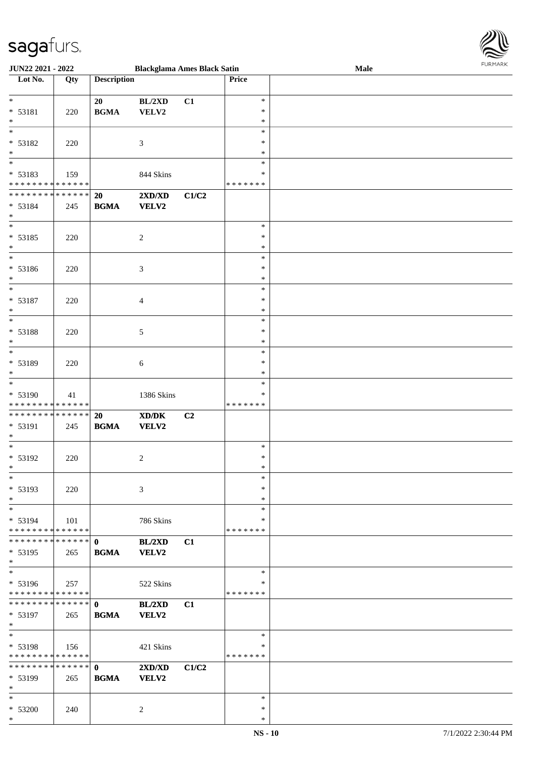JUN22 2021 - 2022 — Blackglama Ames Black Satin — Male

| Lot No. | Qty | Description | | | Price | |
|---|---|---|---|---|---|---|
| * | | 20 | BL/2XD | C1 | * | |
| * 53181 | 220 | BGMA | VELV2 | | * | |
| * | | | | | * | |
| * | | | | | * | |
| * 53182 | 220 | | 3 | | * | |
| * | | | | | * | |
| * | | | | | * | |
| * 53183 | 159 | | 844 Skins | | * | |
| * * * * * * * * * * * * * * | | | | | * * * * * * * | |
| * * * * * * * * * * * * * * | | 20 | 2XD/XD | C1/C2 | | |
| * 53184 | 245 | BGMA | VELV2 | | | |
| * | | | | | | |
| * | | | | | * | |
| * 53185 | 220 | | 2 | | * | |
| * | | | | | * | |
| * | | | | | * | |
| * 53186 | 220 | | 3 | | * | |
| * | | | | | * | |
| * | | | | | * | |
| * 53187 | 220 | | 4 | | * | |
| * | | | | | * | |
| * | | | | | * | |
| * 53188 | 220 | | 5 | | * | |
| * | | | | | * | |
| * | | | | | * | |
| * 53189 | 220 | | 6 | | * | |
| * | | | | | * | |
| * | | | | | * | |
| * 53190 | 41 | | 1386 Skins | | * | |
| * * * * * * * * * * * * * * | | | | | * * * * * * * | |
| * * * * * * * * * * * * * * | | 20 | XD/DK | C2 | | |
| * 53191 | 245 | BGMA | VELV2 | | | |
| * | | | | | | |
| * | | | | | * | |
| * 53192 | 220 | | 2 | | * | |
| * | | | | | * | |
| * | | | | | * | |
| * 53193 | 220 | | 3 | | * | |
| * | | | | | * | |
| * | | | | | * | |
| * 53194 | 101 | | 786 Skins | | * | |
| * * * * * * * * * * * * * * | | | | | * * * * * * * | |
| * * * * * * * * * * * * * * | | 0 | BL/2XD | C1 | | |
| * 53195 | 265 | BGMA | VELV2 | | | |
| * | | | | | | |
| * | | | | | * | |
| * 53196 | 257 | | 522 Skins | | * | |
| * * * * * * * * * * * * * * | | | | | * * * * * * * | |
| * * * * * * * * * * * * * * | | 0 | BL/2XD | C1 | | |
| * 53197 | 265 | BGMA | VELV2 | | | |
| * | | | | | | |
| * | | | | | * | |
| * 53198 | 156 | | 421 Skins | | * | |
| * * * * * * * * * * * * * * | | | | | * * * * * * * | |
| * * * * * * * * * * * * * * | | 0 | 2XD/XD | C1/C2 | | |
| * 53199 | 265 | BGMA | VELV2 | | | |
| * | | | | | | |
| * | | | | | * | |
| * 53200 | 240 | | 2 | | * | |
| * | | | | | * | |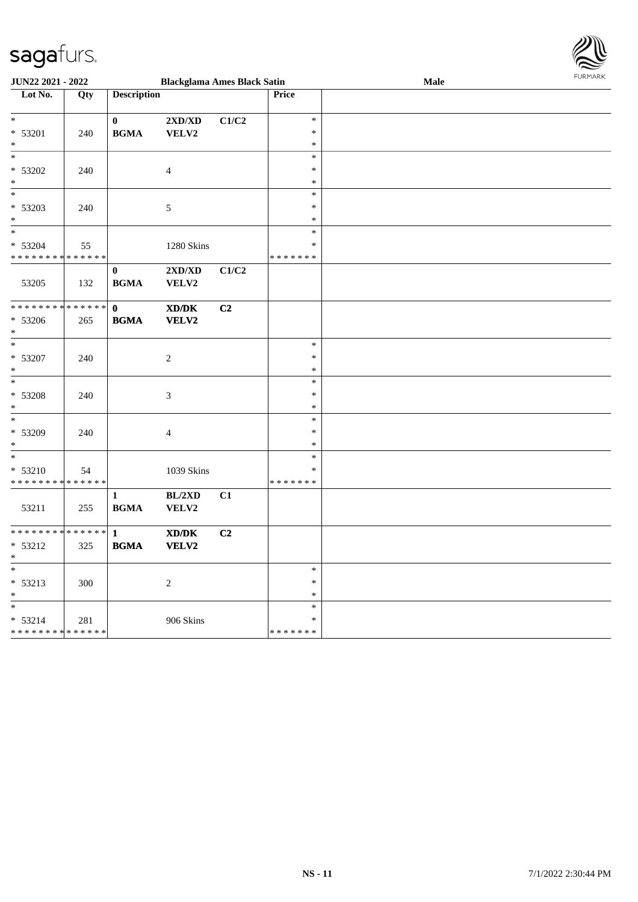JUN22 2021 - 2022 Blackglama Ames Black Satin Male

| Lot No. | Qty | Description | | | Price | |
|---|---|---|---|---|---|---|
| * | | 0 | 2XD/XD | C1/C2 | * | |
| * 53201 | 240 | BGMA | VELV2 | | * | |
| * | | | | | * | |
| * | | | | | * | |
| * 53202 | 240 | | 4 | | * | |
| * | | | | | * | |
| * | | | | | * | |
| * 53203 | 240 | | 5 | | * | |
| * | | | | | * | |
| * | | | | | * | |
| * 53204 | 55 | | 1280 Skins | | * | |
| * * * * * * * * * * * * * * | | | | | * * * * * * * | |
| | | 0 | 2XD/XD | C1/C2 | | |
| 53205 | 132 | BGMA | VELV2 | | | |
| * * * * * * * * * * * * * * | | 0 | **XD/DK** | **C2** | | |
| * 53206 | 265 | **BGMA** | **VELV2** | | | |
| * | | | | | | |
| * | | | | | * | |
| * 53207 | 240 | | 2 | | * | |
| * | | | | | * | |
| * | | | | | * | |
| * 53208 | 240 | | 3 | | * | |
| * | | | | | * | |
| * | | | | | * | |
| * 53209 | 240 | | 4 | | * | |
| * | | | | | * | |
| * | | | | | * | |
| * 53210 | 54 | | 1039 Skins | | * | |
| * * * * * * * * * * * * * * | | | | | * * * * * * * | |
| | | 1 | BL/2XD | C1 | | |
| 53211 | 255 | BGMA | VELV2 | | | |
| * * * * * * * * * * * * * * | | 1 | **XD/DK** | **C2** | | |
| * 53212 | 325 | **BGMA** | **VELV2** | | | |
| * | | | | | | |
| * | | | | | * | |
| * 53213 | 300 | | 2 | | * | |
| * | | | | | * | |
| * | | | | | * | |
| * 53214 | 281 | | 906 Skins | | * | |
| * * * * * * * * * * * * * * | | | | | * * * * * * * | |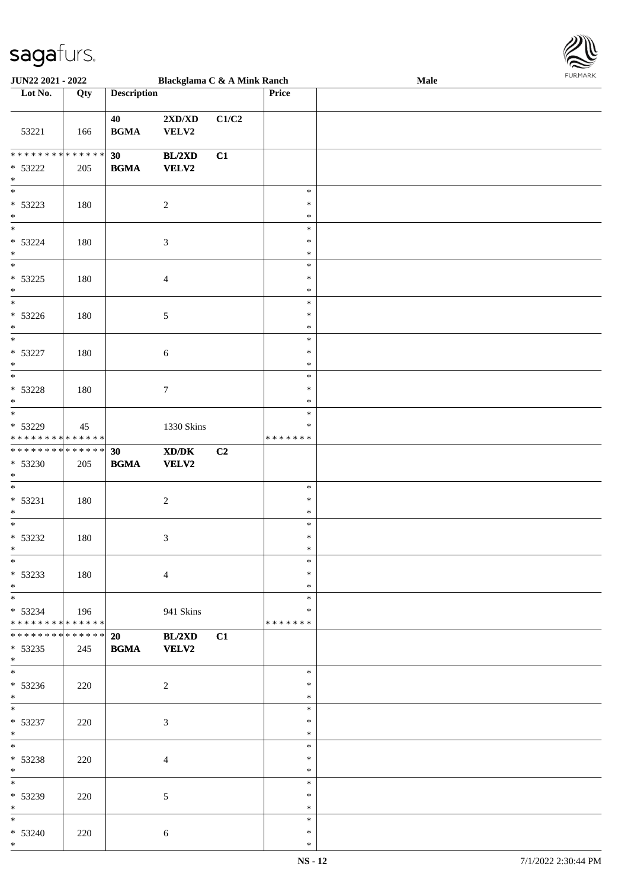| Lot No. | Qty | Description | | | Price | |
|---|---|---|---|---|---|---|
| 53221 | 166 | 40 BGMA | 2XD/XD VELV2 | C1/C2 | | |
| * * * * * * * * * * * * * * * 53222 * | 205 | **30 BGMA** | **BL/2XD VELV2** | **C1** | | |
| * * 53223 * | 180 | | 2 | | * * * | |
| * * 53224 * | 180 | | 3 | | * * * | |
| * * 53225 * | 180 | | 4 | | * * * | |
| * * 53226 * | 180 | | 5 | | * * * | |
| * * 53227 * | 180 | | 6 | | * * * | |
| * * 53228 * | 180 | | 7 | | * * * | |
| * * 53229 * * * * * * * * * * * * * * | 45 | | 1330 Skins | | * * * * * * * * * | |
| * * * * * * * * * * * * * * * 53230 * | 205 | **30 BGMA** | **XD/DK VELV2** | **C2** | | |
| * * 53231 * | 180 | | 2 | | * * * | |
| * * 53232 * | 180 | | 3 | | * * * | |
| * * 53233 * | 180 | | 4 | | * * * | |
| * * 53234 * * * * * * * * * * * * * * | 196 | | 941 Skins | | * * * * * * * * * | |
| * * * * * * * * * * * * * * * 53235 * | 245 | **20 BGMA** | **BL/2XD VELV2** | **C1** | | |
| * * 53236 * | 220 | | 2 | | * * * | |
| * * 53237 * | 220 | | 3 | | * * * | |
| * * 53238 * | 220 | | 4 | | * * * | |
| * * 53239 * | 220 | | 5 | | * * * | |
| * * 53240 * | 220 | | 6 | | * * * | |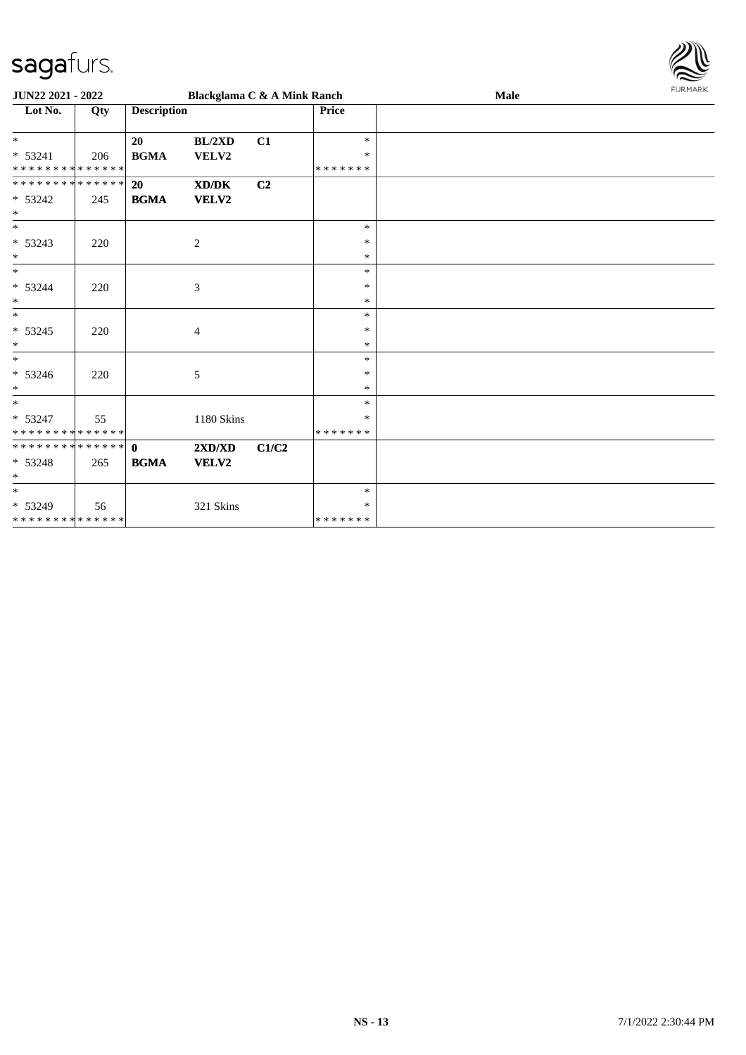**JUN22 2021 - 2022** | **Blackglama C & A Mink Ranch** | **Male**

| Lot No. | Qty | Description | | | Price | |
|---|---|---|---|---|---|---|
| * | | **20** | **BL/2XD** | **C1** | * | |
| * 53241 | 206 | **BGMA** | **VELV2** | | * | |
| * * * * * * * * * * * * * * | | | | | * * * * * * * | |
| * * * * * * * * * * * * * * | | **20** | **XD/DK** | **C2** | | |
| * 53242 | 245 | **BGMA** | **VELV2** | | | |
| * | | | | | | |
| * | | | | | * | |
| * 53243 | 220 | | 2 | | * | |
| * | | | | | * | |
| * | | | | | * | |
| * 53244 | 220 | | 3 | | * | |
| * | | | | | * | |
| * | | | | | * | |
| * 53245 | 220 | | 4 | | * | |
| * | | | | | * | |
| * | | | | | * | |
| * 53246 | 220 | | 5 | | * | |
| * | | | | | * | |
| * | | | | | * | |
| * 53247 | 55 | | 1180 Skins | | * | |
| * * * * * * * * * * * * * * | | | | | * * * * * * * | |
| * * * * * * * * * * * * * * | | **0** | **2XD/XD** | **C1/C2** | | |
| * 53248 | 265 | **BGMA** | **VELV2** | | | |
| * | | | | | | |
| * | | | | | * | |
| * 53249 | 56 | | 321 Skins | | * | |
| * * * * * * * * * * * * * * | | | | | * * * * * * * | |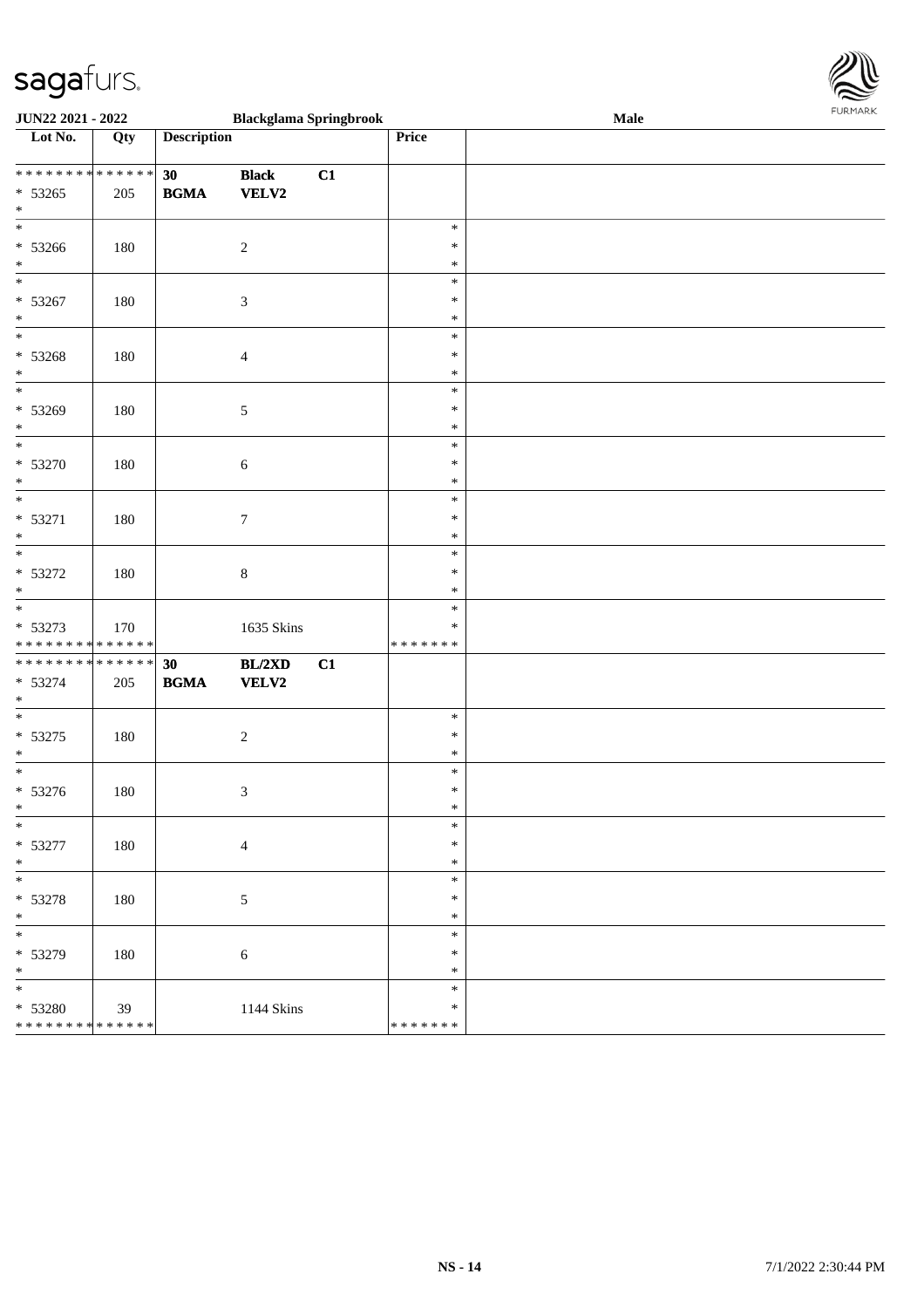| Lot No. | Qty | Description | | | Price | |
|---|---|---|---|---|---|---|
| * * * * * * * * * * * * * * | | 30 | **Black** | C1 | | |
| * 53265 | 205 | **BGMA** | **VELV2** | | | |
| * 53266 | 180 | | 2 | | * | |
| * 53267 | 180 | | 3 | | * | |
| * 53268 | 180 | | 4 | | * | |
| * 53269 | 180 | | 5 | | * | |
| * 53270 | 180 | | 6 | | * | |
| * 53271 | 180 | | 7 | | * | |
| * 53272 | 180 | | 8 | | * | |
| * 53273 | 170 | | 1635 Skins | | * | |
| * * * * * * * * * * * * * * | | | | | * * * * * * * | |
| * * * * * * * * * * * * * * | | 30 | **BL/2XD** | C1 | | |
| * 53274 | 205 | **BGMA** | **VELV2** | | | |
| * 53275 | 180 | | 2 | | * | |
| * 53276 | 180 | | 3 | | * | |
| * 53277 | 180 | | 4 | | * | |
| * 53278 | 180 | | 5 | | * | |
| * 53279 | 180 | | 6 | | * | |
| * 53280 | 39 | | 1144 Skins | | * | |
| * * * * * * * * * * * * * * | | | | | * * * * * * * | |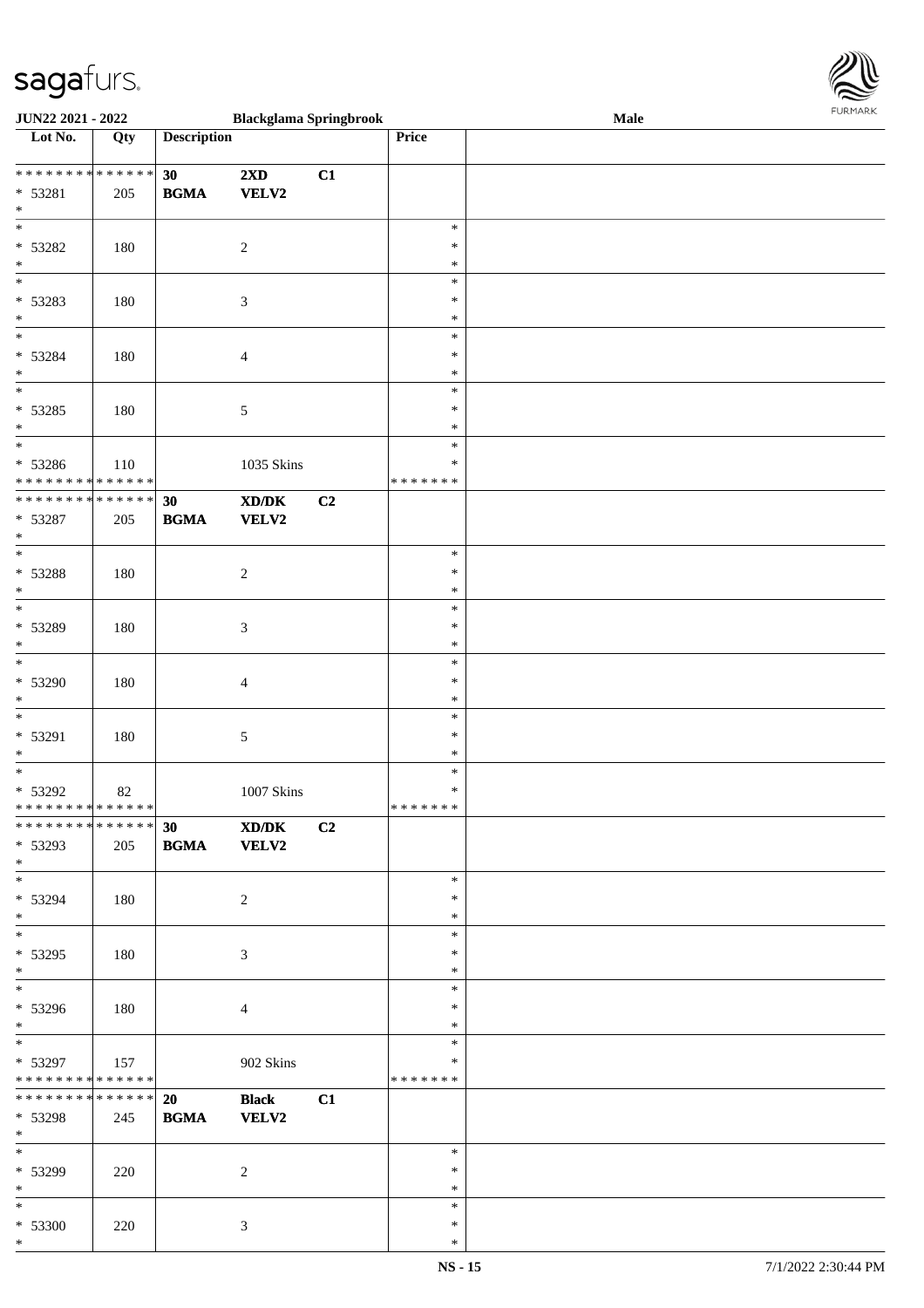| Lot No. | Qty | Description | | | Price | |
|---|---|---|---|---|---|---|
| * * * * * * * * * * * * * * | | 30 | 2XD | C1 | | |
| * 53281 | 205 | BGMA | VELV2 | | | |
| * | | | | | | |
| * | | | | | * | |
| * 53282 | 180 | | 2 | | * | |
| * | | | | | * | |
| * | | | | | * | |
| * 53283 | 180 | | 3 | | * | |
| * | | | | | * | |
| * | | | | | * | |
| * 53284 | 180 | | 4 | | * | |
| * | | | | | * | |
| * | | | | | * | |
| * 53285 | 180 | | 5 | | * | |
| * | | | | | * | |
| * | | | | | * | |
| * 53286 | 110 | | 1035 Skins | | * | |
| * * * * * * * * * * * * * * | | | | | * * * * * * * | |
| * * * * * * * * * * * * * * | | 30 | XD/DK | C2 | | |
| * 53287 | 205 | BGMA | VELV2 | | | |
| * | | | | | | |
| * | | | | | * | |
| * 53288 | 180 | | 2 | | * | |
| * | | | | | * | |
| * | | | | | * | |
| * 53289 | 180 | | 3 | | * | |
| * | | | | | * | |
| * | | | | | * | |
| * 53290 | 180 | | 4 | | * | |
| * | | | | | * | |
| * | | | | | * | |
| * 53291 | 180 | | 5 | | * | |
| * | | | | | * | |
| * | | | | | * | |
| * 53292 | 82 | | 1007 Skins | | * | |
| * * * * * * * * * * * * * * | | | | | * * * * * * * | |
| * * * * * * * * * * * * * * | | 30 | XD/DK | C2 | | |
| * 53293 | 205 | BGMA | VELV2 | | | |
| * | | | | | | |
| * | | | | | * | |
| * 53294 | 180 | | 2 | | * | |
| * | | | | | * | |
| * | | | | | * | |
| * 53295 | 180 | | 3 | | * | |
| * | | | | | * | |
| * | | | | | * | |
| * 53296 | 180 | | 4 | | * | |
| * | | | | | * | |
| * | | | | | * | |
| * 53297 | 157 | | 902 Skins | | * | |
| * * * * * * * * * * * * * * | | | | | * * * * * * * | |
| * * * * * * * * * * * * * * | | 20 | Black | C1 | | |
| * 53298 | 245 | BGMA | VELV2 | | | |
| * | | | | | | |
| * | | | | | * | |
| * 53299 | 220 | | 2 | | * | |
| * | | | | | * | |
| * | | | | | * | |
| * 53300 | 220 | | 3 | | * | |
| * | | | | | * | |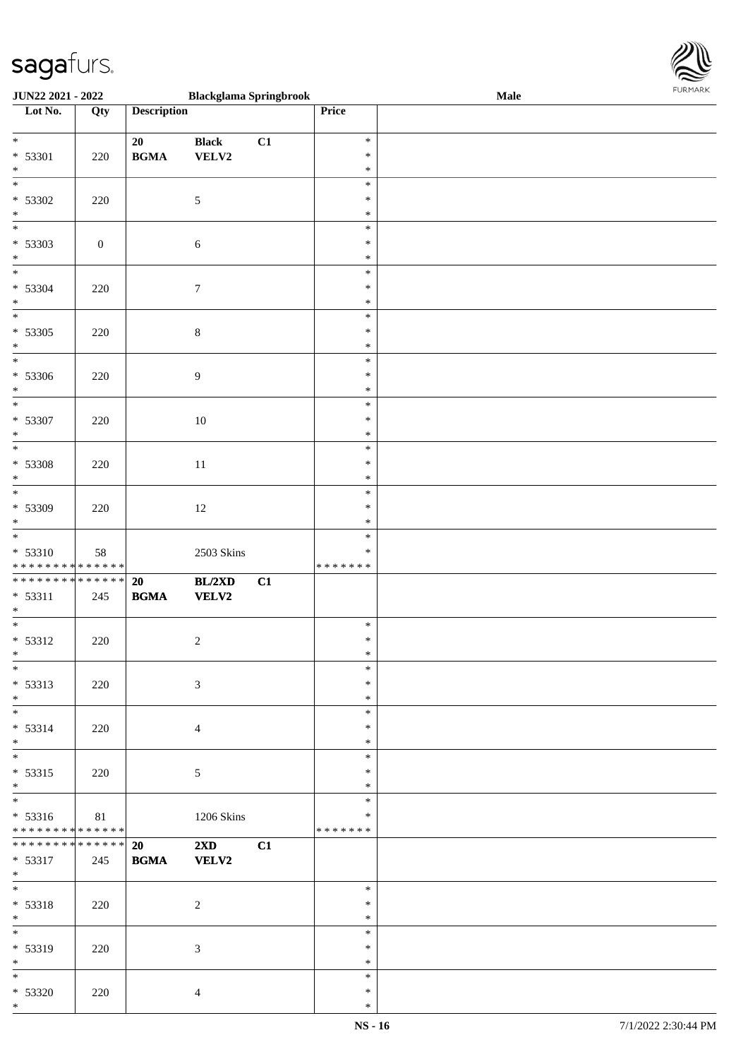| Lot No. | Qty | Description | | | Price | |
|---|---|---|---|---|---|---|
| * | | 20 | Black | C1 | * | |
| * 53301 | 220 | BGMA | VELV2 | | * | |
| * | | | | | * | |
| * | | | | | * | |
| * 53302 | 220 | | 5 | | * | |
| * | | | | | * | |
| * | | | | | * | |
| * 53303 | 0 | | 6 | | * | |
| * | | | | | * | |
| * | | | | | * | |
| * 53304 | 220 | | 7 | | * | |
| * | | | | | * | |
| * | | | | | * | |
| * 53305 | 220 | | 8 | | * | |
| * | | | | | * | |
| * | | | | | * | |
| * 53306 | 220 | | 9 | | * | |
| * | | | | | * | |
| * | | | | | * | |
| * 53307 | 220 | | 10 | | * | |
| * | | | | | * | |
| * | | | | | * | |
| * 53308 | 220 | | 11 | | * | |
| * | | | | | * | |
| * | | | | | * | |
| * 53309 | 220 | | 12 | | * | |
| * | | | | | * | |
| * | | | | | * | |
| * 53310 | 58 | | 2503 Skins | | * | |
| * * * * * * * * * * * * * * | | | | | * * * * * * * | |
| * * * * * * * * * * * * * * | | 20 | BL/2XD | C1 | | |
| * 53311 | 245 | BGMA | VELV2 | | | |
| * | | | | | | |
| * | | | | | * | |
| * 53312 | 220 | | 2 | | * | |
| * | | | | | * | |
| * | | | | | * | |
| * 53313 | 220 | | 3 | | * | |
| * | | | | | * | |
| * | | | | | * | |
| * 53314 | 220 | | 4 | | * | |
| * | | | | | * | |
| * | | | | | * | |
| * 53315 | 220 | | 5 | | * | |
| * | | | | | * | |
| * | | | | | * | |
| * 53316 | 81 | | 1206 Skins | | * | |
| * * * * * * * * * * * * * * | | | | | * * * * * * * | |
| * * * * * * * * * * * * * * | | 20 | 2XD | C1 | | |
| * 53317 | 245 | BGMA | VELV2 | | | |
| * | | | | | | |
| * | | | | | * | |
| * 53318 | 220 | | 2 | | * | |
| * | | | | | * | |
| * | | | | | * | |
| * 53319 | 220 | | 3 | | * | |
| * | | | | | * | |
| * | | | | | * | |
| * 53320 | 220 | | 4 | | * | |
| * | | | | | * | |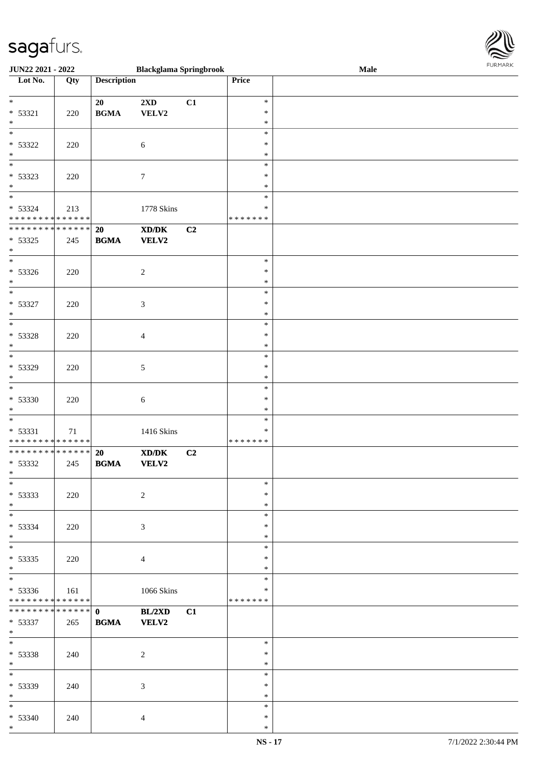JUN22 2021 - 2022 &nbsp;&nbsp;&nbsp; Blackglama Springbrook &nbsp;&nbsp;&nbsp; Male

| Lot No. | Qty | Description | | | Price | |
|---|---|---|---|---|---|---|
| * <br> * 53321 <br> * | 220 | 20 <br> **BGMA** | **2XD** <br> **VELV2** | **C1** | * <br> * <br> * | |
| * <br> * 53322 <br> * | 220 | | 6 | | * <br> * <br> * | |
| * <br> * 53323 <br> * | 220 | | 7 | | * <br> * <br> * | |
| * <br> * 53324 <br> * * * * * * * * * * * * * * | 213 | | 1778 Skins | | * <br> * <br> * * * * * * * | |
| * * * * * * * * * * * * * * <br> * 53325 <br> * | 245 | **20** <br> **BGMA** | **XD/DK** <br> **VELV2** | **C2** | | |
| * <br> * 53326 <br> * | 220 | | 2 | | * <br> * <br> * | |
| * <br> * 53327 <br> * | 220 | | 3 | | * <br> * <br> * | |
| * <br> * 53328 <br> * | 220 | | 4 | | * <br> * <br> * | |
| * <br> * 53329 <br> * | 220 | | 5 | | * <br> * <br> * | |
| * <br> * 53330 <br> * | 220 | | 6 | | * <br> * <br> * | |
| * <br> * 53331 <br> * * * * * * * * * * * * * * | 71 | | 1416 Skins | | * <br> * <br> * * * * * * * | |
| * * * * * * * * * * * * * * <br> * 53332 <br> * | 245 | **20** <br> **BGMA** | **XD/DK** <br> **VELV2** | **C2** | | |
| * <br> * 53333 <br> * | 220 | | 2 | | * <br> * <br> * | |
| * <br> * 53334 <br> * | 220 | | 3 | | * <br> * <br> * | |
| * <br> * 53335 <br> * | 220 | | 4 | | * <br> * <br> * | |
| * <br> * 53336 <br> * * * * * * * * * * * * * * | 161 | | 1066 Skins | | * <br> * <br> * * * * * * * | |
| * * * * * * * * * * * * * * <br> * 53337 <br> * | 265 | **0** <br> **BGMA** | **BL/2XD** <br> **VELV2** | **C1** | | |
| * <br> * 53338 <br> * | 240 | | 2 | | * <br> * <br> * | |
| * <br> * 53339 <br> * | 240 | | 3 | | * <br> * <br> * | |
| * <br> * 53340 <br> * | 240 | | 4 | | * <br> * <br> * | |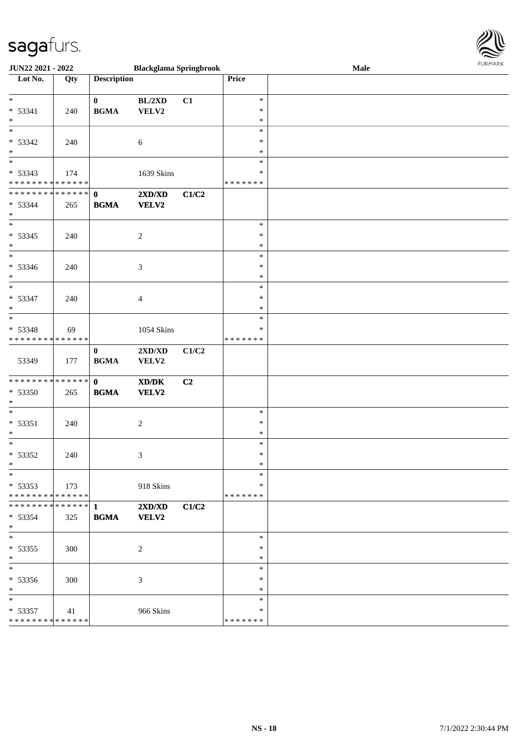| Lot No. | Qty | Description | | | Price | |
|---|---|---|---|---|---|---|
| * <br> * 53341 <br> * | 240 | 0 <br> BGMA | BL/2XD <br> VELV2 | C1 | * <br> * <br> * | |
| * <br> * 53342 <br> * | 240 | | 6 | | * <br> * <br> * | |
| * <br> * 53343 <br> * * * * * * * * * * * * * * | 174 | | 1639 Skins | | * <br> * <br> * * * * * * * | |
| * * * * * * * * * * * * * * <br> * 53344 <br> * | 265 | **0** <br> **BGMA** | **2XD/XD** <br> **VELV2** | **C1/C2** | | |
| * <br> * 53345 <br> * | 240 | | 2 | | * <br> * <br> * | |
| * <br> * 53346 <br> * | 240 | | 3 | | * <br> * <br> * | |
| * <br> * 53347 <br> * | 240 | | 4 | | * <br> * <br> * | |
| * <br> * 53348 <br> * * * * * * * * * * * * * * | 69 | | 1054 Skins | | * <br> * <br> * * * * * * * | |
| 53349 | 177 | **0** <br> **BGMA** | **2XD/XD** <br> **VELV2** | **C1/C2** | | |
| * * * * * * * * * * * * * * <br> * 53350 <br> * | 265 | **0** <br> **BGMA** | **XD/DK** <br> **VELV2** | **C2** | | |
| * <br> * 53351 <br> * | 240 | | 2 | | * <br> * <br> * | |
| * <br> * 53352 <br> * | 240 | | 3 | | * <br> * <br> * | |
| * <br> * 53353 <br> * * * * * * * * * * * * * * | 173 | | 918 Skins | | * <br> * <br> * * * * * * * | |
| * * * * * * * * * * * * * * <br> * 53354 <br> * | 325 | **1** <br> **BGMA** | **2XD/XD** <br> **VELV2** | **C1/C2** | | |
| * <br> * 53355 <br> * | 300 | | 2 | | * <br> * <br> * | |
| * <br> * 53356 <br> * | 300 | | 3 | | * <br> * <br> * | |
| * <br> * 53357 <br> * * * * * * * * * * * * * * | 41 | | 966 Skins | | * <br> * <br> * * * * * * * | |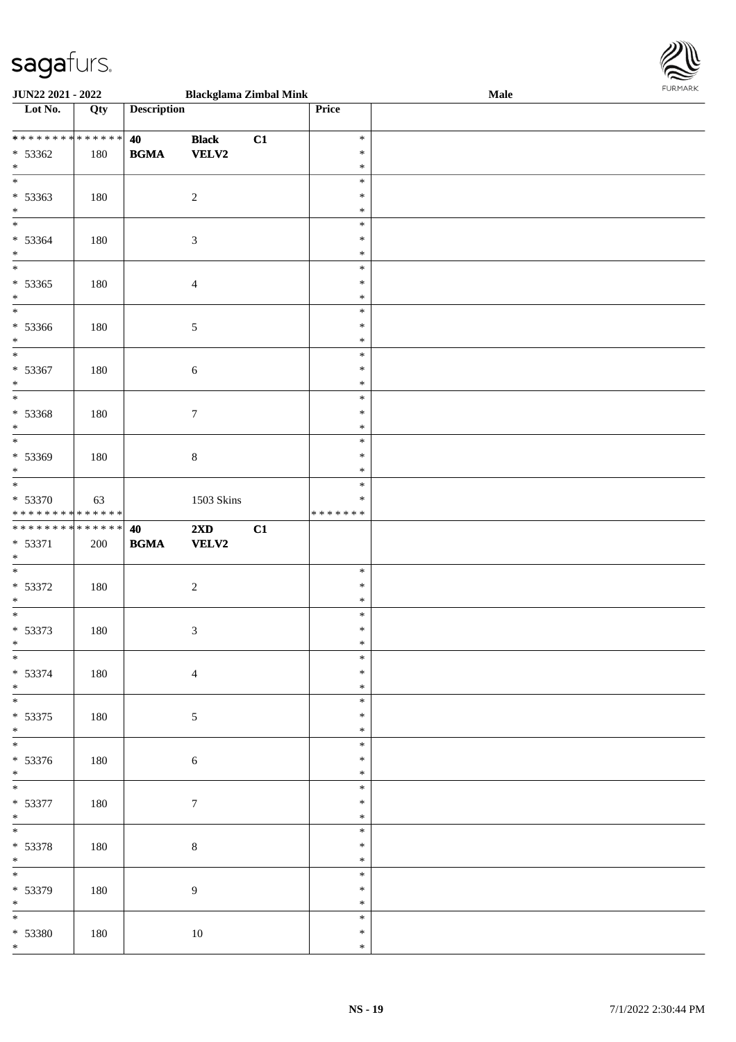| Lot No. | Qty | Description | | | Price | |
|---|---|---|---|---|---|---|
| * * * * * * * * * * * * * * | | 40 | Black | C1 | * | |
| * 53362 | 180 | BGMA | VELV2 | | * | |
| * | | | | | * | |
| * 53363 | 180 | | 2 | | * | |
| * 53364 | 180 | | 3 | | * | |
| * 53365 | 180 | | 4 | | * | |
| * 53366 | 180 | | 5 | | * | |
| * 53367 | 180 | | 6 | | * | |
| * 53368 | 180 | | 7 | | * | |
| * 53369 | 180 | | 8 | | * | |
| * 53370 | 63 | | 1503 Skins | | * | |
| * * * * * * * * * * * * * * | | | | | * * * * * * * | |
| * * * * * * * * * * * * * * | | 40 | 2XD | C1 | | |
| * 53371 | 200 | BGMA | VELV2 | | | |
| * 53372 | 180 | | 2 | | * | |
| * 53373 | 180 | | 3 | | * | |
| * 53374 | 180 | | 4 | | * | |
| * 53375 | 180 | | 5 | | * | |
| * 53376 | 180 | | 6 | | * | |
| * 53377 | 180 | | 7 | | * | |
| * 53378 | 180 | | 8 | | * | |
| * 53379 | 180 | | 9 | | * | |
| * 53380 | 180 | | 10 | | * | |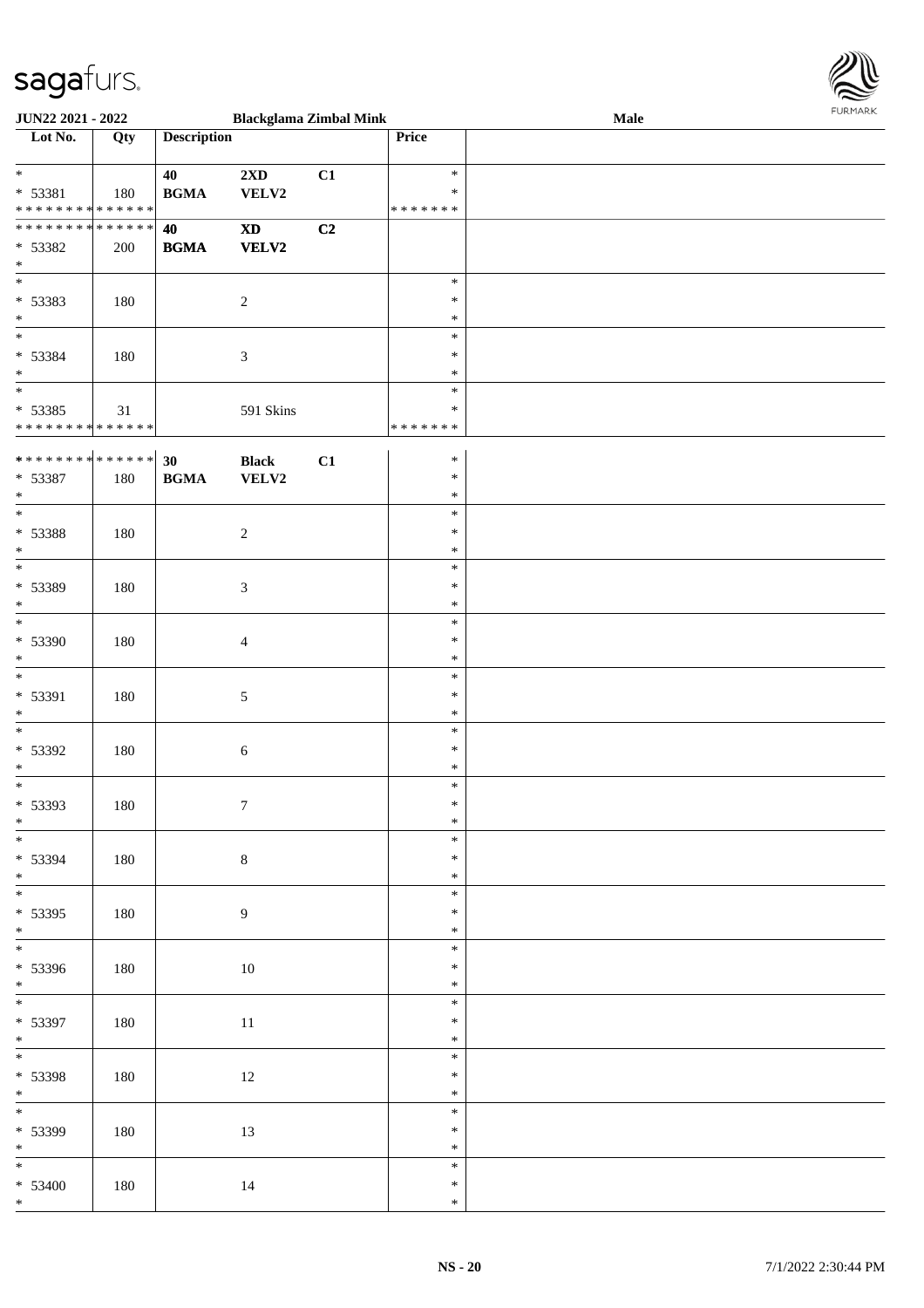**JUN22 2021 - 2022** **Blackglama Zimbal Mink** **Male**

| Lot No. | Qty | Description | | | Price | |
|---|---|---|---|---|---|---|
| * | | 40 | 2XD | C1 | * | |
| * 53381 | 180 | BGMA | VELV2 | | * | |
| * * * * * * * * * * * * * * | | | | | * * * * * * * | |
| * * * * * * * * * * * * * * | | 40 | XD | C2 | | |
| * 53382 | 200 | BGMA | VELV2 | | | |
| * | | | | | | |
| * | | | | | * | |
| * 53383 | 180 | | 2 | | * | |
| * | | | | | * | |
| * | | | | | * | |
| * 53384 | 180 | | 3 | | * | |
| * | | | | | * | |
| * | | | | | * | |
| * 53385 | 31 | | 591 Skins | | * | |
| * * * * * * * * * * * * * * | | | | | * * * * * * * | |
| * * * * * * * * * * * * * * | | 30 | Black | C1 | * | |
| * 53387 | 180 | BGMA | VELV2 | | * | |
| * | | | | | * | |
| * | | | | | * | |
| * 53388 | 180 | | 2 | | * | |
| * | | | | | * | |
| * | | | | | * | |
| * 53389 | 180 | | 3 | | * | |
| * | | | | | * | |
| * | | | | | * | |
| * 53390 | 180 | | 4 | | * | |
| * | | | | | * | |
| * | | | | | * | |
| * 53391 | 180 | | 5 | | * | |
| * | | | | | * | |
| * | | | | | * | |
| * 53392 | 180 | | 6 | | * | |
| * | | | | | * | |
| * | | | | | * | |
| * 53393 | 180 | | 7 | | * | |
| * | | | | | * | |
| * | | | | | * | |
| * 53394 | 180 | | 8 | | * | |
| * | | | | | * | |
| * | | | | | * | |
| * 53395 | 180 | | 9 | | * | |
| * | | | | | * | |
| * | | | | | * | |
| * 53396 | 180 | | 10 | | * | |
| * | | | | | * | |
| * | | | | | * | |
| * 53397 | 180 | | 11 | | * | |
| * | | | | | * | |
| * | | | | | * | |
| * 53398 | 180 | | 12 | | * | |
| * | | | | | * | |
| * | | | | | * | |
| * 53399 | 180 | | 13 | | * | |
| * | | | | | * | |
| * | | | | | * | |
| * 53400 | 180 | | 14 | | * | |
| * | | | | | * | |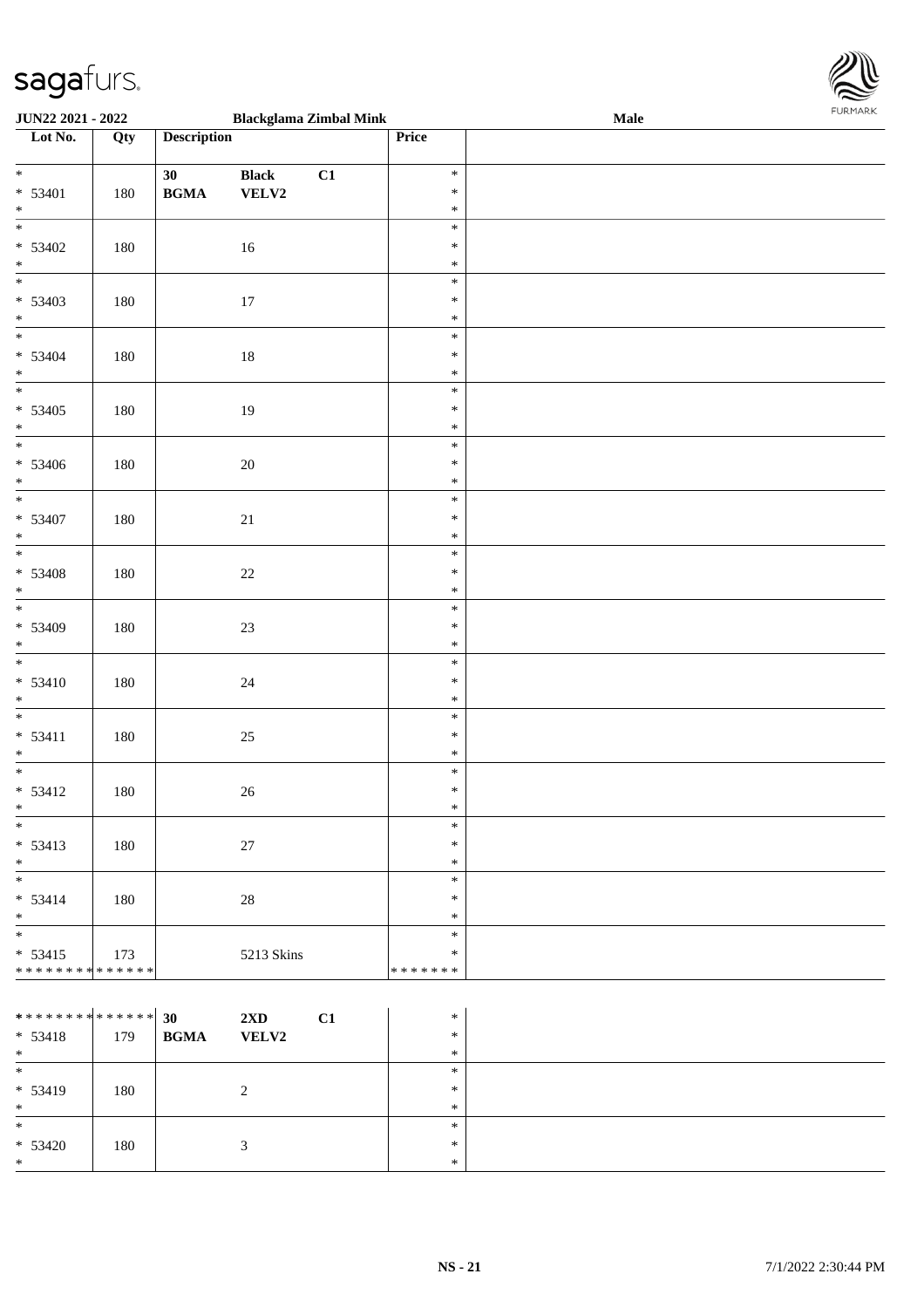JUN22 2021 - 2022 | Blackglama Zimbal Mink | Male

| Lot No. | Qty | Description | | | Price | |
|---|---|---|---|---|---|---|
| * 53401 * | 180 | 30 BGMA | Black VELV2 | C1 | * * * | |
| * 53402 * | 180 | | 16 | | * * * | |
| * 53403 * | 180 | | 17 | | * * * | |
| * 53404 * | 180 | | 18 | | * * * | |
| * 53405 * | 180 | | 19 | | * * * | |
| * 53406 * | 180 | | 20 | | * * * | |
| * 53407 * | 180 | | 21 | | * * * | |
| * 53408 * | 180 | | 22 | | * * * | |
| * 53409 * | 180 | | 23 | | * * * | |
| * 53410 * | 180 | | 24 | | * * * | |
| * 53411 * | 180 | | 25 | | * * * | |
| * 53412 * | 180 | | 26 | | * * * | |
| * 53413 * | 180 | | 27 | | * * * | |
| * 53414 * | 180 | | 28 | | * * * | |
| * 53415 ************** | 173 | | 5213 Skins | | * * ******* | |

| Lot No. | Qty | Description | | | Price | |
|---|---|---|---|---|---|---|
| ************** * 53418 * | 179 | 30 BGMA | 2XD VELV2 | C1 | * * * | |
| * 53419 * | 180 | | 2 | | * * * | |
| * 53420 * | 180 | | 3 | | * * * | |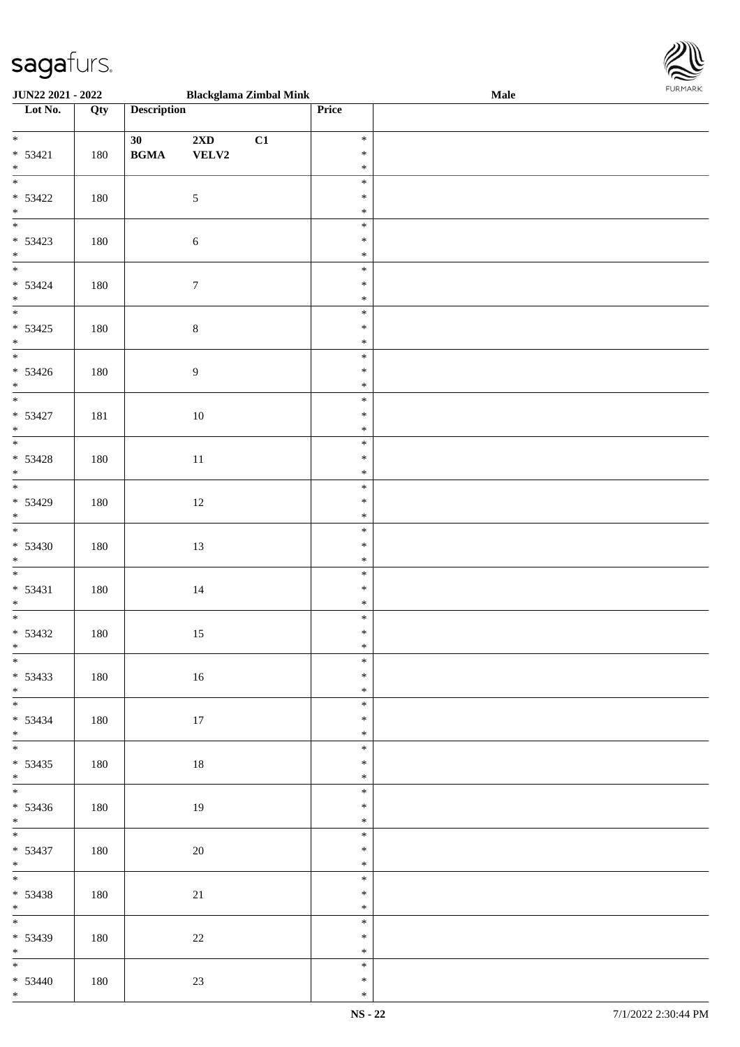| Lot No. | Qty | Description | | | Price | |
|---|---|---|---|---|---|---|
| * 53421 * | 180 | 30 BGMA | 2XD VELV2 | C1 | * * * | |
| * 53422 * | 180 | | 5 | | * * * | |
| * 53423 * | 180 | | 6 | | * * * | |
| * 53424 * | 180 | | 7 | | * * * | |
| * 53425 * | 180 | | 8 | | * * * | |
| * 53426 * | 180 | | 9 | | * * * | |
| * 53427 * | 181 | | 10 | | * * * | |
| * 53428 * | 180 | | 11 | | * * * | |
| * 53429 * | 180 | | 12 | | * * * | |
| * 53430 * | 180 | | 13 | | * * * | |
| * 53431 * | 180 | | 14 | | * * * | |
| * 53432 * | 180 | | 15 | | * * * | |
| * 53433 * | 180 | | 16 | | * * * | |
| * 53434 * | 180 | | 17 | | * * * | |
| * 53435 * | 180 | | 18 | | * * * | |
| * 53436 * | 180 | | 19 | | * * * | |
| * 53437 * | 180 | | 20 | | * * * | |
| * 53438 * | 180 | | 21 | | * * * | |
| * 53439 * | 180 | | 22 | | * * * | |
| * 53440 * | 180 | | 23 | | * * * | |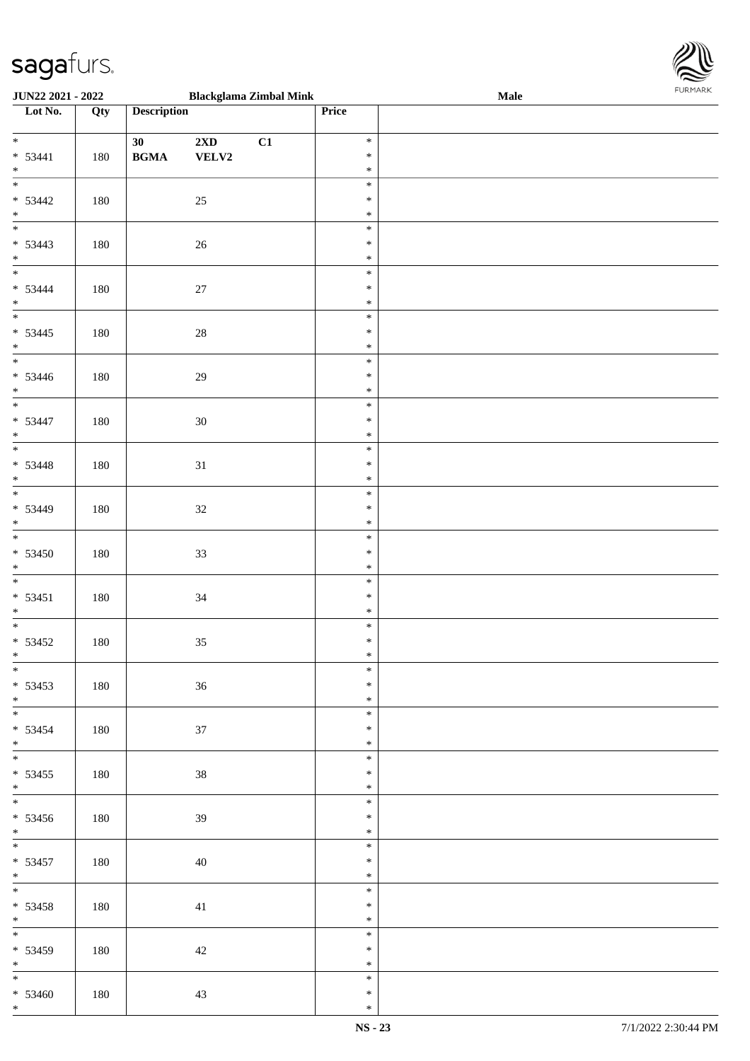**JUN22 2021 - 2022** **Blackglama Zimbal Mink** **Male**

| Lot No. | Qty | Description | Price | |
|---|---|---|---|---|
| * <br> * 53441 <br> * | 180 | 30 2XD C1 <br> BGMA VELV2 | * <br> * <br> * | |
| * <br> * 53442 <br> * | 180 | 25 | * <br> * <br> * | |
| * <br> * 53443 <br> * | 180 | 26 | * <br> * <br> * | |
| * <br> * 53444 <br> * | 180 | 27 | * <br> * <br> * | |
| * <br> * 53445 <br> * | 180 | 28 | * <br> * <br> * | |
| * <br> * 53446 <br> * | 180 | 29 | * <br> * <br> * | |
| * <br> * 53447 <br> * | 180 | 30 | * <br> * <br> * | |
| * <br> * 53448 <br> * | 180 | 31 | * <br> * <br> * | |
| * <br> * 53449 <br> * | 180 | 32 | * <br> * <br> * | |
| * <br> * 53450 <br> * | 180 | 33 | * <br> * <br> * | |
| * <br> * 53451 <br> * | 180 | 34 | * <br> * <br> * | |
| * <br> * 53452 <br> * | 180 | 35 | * <br> * <br> * | |
| * <br> * 53453 <br> * | 180 | 36 | * <br> * <br> * | |
| * <br> * 53454 <br> * | 180 | 37 | * <br> * <br> * | |
| * <br> * 53455 <br> * | 180 | 38 | * <br> * <br> * | |
| * <br> * 53456 <br> * | 180 | 39 | * <br> * <br> * | |
| * <br> * 53457 <br> * | 180 | 40 | * <br> * <br> * | |
| * <br> * 53458 <br> * | 180 | 41 | * <br> * <br> * | |
| * <br> * 53459 <br> * | 180 | 42 | * <br> * <br> * | |
| * <br> * 53460 <br> * | 180 | 43 | * <br> * <br> * | |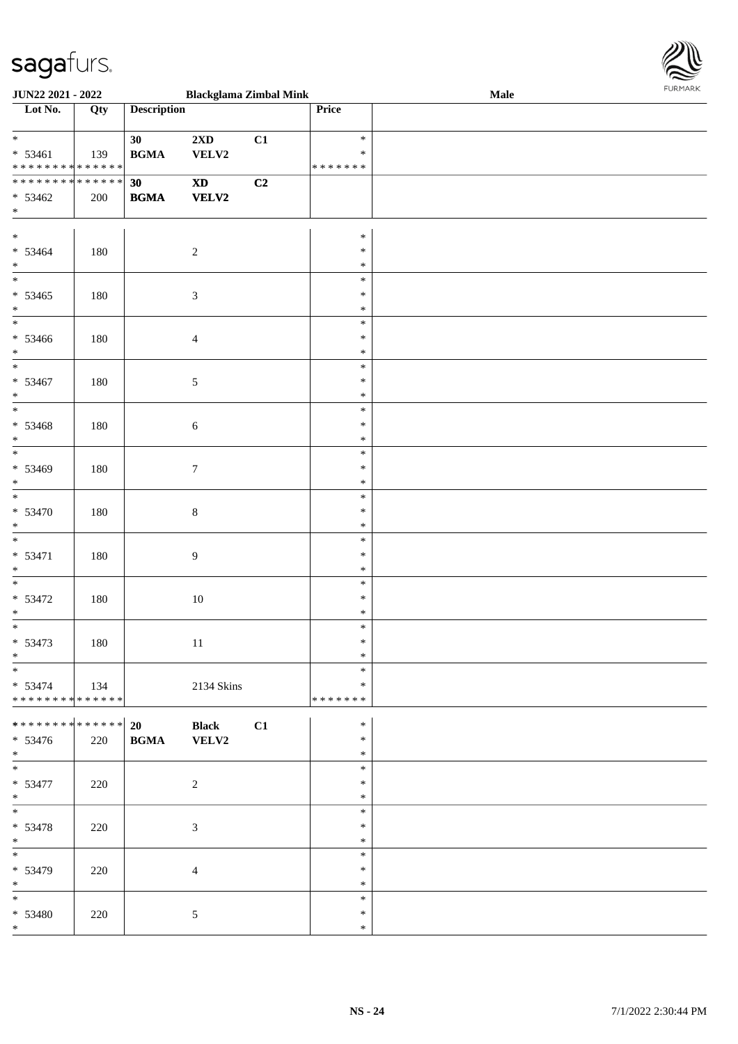| Lot No. | Qty | Description | | | Price | |
|---|---|---|---|---|---|---|
| * | | 30 | **2XD** | C1 | * | |
| * 53461 | 139 | **BGMA** | **VELV2** | | * | |
| * * * * * * * * * * * * * * | | | | | * * * * * * * | |
| * * * * * * * * * * * * * * | | **30** | **XD** | **C2** | | |
| * 53462 | 200 | **BGMA** | **VELV2** | | | |
| * | | | | | | |
| * | | | | | * | |
| * 53464 | 180 | | 2 | | * | |
| * | | | | | * | |
| * | | | | | * | |
| * 53465 | 180 | | 3 | | * | |
| * | | | | | * | |
| * | | | | | * | |
| * 53466 | 180 | | 4 | | * | |
| * | | | | | * | |
| * | | | | | * | |
| * 53467 | 180 | | 5 | | * | |
| * | | | | | * | |
| * | | | | | * | |
| * 53468 | 180 | | 6 | | * | |
| * | | | | | * | |
| * | | | | | * | |
| * 53469 | 180 | | 7 | | * | |
| * | | | | | * | |
| * | | | | | * | |
| * 53470 | 180 | | 8 | | * | |
| * | | | | | * | |
| * | | | | | * | |
| * 53471 | 180 | | 9 | | * | |
| * | | | | | * | |
| * | | | | | * | |
| * 53472 | 180 | | 10 | | * | |
| * | | | | | * | |
| * | | | | | * | |
| * 53473 | 180 | | 11 | | * | |
| * | | | | | * | |
| * | | | | | * | |
| * 53474 | 134 | | 2134 Skins | | * | |
| * * * * * * * * * * * * * * | | | | | * * * * * * * | |
| * * * * * * * * * * * * * * | | **20** | **Black** | **C1** | * | |
| * 53476 | 220 | **BGMA** | **VELV2** | | * | |
| * | | | | | * | |
| * | | | | | * | |
| * 53477 | 220 | | 2 | | * | |
| * | | | | | * | |
| * | | | | | * | |
| * 53478 | 220 | | 3 | | * | |
| * | | | | | * | |
| * | | | | | * | |
| * 53479 | 220 | | 4 | | * | |
| * | | | | | * | |
| * | | | | | * | |
| * 53480 | 220 | | 5 | | * | |
| * | | | | | * | |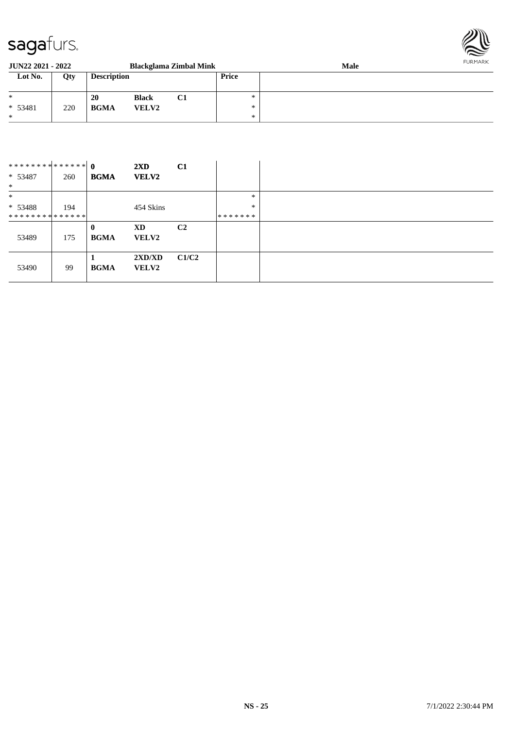JUN22 2021 - 2022 Blackglama Zimbal Mink Male

| Lot No. | Qty | Description | | | Price | |
|---|---|---|---|---|---|---|
| * | | 20 | Black | C1 | * | |
| * 53481 | 220 | BGMA | VELV2 | | * | |
| * | | | | | * | |
| ************** | | 0 | 2XD | C1 | | |
| * 53487 | 260 | BGMA | VELV2 | | | |
| * | | | | | | |
| * | | | | | * | |
| * 53488 | 194 | | 454 Skins | | * | |
| ************** | | | | | ******* | |
| 53489 | 175 | 0<br>BGMA | XD<br>VELV2 | C2 | | |
| 53490 | 99 | 1<br>BGMA | 2XD/XD<br>VELV2 | C1/C2 | | |

NS - 25 7/1/2022 2:30:44 PM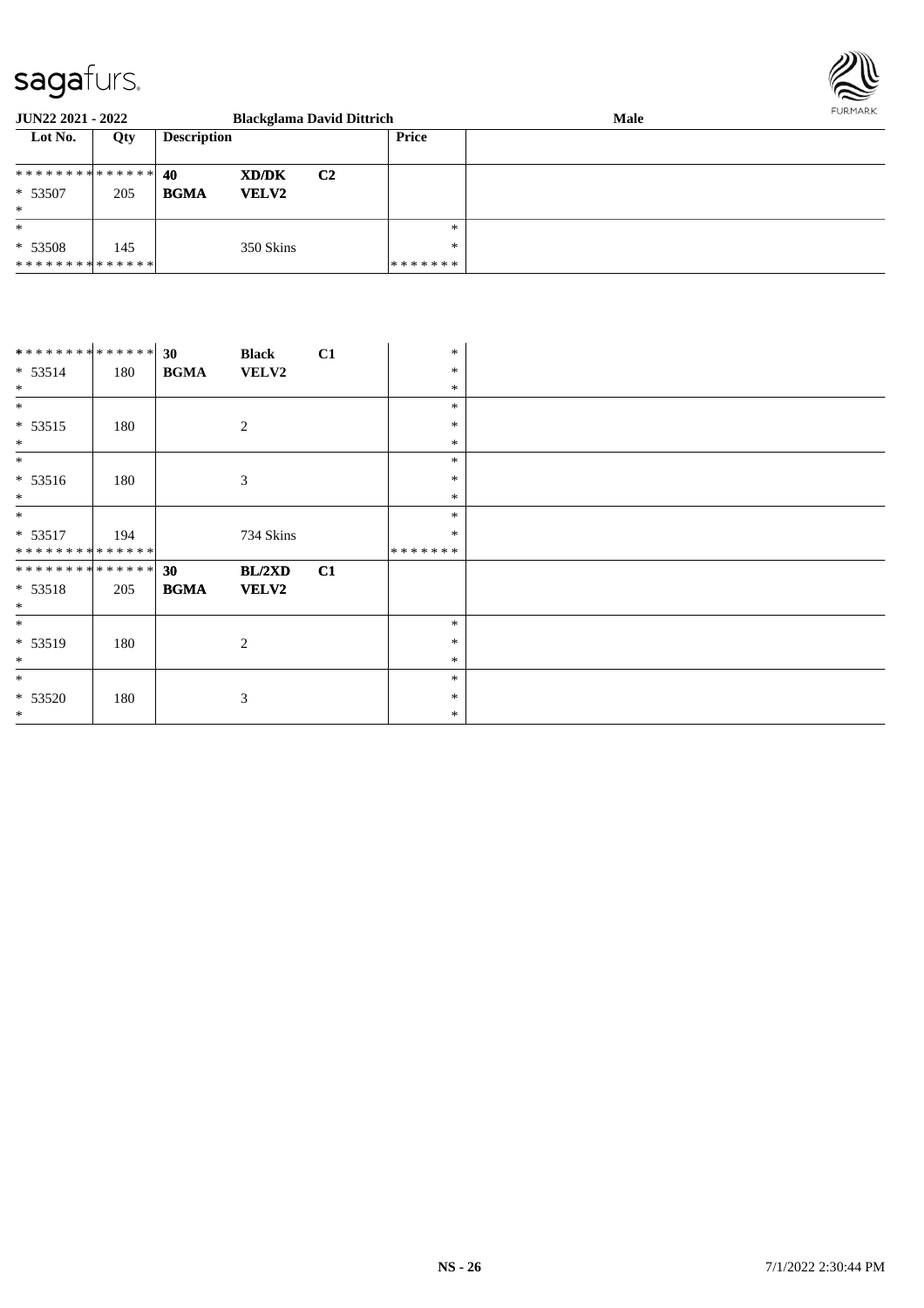| Lot No. | Qty | Description | | | Price | |
|---|---|---|---|---|---|---|
| ************** | | 40 | **XD/DK** | **C2** | | |
| * 53507 | 205 | **BGMA** | **VELV2** | | | |
| * | | | | | | |
| * | | | | | * | |
| * 53508 | 145 | | 350 Skins | | * | |
| ************** | | | | | ******* | |

| Lot No. | Qty | Description | | | Price | |
|---|---|---|---|---|---|---|
| ************** | | **30** | **Black** | **C1** | * | |
| * 53514 | 180 | **BGMA** | **VELV2** | | * | |
| * | | | | | * | |
| * | | | | | * | |
| * 53515 | 180 | | 2 | | * | |
| * | | | | | * | |
| * | | | | | * | |
| * 53516 | 180 | | 3 | | * | |
| * | | | | | * | |
| * | | | | | * | |
| * 53517 | 194 | | 734 Skins | | * | |
| ************** | | | | | ******* | |
| ************** | | **30** | **BL/2XD** | **C1** | | |
| * 53518 | 205 | **BGMA** | **VELV2** | | | |
| * | | | | | | |
| * | | | | | * | |
| * 53519 | 180 | | 2 | | * | |
| * | | | | | * | |
| * | | | | | * | |
| * 53520 | 180 | | 3 | | * | |
| * | | | | | * | |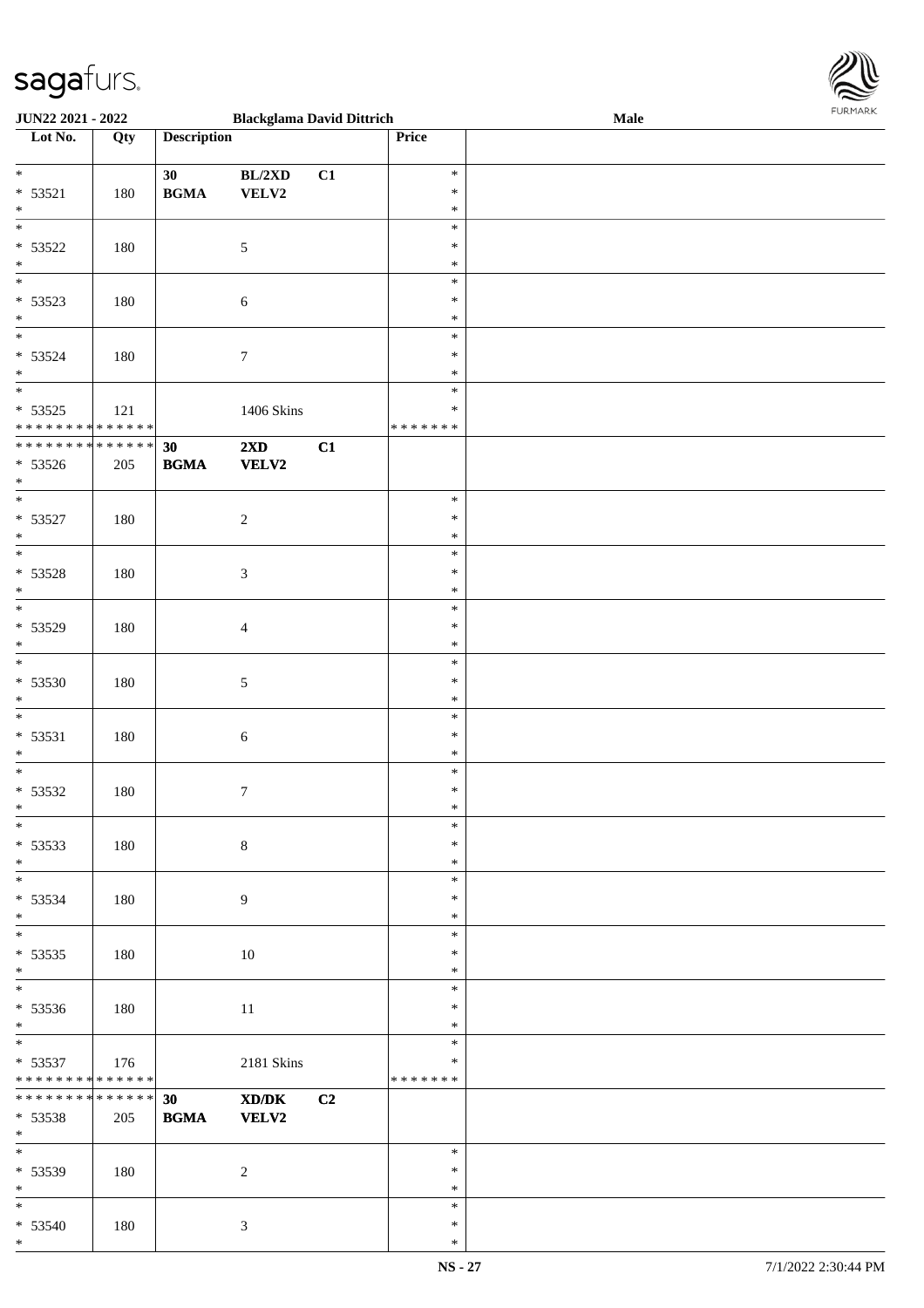JUN22 2021 - 2022 &nbsp;&nbsp;&nbsp; Blackglama David Dittrich &nbsp;&nbsp;&nbsp; Male

| Lot No. | Qty | Description | | | Price | |
|---|---|---|---|---|---|---|
| * | | 30 | BL/2XD | C1 | * | |
| * 53521 | 180 | BGMA | VELV2 | | * | |
| * | | | | | * | |
| * | | | | | * | |
| * 53522 | 180 | | 5 | | * | |
| * | | | | | * | |
| * | | | | | * | |
| * 53523 | 180 | | 6 | | * | |
| * | | | | | * | |
| * | | | | | * | |
| * 53524 | 180 | | 7 | | * | |
| * | | | | | * | |
| * | | | | | * | |
| * 53525 | 121 | | 1406 Skins | | * | |
| * * * * * * * * * * * * * * | | | | | * * * * * * * | |
| * * * * * * * * * * * * * * | | **30** | **2XD** | **C1** | | |
| * 53526 | 205 | **BGMA** | **VELV2** | | | |
| * | | | | | | |
| * | | | | | * | |
| * 53527 | 180 | | 2 | | * | |
| * | | | | | * | |
| * | | | | | * | |
| * 53528 | 180 | | 3 | | * | |
| * | | | | | * | |
| * | | | | | * | |
| * 53529 | 180 | | 4 | | * | |
| * | | | | | * | |
| * | | | | | * | |
| * 53530 | 180 | | 5 | | * | |
| * | | | | | * | |
| * | | | | | * | |
| * 53531 | 180 | | 6 | | * | |
| * | | | | | * | |
| * | | | | | * | |
| * 53532 | 180 | | 7 | | * | |
| * | | | | | * | |
| * | | | | | * | |
| * 53533 | 180 | | 8 | | * | |
| * | | | | | * | |
| * | | | | | * | |
| * 53534 | 180 | | 9 | | * | |
| * | | | | | * | |
| * | | | | | * | |
| * 53535 | 180 | | 10 | | * | |
| * | | | | | * | |
| * | | | | | * | |
| * 53536 | 180 | | 11 | | * | |
| * | | | | | * | |
| * | | | | | * | |
| * 53537 | 176 | | 2181 Skins | | * | |
| * * * * * * * * * * * * * * | | | | | * * * * * * * | |
| * * * * * * * * * * * * * * | | **30** | **XD/DK** | **C2** | | |
| * 53538 | 205 | **BGMA** | **VELV2** | | | |
| * | | | | | | |
| * | | | | | * | |
| * 53539 | 180 | | 2 | | * | |
| * | | | | | * | |
| * | | | | | * | |
| * 53540 | 180 | | 3 | | * | |
| * | | | | | * | |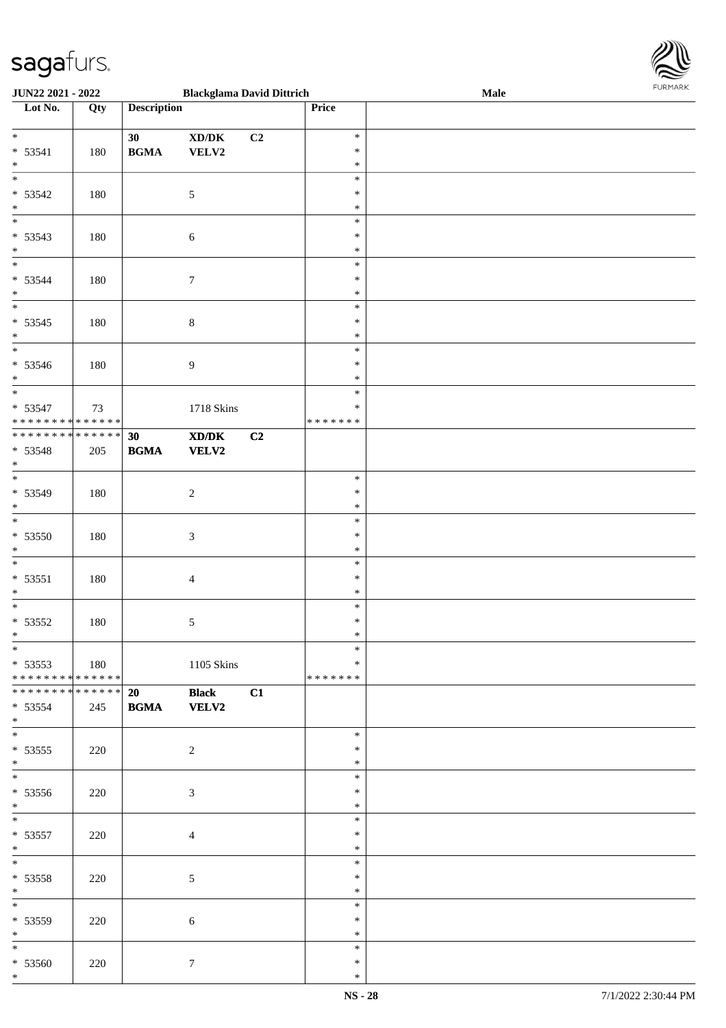| Lot No. | Qty | Description | | | Price | |
|---|---|---|---|---|---|---|
| * | | 30 | XD/DK | C2 | * | |
| * 53541 | 180 | BGMA | VELV2 | | * | |
| * | | | | | * | |
| * 53542 | 180 | | 5 | | * | |
| * 53543 | 180 | | 6 | | * | |
| * 53544 | 180 | | 7 | | * | |
| * 53545 | 180 | | 8 | | * | |
| * 53546 | 180 | | 9 | | * | |
| * 53547 | 73 | | 1718 Skins | | * | |
| * * * * * * * * * * * * * * | | | | | * * * * * * * | |
| * * * * * * * * * * * * * * | | 30 | XD/DK | C2 | | |
| * 53548 | 205 | BGMA | VELV2 | | | |
| * 53549 | 180 | | 2 | | * | |
| * 53550 | 180 | | 3 | | * | |
| * 53551 | 180 | | 4 | | * | |
| * 53552 | 180 | | 5 | | * | |
| * 53553 | 180 | | 1105 Skins | | * | |
| * * * * * * * * * * * * * * | | | | | * * * * * * * | |
| * * * * * * * * * * * * * * | | 20 | Black | C1 | | |
| * 53554 | 245 | BGMA | VELV2 | | | |
| * 53555 | 220 | | 2 | | * | |
| * 53556 | 220 | | 3 | | * | |
| * 53557 | 220 | | 4 | | * | |
| * 53558 | 220 | | 5 | | * | |
| * 53559 | 220 | | 6 | | * | |
| * 53560 | 220 | | 7 | | * | |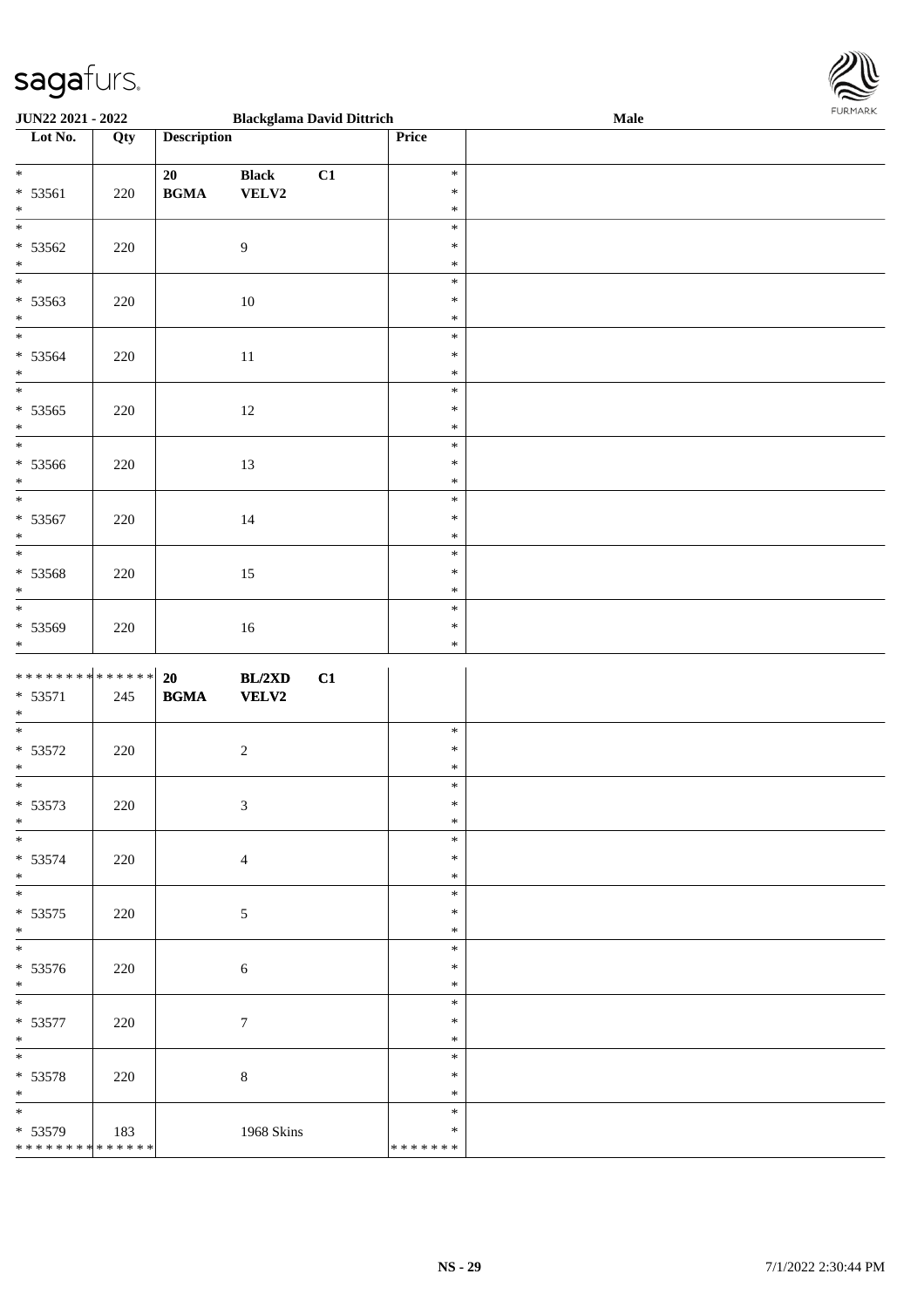JUN22 2021 - 2022 | Blackglama David Dittrich | Male

| Lot No. | Qty | Description | | | Price | |
|---|---|---|---|---|---|---|
| * 53561 * | 220 | 20 **BGMA** | **Black** **VELV2** | **C1** | * * * | |
| * 53562 * | 220 | | 9 | | * * * | |
| * 53563 * | 220 | | 10 | | * * * | |
| * 53564 * | 220 | | 11 | | * * * | |
| * 53565 * | 220 | | 12 | | * * * | |
| * 53566 * | 220 | | 13 | | * * * | |
| * 53567 * | 220 | | 14 | | * * * | |
| * 53568 * | 220 | | 15 | | * * * | |
| * 53569 * | 220 | | 16 | | * * * | |
| ************** * 53571 * | 245 | **20** **BGMA** | **BL/2XD** **VELV2** | **C1** | | |
| * 53572 * | 220 | | 2 | | * * * | |
| * 53573 * | 220 | | 3 | | * * * | |
| * 53574 * | 220 | | 4 | | * * * | |
| * 53575 * | 220 | | 5 | | * * * | |
| * 53576 * | 220 | | 6 | | * * * | |
| * 53577 * | 220 | | 7 | | * * * | |
| * 53578 * | 220 | | 8 | | * * * | |
| * 53579 ************** | 183 | | 1968 Skins | | * * ******* | |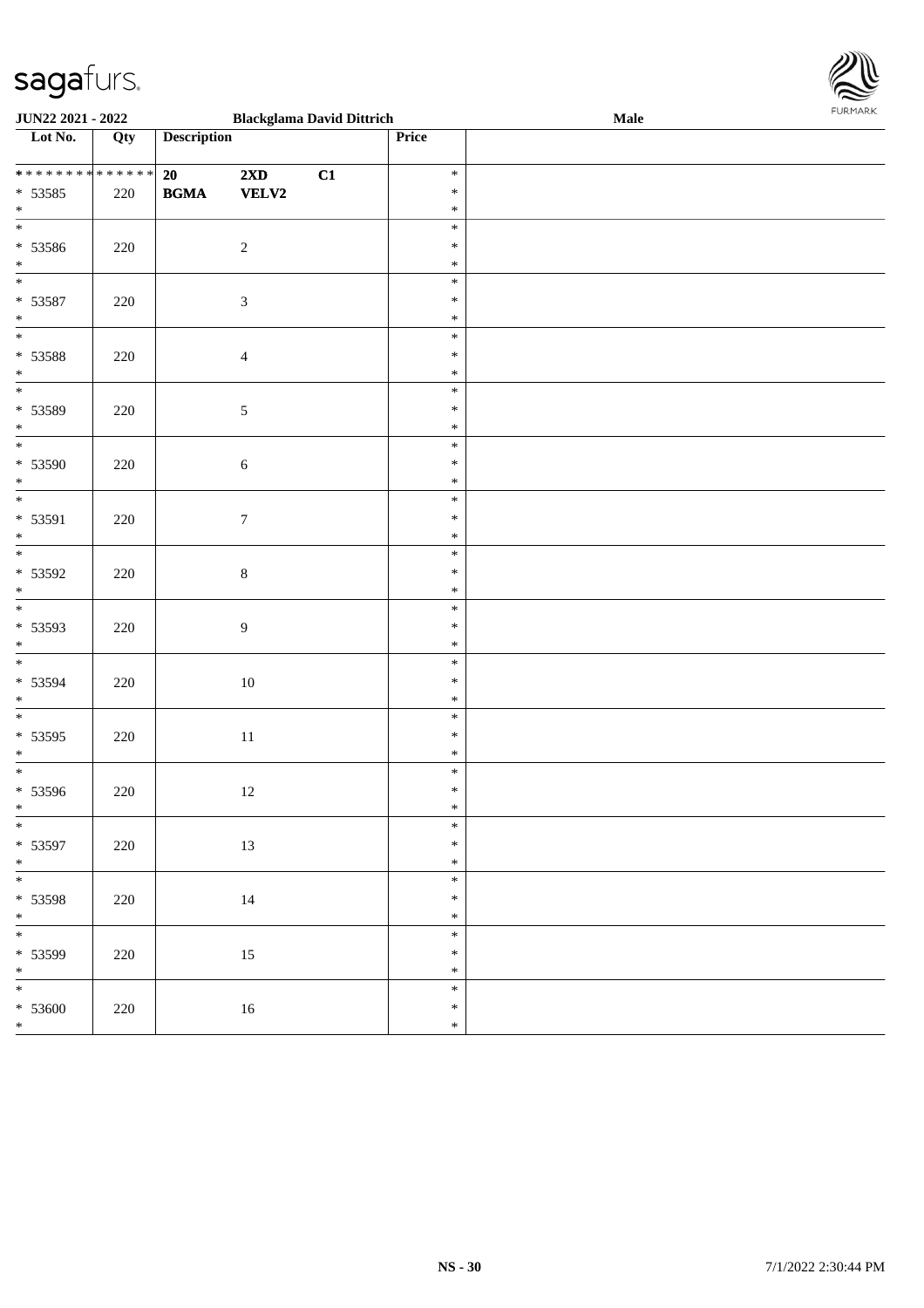| Lot No. | Qty | Description | | | Price | |
|---|---|---|---|---|---|---|
| ************** | | 20 | 2XD | C1 | * | |
| * 53585 | 220 | BGMA | VELV2 | | * | |
| * | | | | | * | |
| * | | | | | * | |
| * 53586 | 220 | | 2 | | * | |
| * | | | | | * | |
| * | | | | | * | |
| * 53587 | 220 | | 3 | | * | |
| * | | | | | * | |
| * | | | | | * | |
| * 53588 | 220 | | 4 | | * | |
| * | | | | | * | |
| * | | | | | * | |
| * 53589 | 220 | | 5 | | * | |
| * | | | | | * | |
| * | | | | | * | |
| * 53590 | 220 | | 6 | | * | |
| * | | | | | * | |
| * | | | | | * | |
| * 53591 | 220 | | 7 | | * | |
| * | | | | | * | |
| * | | | | | * | |
| * 53592 | 220 | | 8 | | * | |
| * | | | | | * | |
| * | | | | | * | |
| * 53593 | 220 | | 9 | | * | |
| * | | | | | * | |
| * | | | | | * | |
| * 53594 | 220 | | 10 | | * | |
| * | | | | | * | |
| * | | | | | * | |
| * 53595 | 220 | | 11 | | * | |
| * | | | | | * | |
| * | | | | | * | |
| * 53596 | 220 | | 12 | | * | |
| * | | | | | * | |
| * | | | | | * | |
| * 53597 | 220 | | 13 | | * | |
| * | | | | | * | |
| * | | | | | * | |
| * 53598 | 220 | | 14 | | * | |
| * | | | | | * | |
| * | | | | | * | |
| * 53599 | 220 | | 15 | | * | |
| * | | | | | * | |
| * | | | | | * | |
| * 53600 | 220 | | 16 | | * | |
| * | | | | | * | |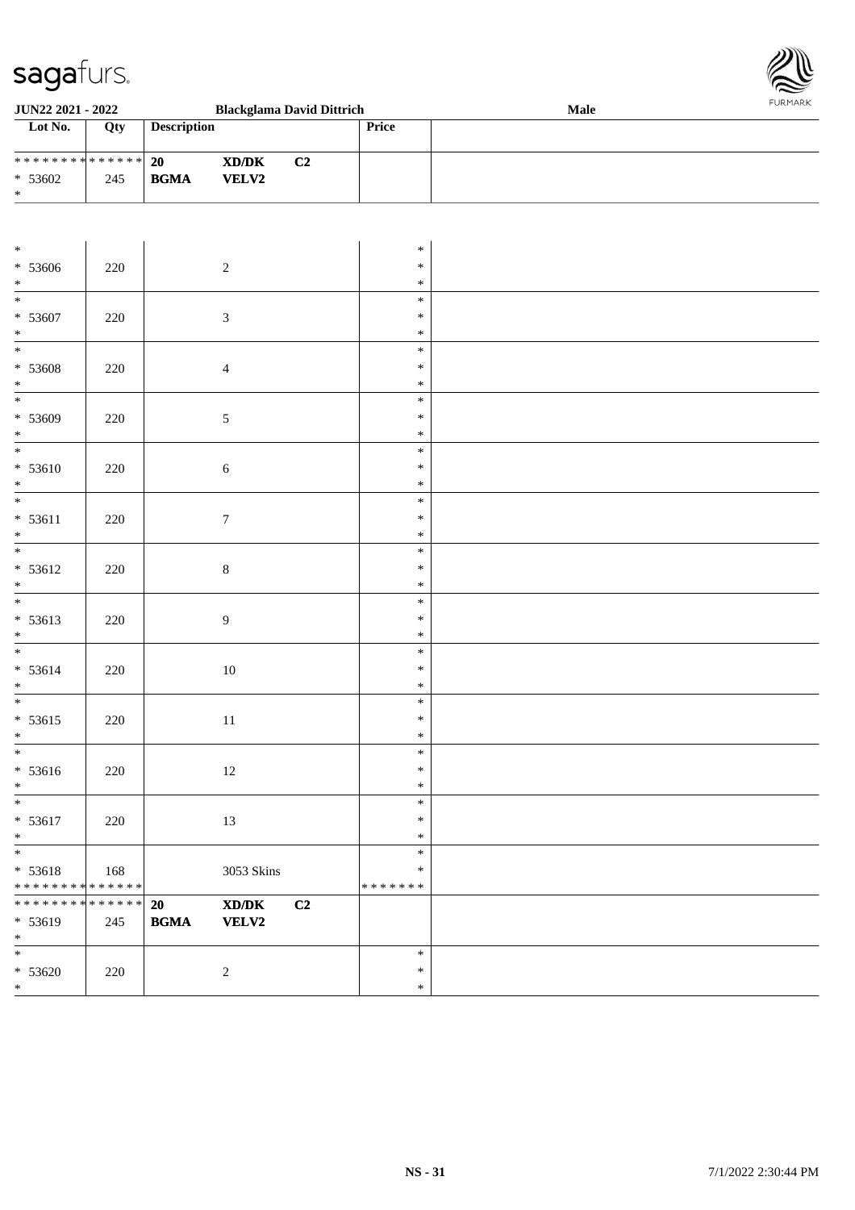| Lot No. | Qty | Description | | | Price | |
|---|---|---|---|---|---|---|
| * * * * * * * * * * * * * * | | 20 | XD/DK | C2 | | |
| * 53602 | 245 | BGMA | VELV2 | | | |
| * | | | | | | |
| * | | | | | * | |
| * 53606 | 220 | | 2 | | * | |
| * | | | | | * | |
| * | | | | | * | |
| * 53607 | 220 | | 3 | | * | |
| * | | | | | * | |
| * | | | | | * | |
| * 53608 | 220 | | 4 | | * | |
| * | | | | | * | |
| * | | | | | * | |
| * 53609 | 220 | | 5 | | * | |
| * | | | | | * | |
| * | | | | | * | |
| * 53610 | 220 | | 6 | | * | |
| * | | | | | * | |
| * | | | | | * | |
| * 53611 | 220 | | 7 | | * | |
| * | | | | | * | |
| * | | | | | * | |
| * 53612 | 220 | | 8 | | * | |
| * | | | | | * | |
| * | | | | | * | |
| * 53613 | 220 | | 9 | | * | |
| * | | | | | * | |
| * | | | | | * | |
| * 53614 | 220 | | 10 | | * | |
| * | | | | | * | |
| * | | | | | * | |
| * 53615 | 220 | | 11 | | * | |
| * | | | | | * | |
| * | | | | | * | |
| * 53616 | 220 | | 12 | | * | |
| * | | | | | * | |
| * | | | | | * | |
| * 53617 | 220 | | 13 | | * | |
| * | | | | | * | |
| * | | | | | * | |
| * 53618 | 168 | | 3053 Skins | | * | |
| * * * * * * * * * * * * * * | | | | | * * * * * * * | |
| * * * * * * * * * * * * * * | | 20 | XD/DK | C2 | | |
| * 53619 | 245 | BGMA | VELV2 | | | |
| * | | | | | | |
| * | | | | | * | |
| * 53620 | 220 | | 2 | | * | |
| * | | | | | * | |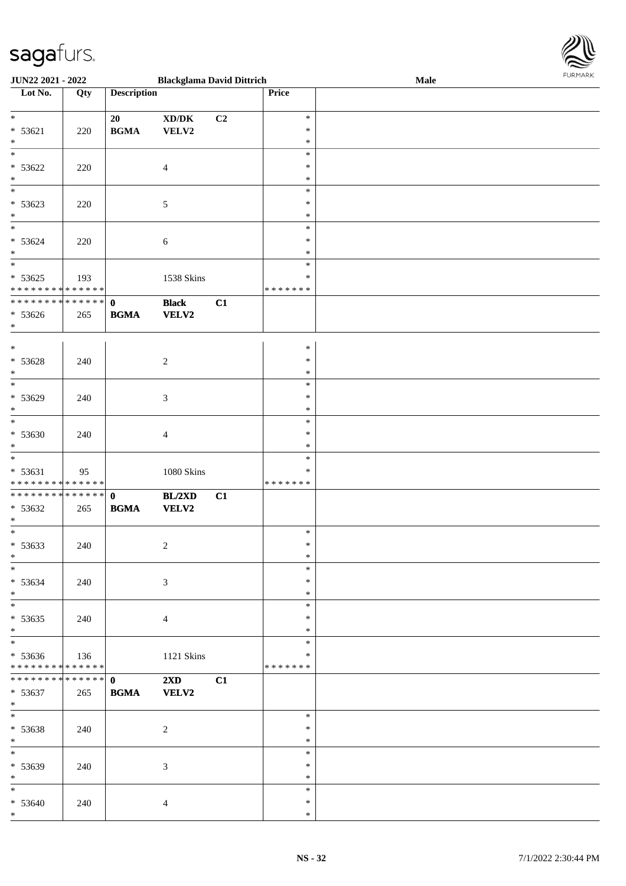| Lot No. | Qty | Description | | | Price | |
|---|---|---|---|---|---|---|
| * | | 20 | XD/DK | C2 | * | |
| * 53621 | 220 | BGMA | VELV2 | | * | |
| * | | | | | * | |
| * | | | | | * | |
| * 53622 | 220 | | 4 | | * | |
| * | | | | | * | |
| * | | | | | * | |
| * 53623 | 220 | | 5 | | * | |
| * | | | | | * | |
| * | | | | | * | |
| * 53624 | 220 | | 6 | | * | |
| * | | | | | * | |
| * | | | | | * | |
| * 53625 | 193 | | 1538 Skins | | * | |
| * * * * * * * * * * * * * * | | | | | * * * * * * * | |
| * * * * * * * * * * * * * * | | **0** | **Black** | **C1** | | |
| * 53626 | 265 | **BGMA** | **VELV2** | | | |
| * | | | | | | |
| * | | | | | * | |
| * 53628 | 240 | | 2 | | * | |
| * | | | | | * | |
| * | | | | | * | |
| * 53629 | 240 | | 3 | | * | |
| * | | | | | * | |
| * | | | | | * | |
| * 53630 | 240 | | 4 | | * | |
| * | | | | | * | |
| * | | | | | * | |
| * 53631 | 95 | | 1080 Skins | | * | |
| * * * * * * * * * * * * * * | | | | | * * * * * * * | |
| * * * * * * * * * * * * * * | | **0** | **BL/2XD** | **C1** | | |
| * 53632 | 265 | **BGMA** | **VELV2** | | | |
| * | | | | | | |
| * | | | | | * | |
| * 53633 | 240 | | 2 | | * | |
| * | | | | | * | |
| * | | | | | * | |
| * 53634 | 240 | | 3 | | * | |
| * | | | | | * | |
| * | | | | | * | |
| * 53635 | 240 | | 4 | | * | |
| * | | | | | * | |
| * | | | | | * | |
| * 53636 | 136 | | 1121 Skins | | * | |
| * * * * * * * * * * * * * * | | | | | * * * * * * * | |
| * * * * * * * * * * * * * * | | **0** | **2XD** | **C1** | | |
| * 53637 | 265 | **BGMA** | **VELV2** | | | |
| * | | | | | | |
| * | | | | | * | |
| * 53638 | 240 | | 2 | | * | |
| * | | | | | * | |
| * | | | | | * | |
| * 53639 | 240 | | 3 | | * | |
| * | | | | | * | |
| * | | | | | * | |
| * 53640 | 240 | | 4 | | * | |
| * | | | | | * | |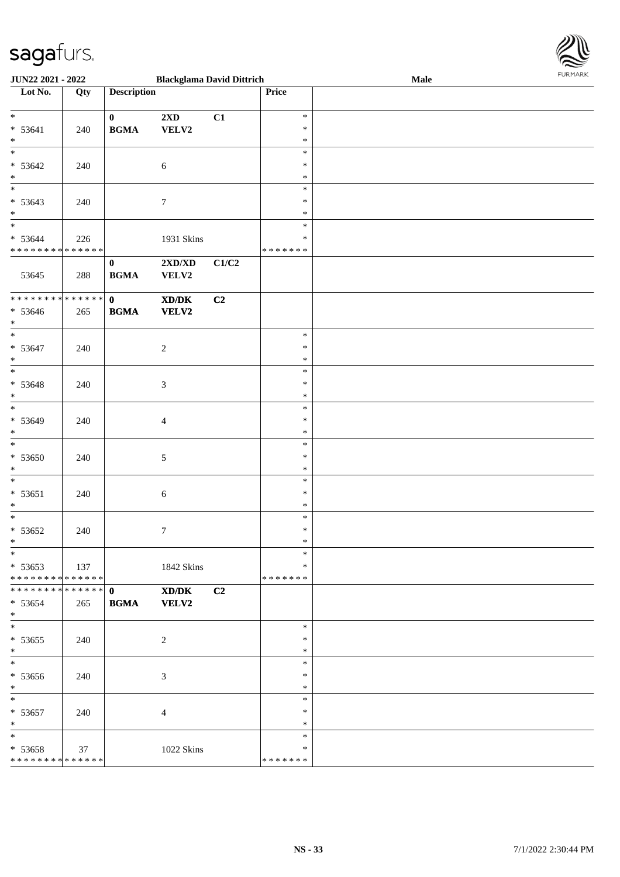JUN22 2021 - 2022 | Blackglama David Dittrich | Male

| Lot No. | Qty | Description | | | Price | |
|---|---|---|---|---|---|---|
| * | | 0 | 2XD | C1 | * | |
| * 53641 | 240 | BGMA | VELV2 | | * | |
| * | | | | | * | |
| * | | | | | * | |
| * 53642 | 240 | | 6 | | * | |
| * | | | | | * | |
| * | | | | | * | |
| * 53643 | 240 | | 7 | | * | |
| * | | | | | * | |
| * | | | | | * | |
| * 53644 | 226 | | 1931 Skins | | * | |
| * * * * * * * * * * * * * * | | | | | * * * * * * * | |
| | | 0 | 2XD/XD | C1/C2 | | |
| 53645 | 288 | BGMA | VELV2 | | | |
| * * * * * * * * * * * * * * | | 0 | XD/DK | C2 | | |
| * 53646 | 265 | BGMA | VELV2 | | | |
| * | | | | | | |
| * | | | | | * | |
| * 53647 | 240 | | 2 | | * | |
| * | | | | | * | |
| * | | | | | * | |
| * 53648 | 240 | | 3 | | * | |
| * | | | | | * | |
| * | | | | | * | |
| * 53649 | 240 | | 4 | | * | |
| * | | | | | * | |
| * | | | | | * | |
| * 53650 | 240 | | 5 | | * | |
| * | | | | | * | |
| * | | | | | * | |
| * 53651 | 240 | | 6 | | * | |
| * | | | | | * | |
| * | | | | | * | |
| * 53652 | 240 | | 7 | | * | |
| * | | | | | * | |
| * | | | | | * | |
| * 53653 | 137 | | 1842 Skins | | * | |
| * * * * * * * * * * * * * * | | | | | * * * * * * * | |
| * * * * * * * * * * * * * * | | 0 | XD/DK | C2 | | |
| * 53654 | 265 | BGMA | VELV2 | | | |
| * | | | | | | |
| * | | | | | * | |
| * 53655 | 240 | | 2 | | * | |
| * | | | | | * | |
| * | | | | | * | |
| * 53656 | 240 | | 3 | | * | |
| * | | | | | * | |
| * | | | | | * | |
| * 53657 | 240 | | 4 | | * | |
| * | | | | | * | |
| * | | | | | * | |
| * 53658 | 37 | | 1022 Skins | | * | |
| * * * * * * * * * * * * * * | | | | | * * * * * * * | |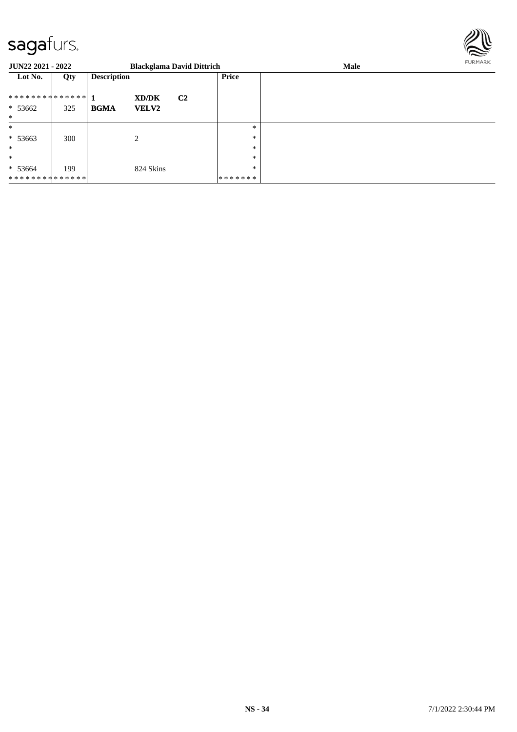| Lot No. | Qty | Description | | | Price | |
|---|---|---|---|---|---|---|
| * * * * * * * * * * * * * * | | 1 | **XD/DK** | **C2** | | |
| * 53662 | 325 | **BGMA** | **VELV2** | | | |
| * | | | | | | |
| * | | | | | * | |
| * 53663 | 300 | | 2 | | * | |
| * | | | | | * | |
| * | | | | | * | |
| * 53664 | 199 | | 824 Skins | | * | |
| * * * * * * * * * * * * * * | | | | | * * * * * * * | |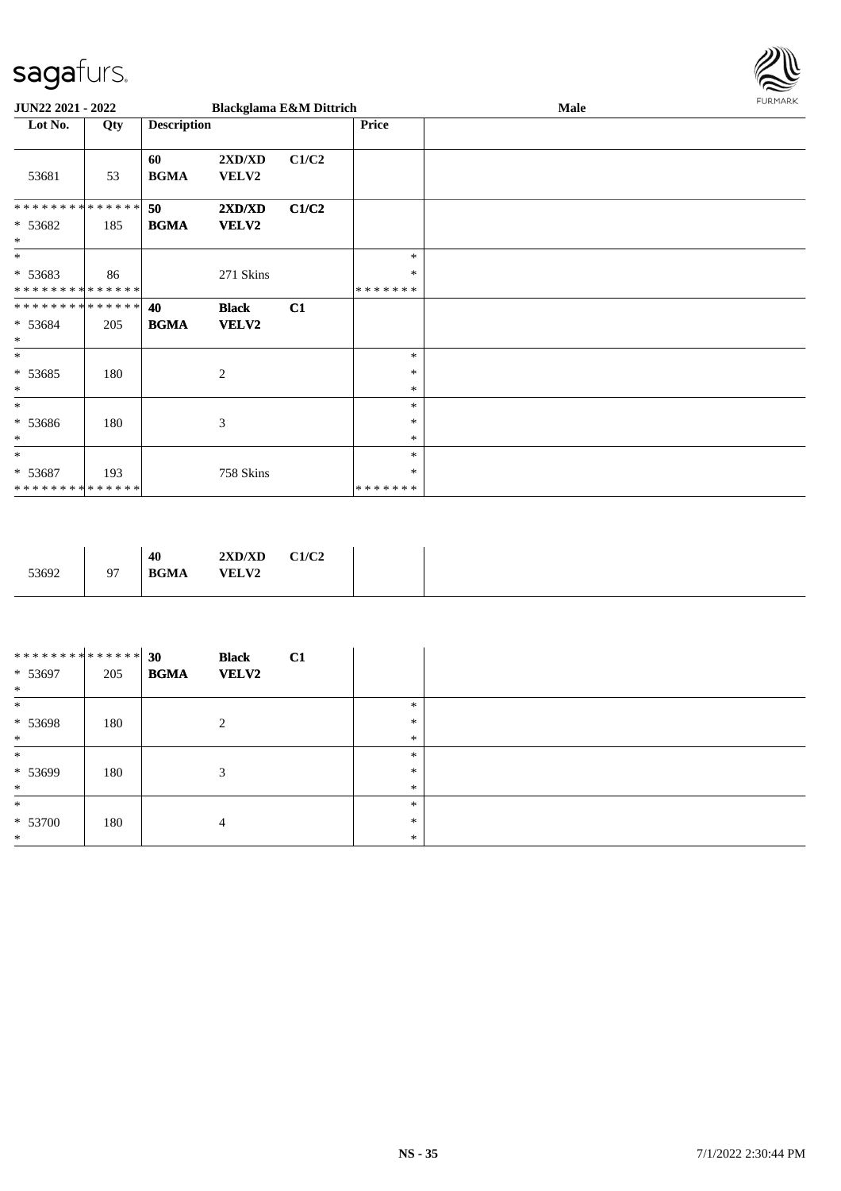JUN22 2021 - 2022 | Blackglama E&M Dittrich | Male

| Lot No. | Qty | Description | | | Price | |
|---|---|---|---|---|---|---|
| 53681 | 53 | 60 BGMA | 2XD/XD VELV2 | C1/C2 | | |
| ************** * 53682 * | 185 | 50 BGMA | 2XD/XD VELV2 | C1/C2 | | |
| * * 53683 ************** | 86 | | 271 Skins | | * * ******* | |
| ************** * 53684 * | 205 | 40 BGMA | Black VELV2 | C1 | | |
| * * 53685 * | 180 | | 2 | | * * * | |
| * * 53686 * | 180 | | 3 | | * * * | |
| * * 53687 ************** | 193 | | 758 Skins | | * * ******* | |

| Lot No. | Qty | Description | | | Price | |
|---|---|---|---|---|---|---|
| 53692 | 97 | 40 BGMA | 2XD/XD VELV2 | C1/C2 | | |

| Lot No. | Qty | Description | | | Price | |
|---|---|---|---|---|---|---|
| ************** * 53697 * | 205 | 30 BGMA | Black VELV2 | C1 | | |
| * * 53698 * | 180 | | 2 | | * * * | |
| * * 53699 * | 180 | | 3 | | * * * | |
| * * 53700 * | 180 | | 4 | | * * * | |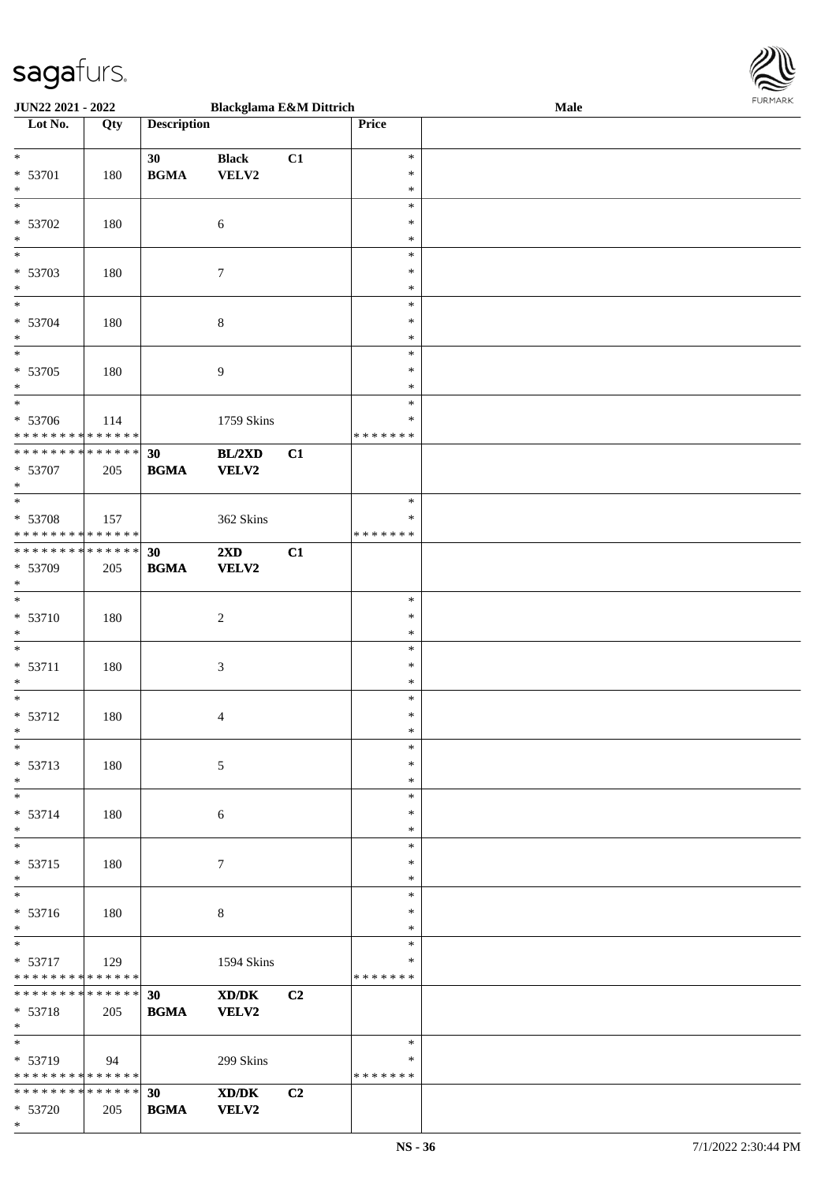| Lot No. | Qty | Description | | | Price | |
|---|---|---|---|---|---|---|
| * | | 30 | **Black** | C1 | * | |
| * 53701 | 180 | **BGMA** | **VELV2** | | * | |
| * | | | | | * | |
| * | | | | | * | |
| * 53702 | 180 | | 6 | | * | |
| * | | | | | * | |
| * | | | | | * | |
| * 53703 | 180 | | 7 | | * | |
| * | | | | | * | |
| * | | | | | * | |
| * 53704 | 180 | | 8 | | * | |
| * | | | | | * | |
| * | | | | | * | |
| * 53705 | 180 | | 9 | | * | |
| * | | | | | * | |
| * | | | | | * | |
| * 53706 | 114 | | 1759 Skins | | * | |
| * * * * * * * * * * * * * * | | | | | * * * * * * * | |
| * * * * * * * * * * * * * * | | 30 | **BL/2XD** | C1 | | |
| * 53707 | 205 | **BGMA** | **VELV2** | | | |
| * | | | | | | |
| * | | | | | * | |
| * 53708 | 157 | | 362 Skins | | * | |
| * * * * * * * * * * * * * * | | | | | * * * * * * * | |
| * * * * * * * * * * * * * * | | 30 | **2XD** | C1 | | |
| * 53709 | 205 | **BGMA** | **VELV2** | | | |
| * | | | | | | |
| * | | | | | * | |
| * 53710 | 180 | | 2 | | * | |
| * | | | | | * | |
| * | | | | | * | |
| * 53711 | 180 | | 3 | | * | |
| * | | | | | * | |
| * | | | | | * | |
| * 53712 | 180 | | 4 | | * | |
| * | | | | | * | |
| * | | | | | * | |
| * 53713 | 180 | | 5 | | * | |
| * | | | | | * | |
| * | | | | | * | |
| * 53714 | 180 | | 6 | | * | |
| * | | | | | * | |
| * | | | | | * | |
| * 53715 | 180 | | 7 | | * | |
| * | | | | | * | |
| * | | | | | * | |
| * 53716 | 180 | | 8 | | * | |
| * | | | | | * | |
| * | | | | | * | |
| * 53717 | 129 | | 1594 Skins | | * | |
| * * * * * * * * * * * * * * | | | | | * * * * * * * | |
| * * * * * * * * * * * * * * | | 30 | **XD/DK** | C2 | | |
| * 53718 | 205 | **BGMA** | **VELV2** | | | |
| * | | | | | | |
| * | | | | | * | |
| * 53719 | 94 | | 299 Skins | | * | |
| * * * * * * * * * * * * * * | | | | | * * * * * * * | |
| * * * * * * * * * * * * * * | | 30 | **XD/DK** | C2 | | |
| * 53720 | 205 | **BGMA** | **VELV2** | | | |
| * | | | | | | |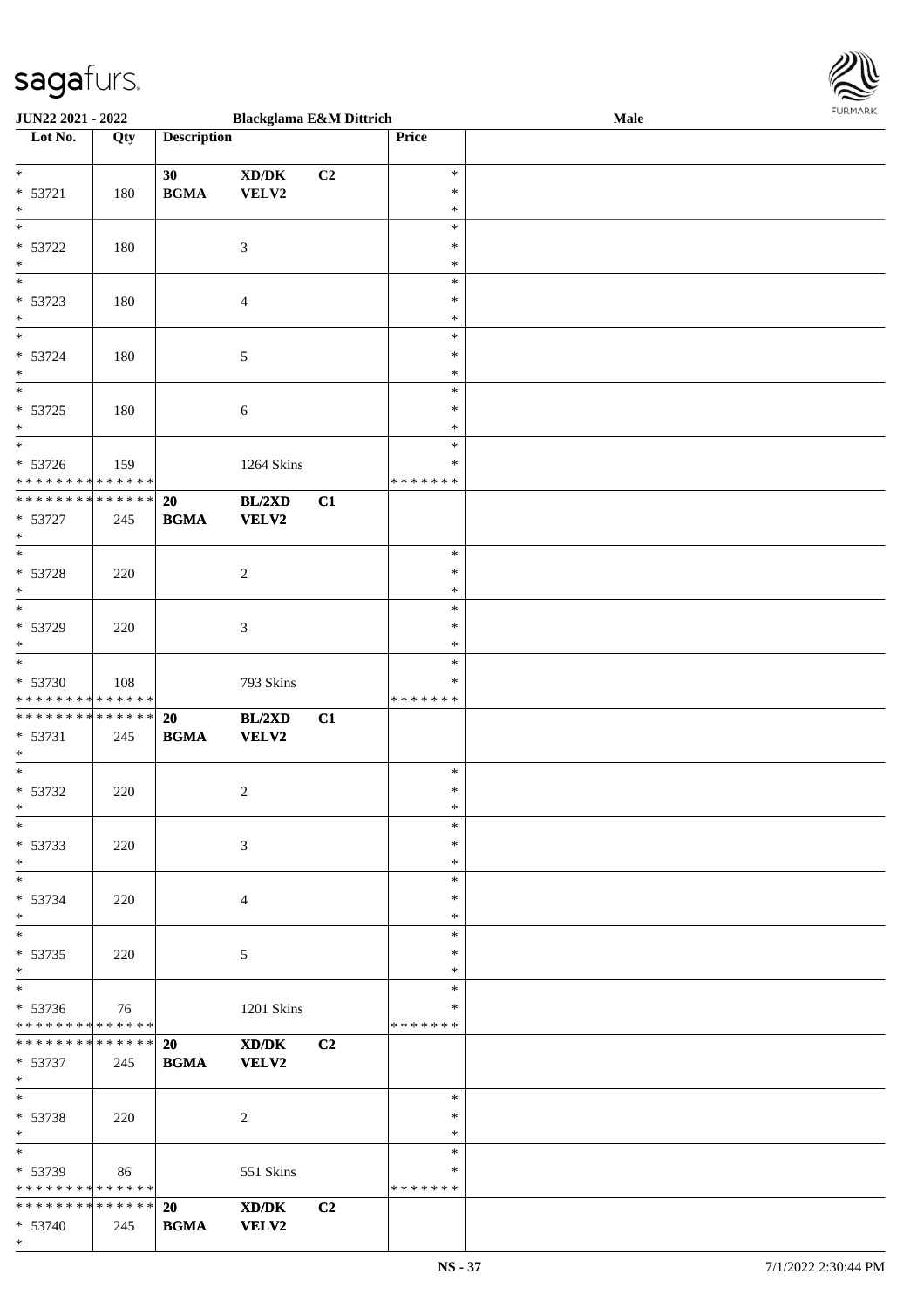| Lot No. | Qty | Description | | | Price | |
|---|---|---|---|---|---|---|
| * | | 30 | XD/DK | C2 | * | |
| * 53721 | 180 | BGMA | VELV2 | | * | |
| * | | | | | * | |
| * | | | | | * | |
| * 53722 | 180 | | 3 | | * | |
| * | | | | | * | |
| * | | | | | * | |
| * 53723 | 180 | | 4 | | * | |
| * | | | | | * | |
| * | | | | | * | |
| * 53724 | 180 | | 5 | | * | |
| * | | | | | * | |
| * | | | | | * | |
| * 53725 | 180 | | 6 | | * | |
| * | | | | | * | |
| * | | | | | * | |
| * 53726 | 159 | | 1264 Skins | | * | |
| * * * * * * * * * * * * * * | | | | | * * * * * * * | |
| * * * * * * * * * * * * * * | | 20 | BL/2XD | C1 | | |
| * 53727 | 245 | BGMA | VELV2 | | | |
| * | | | | | | |
| * | | | | | * | |
| * 53728 | 220 | | 2 | | * | |
| * | | | | | * | |
| * | | | | | * | |
| * 53729 | 220 | | 3 | | * | |
| * | | | | | * | |
| * | | | | | * | |
| * 53730 | 108 | | 793 Skins | | * | |
| * * * * * * * * * * * * * * | | | | | * * * * * * * | |
| * * * * * * * * * * * * * * | | 20 | BL/2XD | C1 | | |
| * 53731 | 245 | BGMA | VELV2 | | | |
| * | | | | | | |
| * | | | | | * | |
| * 53732 | 220 | | 2 | | * | |
| * | | | | | * | |
| * | | | | | * | |
| * 53733 | 220 | | 3 | | * | |
| * | | | | | * | |
| * | | | | | * | |
| * 53734 | 220 | | 4 | | * | |
| * | | | | | * | |
| * | | | | | * | |
| * 53735 | 220 | | 5 | | * | |
| * | | | | | * | |
| * | | | | | * | |
| * 53736 | 76 | | 1201 Skins | | * | |
| * * * * * * * * * * * * * * | | | | | * * * * * * * | |
| * * * * * * * * * * * * * * | | 20 | XD/DK | C2 | | |
| * 53737 | 245 | BGMA | VELV2 | | | |
| * | | | | | | |
| * | | | | | * | |
| * 53738 | 220 | | 2 | | * | |
| * | | | | | * | |
| * | | | | | * | |
| * 53739 | 86 | | 551 Skins | | * | |
| * * * * * * * * * * * * * * | | | | | * * * * * * * | |
| * * * * * * * * * * * * * * | | 20 | XD/DK | C2 | | |
| * 53740 | 245 | BGMA | VELV2 | | | |
| * | | | | | | |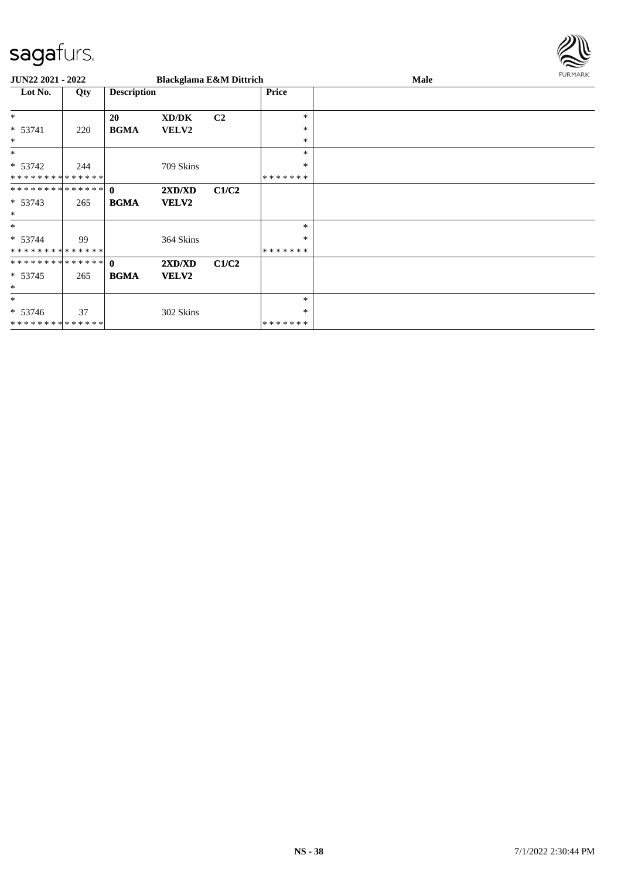**JUN22 2021 - 2022** | **Blackglama E&M Dittrich** | **Male**

| Lot No. | Qty | Description | | | Price | |
|---|---|---|---|---|---|---|
| * | | **20** | **XD/DK** | **C2** | * | |
| * 53741 | 220 | **BGMA** | **VELV2** | | * | |
| * | | | | | * | |
| * | | | | | * | |
| * 53742 | 244 | | 709 Skins | | * | |
| * * * * * * * * * * * * * * | | | | | * * * * * * * | |
| * * * * * * * * * * * * * * | | **0** | **2XD/XD** | **C1/C2** | | |
| * 53743 | 265 | **BGMA** | **VELV2** | | | |
| * | | | | | | |
| * | | | | | * | |
| * 53744 | 99 | | 364 Skins | | * | |
| * * * * * * * * * * * * * * | | | | | * * * * * * * | |
| * * * * * * * * * * * * * * | | **0** | **2XD/XD** | **C1/C2** | | |
| * 53745 | 265 | **BGMA** | **VELV2** | | | |
| * | | | | | | |
| * | | | | | * | |
| * 53746 | 37 | | 302 Skins | | * | |
| * * * * * * * * * * * * * * | | | | | * * * * * * * | |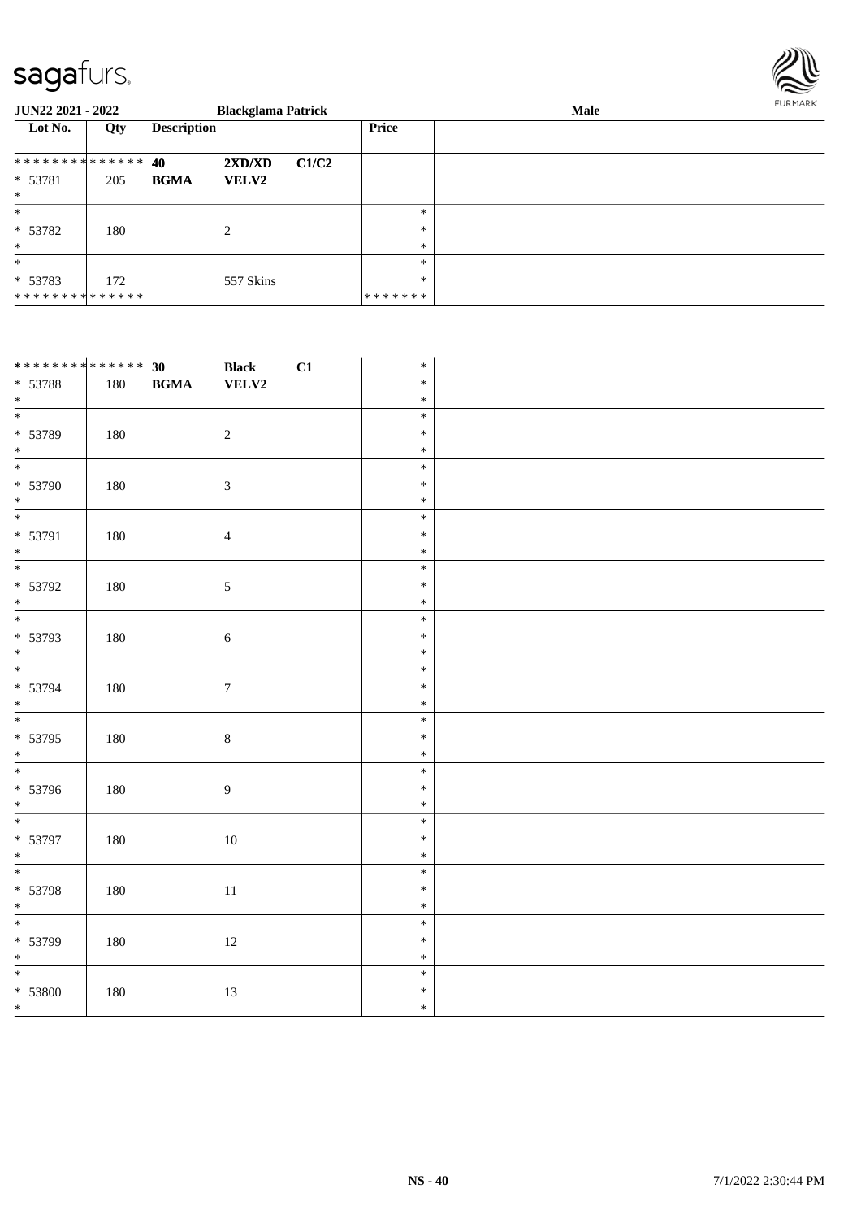| Lot No. | Qty | Description | | | Price | |
|---|---|---|---|---|---|---|
| ************** | | 40 | 2XD/XD | C1/C2 | | |
| * 53781 | 205 | BGMA | VELV2 | | | |
| * | | | | | | |
| * | | | | | * | |
| * 53782 | 180 | | 2 | | * | |
| * | | | | | * | |
| * | | | | | * | |
| * 53783 | 172 | | 557 Skins | | * | |
| ************** | | | | | ******* | |

| Lot No. | Qty | Description | | | Price | |
|---|---|---|---|---|---|---|
| ************** | | 30 | Black | C1 | * | |
| * 53788 | 180 | BGMA | VELV2 | | * | |
| * | | | | | * | |
| * | | | | | * | |
| * 53789 | 180 | | 2 | | * | |
| * | | | | | * | |
| * | | | | | * | |
| * 53790 | 180 | | 3 | | * | |
| * | | | | | * | |
| * | | | | | * | |
| * 53791 | 180 | | 4 | | * | |
| * | | | | | * | |
| * | | | | | * | |
| * 53792 | 180 | | 5 | | * | |
| * | | | | | * | |
| * | | | | | * | |
| * 53793 | 180 | | 6 | | * | |
| * | | | | | * | |
| * | | | | | * | |
| * 53794 | 180 | | 7 | | * | |
| * | | | | | * | |
| * | | | | | * | |
| * 53795 | 180 | | 8 | | * | |
| * | | | | | * | |
| * | | | | | * | |
| * 53796 | 180 | | 9 | | * | |
| * | | | | | * | |
| * | | | | | * | |
| * 53797 | 180 | | 10 | | * | |
| * | | | | | * | |
| * | | | | | * | |
| * 53798 | 180 | | 11 | | * | |
| * | | | | | * | |
| * | | | | | * | |
| * 53799 | 180 | | 12 | | * | |
| * | | | | | * | |
| * | | | | | * | |
| * 53800 | 180 | | 13 | | * | |
| * | | | | | * | |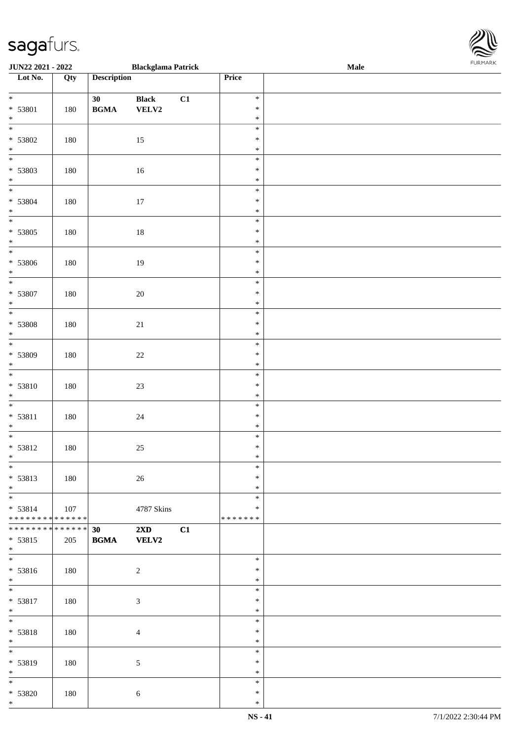| Lot No. | Qty | Description | | | Price | |
|---|---|---|---|---|---|---|
| * | | 30 | Black | C1 | * | |
| * 53801 | 180 | BGMA | VELV2 | | * | |
| * | | | | | * | |
| * | | | | | * | |
| * 53802 | 180 | | 15 | | * | |
| * | | | | | * | |
| * | | | | | * | |
| * 53803 | 180 | | 16 | | * | |
| * | | | | | * | |
| * | | | | | * | |
| * 53804 | 180 | | 17 | | * | |
| * | | | | | * | |
| * | | | | | * | |
| * 53805 | 180 | | 18 | | * | |
| * | | | | | * | |
| * | | | | | * | |
| * 53806 | 180 | | 19 | | * | |
| * | | | | | * | |
| * | | | | | * | |
| * 53807 | 180 | | 20 | | * | |
| * | | | | | * | |
| * | | | | | * | |
| * 53808 | 180 | | 21 | | * | |
| * | | | | | * | |
| * | | | | | * | |
| * 53809 | 180 | | 22 | | * | |
| * | | | | | * | |
| * | | | | | * | |
| * 53810 | 180 | | 23 | | * | |
| * | | | | | * | |
| * | | | | | * | |
| * 53811 | 180 | | 24 | | * | |
| * | | | | | * | |
| * | | | | | * | |
| * 53812 | 180 | | 25 | | * | |
| * | | | | | * | |
| * | | | | | * | |
| * 53813 | 180 | | 26 | | * | |
| * | | | | | * | |
| * | | | | | * | |
| * 53814 | 107 | | 4787 Skins | | * | |
| * * * * * * * * * * * * * * | | | | | * * * * * * * | |
| * * * * * * * * * * * * * * | | 30 | 2XD | C1 | | |
| * 53815 | 205 | BGMA | VELV2 | | | |
| * | | | | | | |
| * | | | | | * | |
| * 53816 | 180 | | 2 | | * | |
| * | | | | | * | |
| * | | | | | * | |
| * 53817 | 180 | | 3 | | * | |
| * | | | | | * | |
| * | | | | | * | |
| * 53818 | 180 | | 4 | | * | |
| * | | | | | * | |
| * | | | | | * | |
| * 53819 | 180 | | 5 | | * | |
| * | | | | | * | |
| * | | | | | * | |
| * 53820 | 180 | | 6 | | * | |
| * | | | | | * | |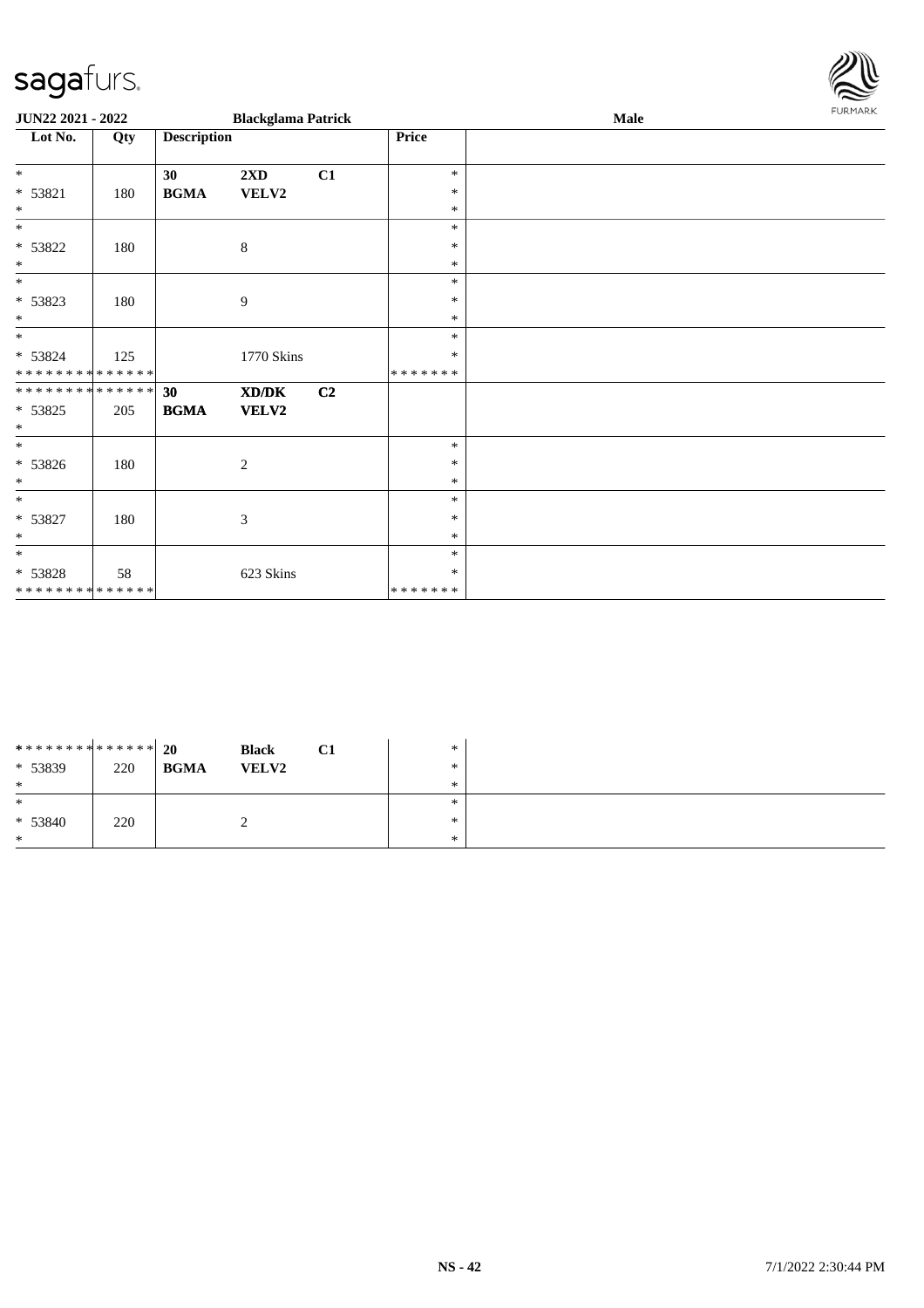| Lot No. | Qty | Description | | | Price | |
|---|---|---|---|---|---|---|
| *<br>* 53821<br>* | 180 | 30<br>**BGMA** | **2XD**<br>**VELV2** | **C1** | *<br>*<br>* | |
| *<br>* 53822<br>* | 180 | | 8 | | *<br>*<br>* | |
| *<br>* 53823<br>* | 180 | | 9 | | *<br>*<br>* | |
| *<br>* 53824<br>* * * * * * * * * * * * * * | 125 | | 1770 Skins | | *<br>*<br>* * * * * * * | |
| * * * * * * * * * * * * * *<br>* 53825<br>* | 205 | **30**<br>**BGMA** | **XD/DK**<br>**VELV2** | **C2** | | |
| *<br>* 53826<br>* | 180 | | 2 | | *<br>*<br>* | |
| *<br>* 53827<br>* | 180 | | 3 | | *<br>*<br>* | |
| *<br>* 53828<br>* * * * * * * * * * * * * * | 58 | | 623 Skins | | *<br>*<br>* * * * * * * | |

| Lot No. | Qty | Description | | | Price | |
|---|---|---|---|---|---|---|
| * * * * * * * * * * * * * *<br>* 53839<br>* | 220 | **20**<br>**BGMA** | **Black**<br>**VELV2** | **C1** | *<br>*<br>* | |
| *<br>* 53840<br>* | 220 | | 2 | | *<br>*<br>* | |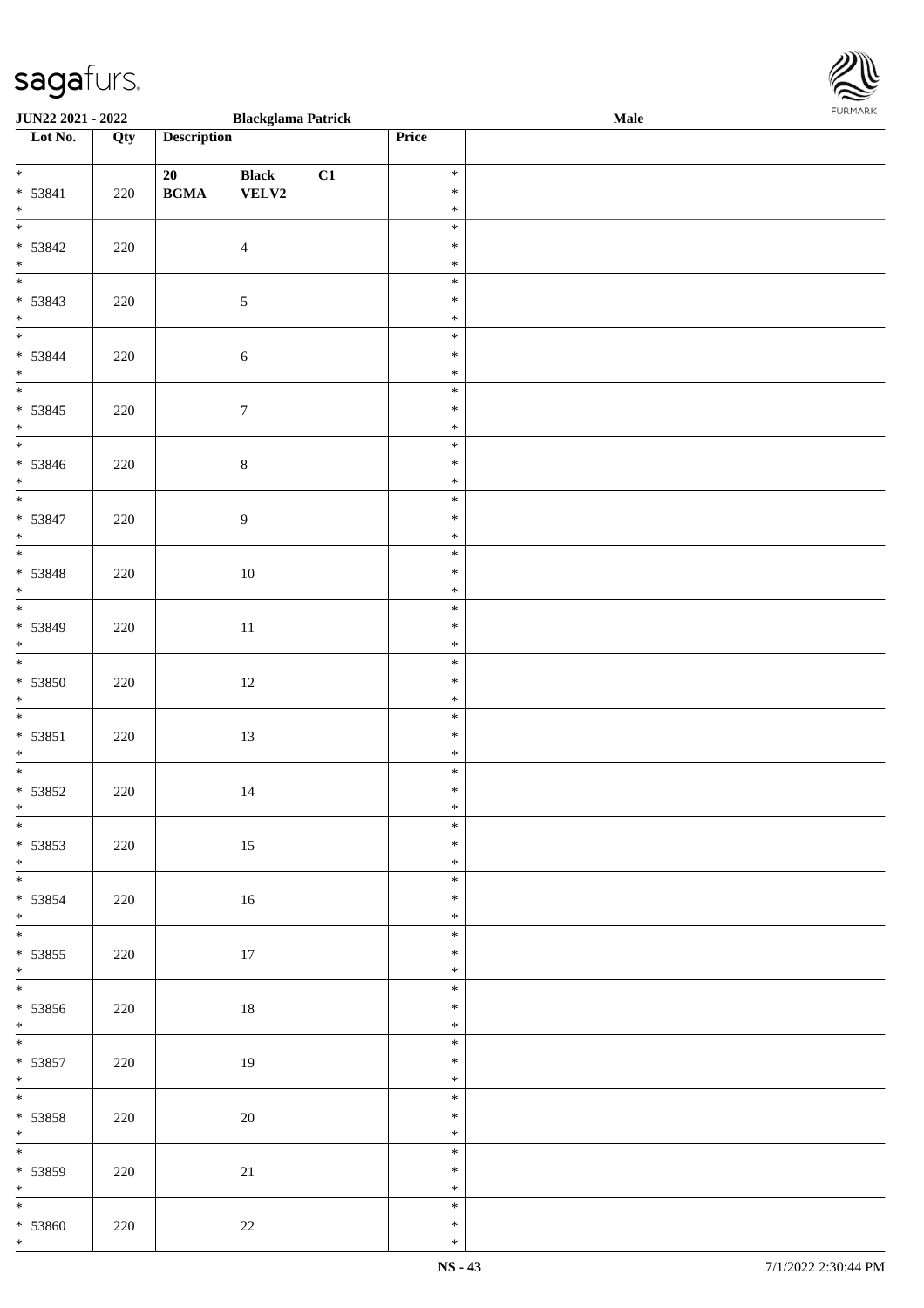| Lot No. | Qty | Description | Price | |
|---|---|---|---|---|
| * 53841 * | 220 | 20 BGMA Black VELV2 C1 | * * * | |
| * 53842 * | 220 | 4 | * * * | |
| * 53843 * | 220 | 5 | * * * | |
| * 53844 * | 220 | 6 | * * * | |
| * 53845 * | 220 | 7 | * * * | |
| * 53846 * | 220 | 8 | * * * | |
| * 53847 * | 220 | 9 | * * * | |
| * 53848 * | 220 | 10 | * * * | |
| * 53849 * | 220 | 11 | * * * | |
| * 53850 * | 220 | 12 | * * * | |
| * 53851 * | 220 | 13 | * * * | |
| * 53852 * | 220 | 14 | * * * | |
| * 53853 * | 220 | 15 | * * * | |
| * 53854 * | 220 | 16 | * * * | |
| * 53855 * | 220 | 17 | * * * | |
| * 53856 * | 220 | 18 | * * * | |
| * 53857 * | 220 | 19 | * * * | |
| * 53858 * | 220 | 20 | * * * | |
| * 53859 * | 220 | 21 | * * * | |
| * 53860 * | 220 | 22 | * * * | |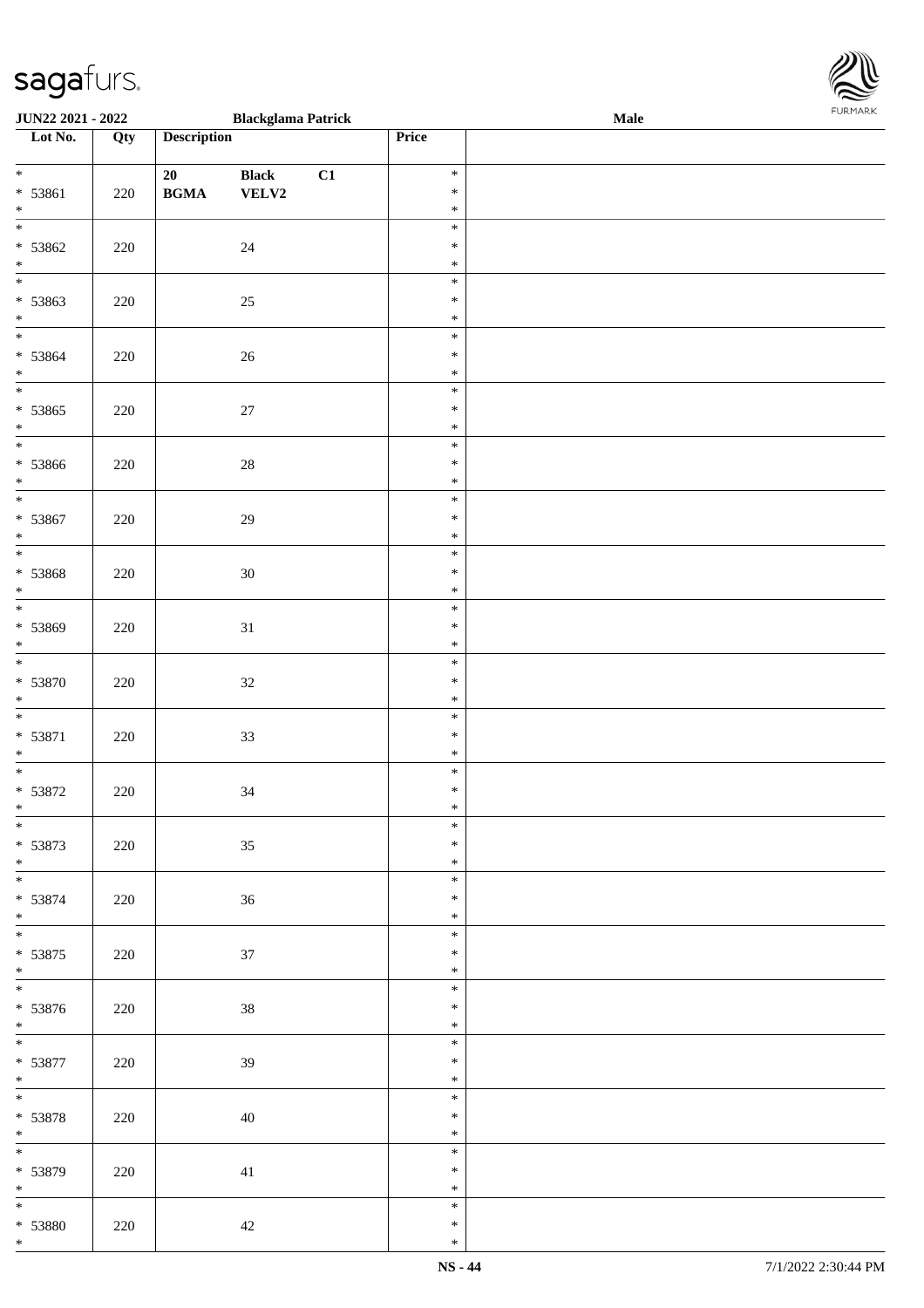JUN22 2021 - 2022 | Blackglama Patrick | Male

| Lot No. | Qty | Description | Price | |
|---|---|---|---|---|
| * 53861 * | 220 | 20 BGMA Black VELV2 C1 | * * * | |
| * 53862 * | 220 | 24 | * * * | |
| * 53863 * | 220 | 25 | * * * | |
| * 53864 * | 220 | 26 | * * * | |
| * 53865 * | 220 | 27 | * * * | |
| * 53866 * | 220 | 28 | * * * | |
| * 53867 * | 220 | 29 | * * * | |
| * 53868 * | 220 | 30 | * * * | |
| * 53869 * | 220 | 31 | * * * | |
| * 53870 * | 220 | 32 | * * * | |
| * 53871 * | 220 | 33 | * * * | |
| * 53872 * | 220 | 34 | * * * | |
| * 53873 * | 220 | 35 | * * * | |
| * 53874 * | 220 | 36 | * * * | |
| * 53875 * | 220 | 37 | * * * | |
| * 53876 * | 220 | 38 | * * * | |
| * 53877 * | 220 | 39 | * * * | |
| * 53878 * | 220 | 40 | * * * | |
| * 53879 * | 220 | 41 | * * * | |
| * 53880 * | 220 | 42 | * * * | |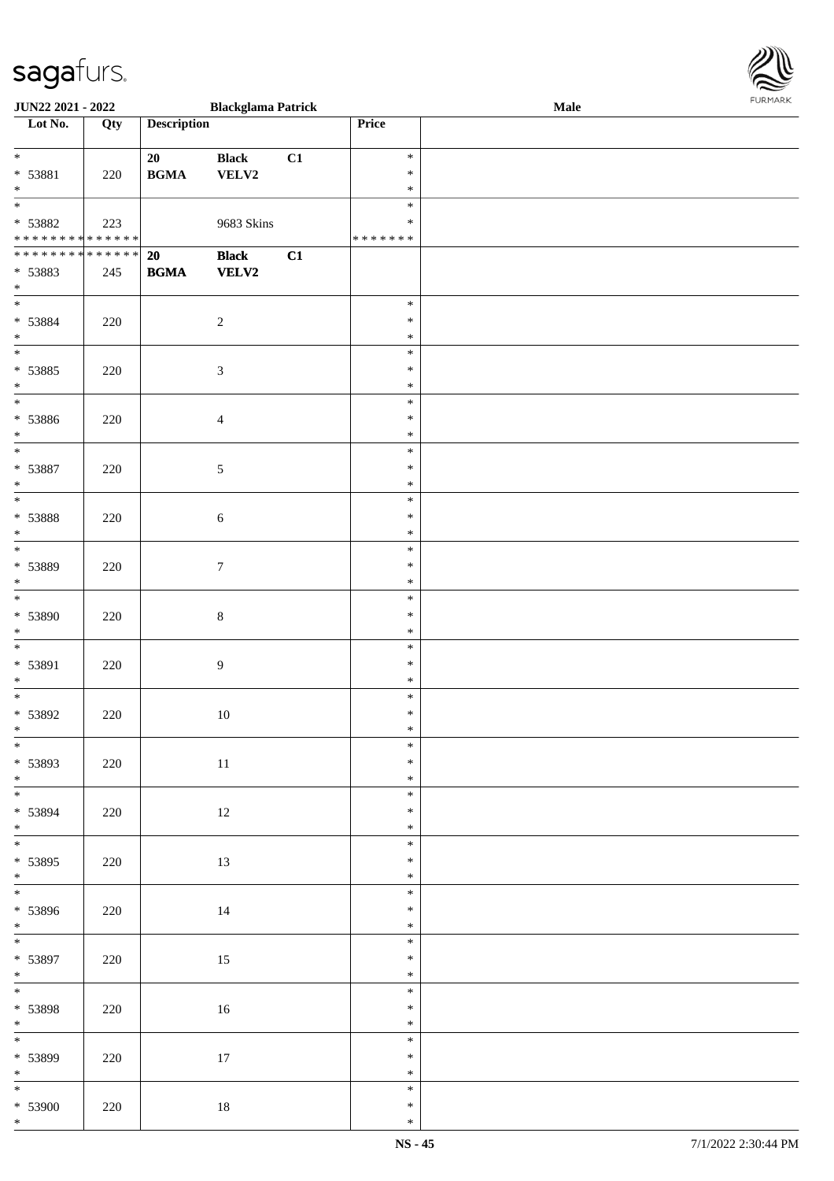| Lot No. | Qty | Description | | | Price | |
|---|---|---|---|---|---|---|
| * <br>* 53881<br>* | 220 | 20<br>**BGMA** | **Black**<br>**VELV2** | **C1** | *<br>*<br>* | |
| * <br>* 53882<br>* * * * * * * * * * * * * * | 223 | | 9683 Skins | | *<br>*<br>* * * * * * * | |
| * * * * * * * * * * * * * * <br>* 53883<br>* | 245 | **20**<br>**BGMA** | **Black**<br>**VELV2** | **C1** | | |
| * <br>* 53884<br>* | 220 | | 2 | | *<br>*<br>* | |
| * <br>* 53885<br>* | 220 | | 3 | | *<br>*<br>* | |
| * <br>* 53886<br>* | 220 | | 4 | | *<br>*<br>* | |
| * <br>* 53887<br>* | 220 | | 5 | | *<br>*<br>* | |
| * <br>* 53888<br>* | 220 | | 6 | | *<br>*<br>* | |
| * <br>* 53889<br>* | 220 | | 7 | | *<br>*<br>* | |
| * <br>* 53890<br>* | 220 | | 8 | | *<br>*<br>* | |
| * <br>* 53891<br>* | 220 | | 9 | | *<br>*<br>* | |
| * <br>* 53892<br>* | 220 | | 10 | | *<br>*<br>* | |
| * <br>* 53893<br>* | 220 | | 11 | | *<br>*<br>* | |
| * <br>* 53894<br>* | 220 | | 12 | | *<br>*<br>* | |
| * <br>* 53895<br>* | 220 | | 13 | | *<br>*<br>* | |
| * <br>* 53896<br>* | 220 | | 14 | | *<br>*<br>* | |
| * <br>* 53897<br>* | 220 | | 15 | | *<br>*<br>* | |
| * <br>* 53898<br>* | 220 | | 16 | | *<br>*<br>* | |
| * <br>* 53899<br>* | 220 | | 17 | | *<br>*<br>* | |
| * <br>* 53900<br>* | 220 | | 18 | | *<br>*<br>* | |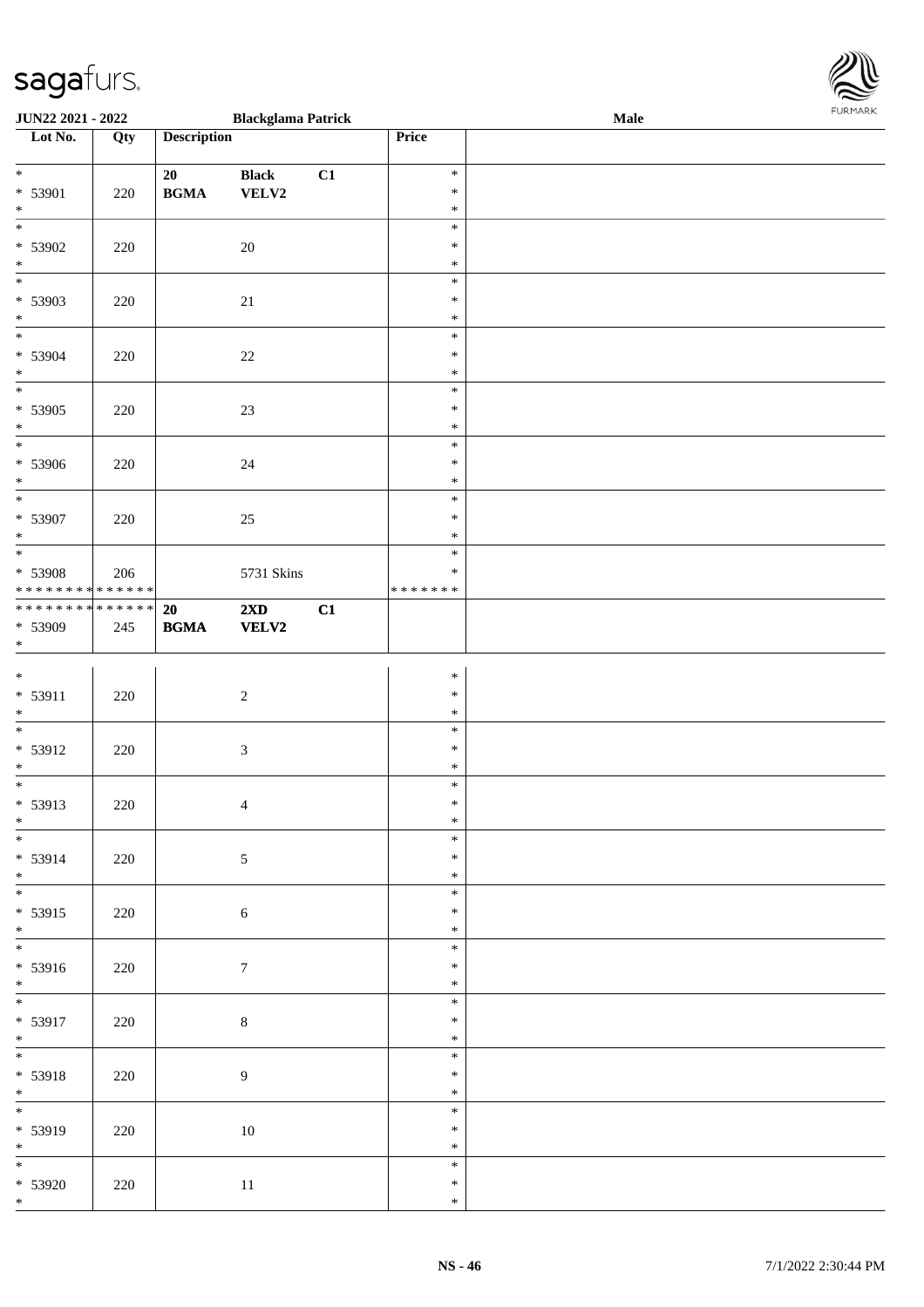| Lot No. | Qty | Description | | | Price | |
|---|---|---|---|---|---|---|
| * <br> * 53901 <br> * | 220 | 20 <br> **BGMA** | **Black** <br> **VELV2** | **C1** | * <br> * <br> * | |
| * <br> * 53902 <br> * | 220 | | 20 | | * <br> * <br> * | |
| * <br> * 53903 <br> * | 220 | | 21 | | * <br> * <br> * | |
| * <br> * 53904 <br> * | 220 | | 22 | | * <br> * <br> * | |
| * <br> * 53905 <br> * | 220 | | 23 | | * <br> * <br> * | |
| * <br> * 53906 <br> * | 220 | | 24 | | * <br> * <br> * | |
| * <br> * 53907 <br> * | 220 | | 25 | | * <br> * <br> * | |
| * <br> * 53908 <br> * * * * * * * * * * * * * * | 206 | | 5731 Skins | | * <br> * <br> * * * * * * * | |
| * * * * * * * * * * * * * * <br> * 53909 <br> * | 245 | **20** <br> **BGMA** | **2XD** <br> **VELV2** | **C1** | | |
| * <br> * 53911 <br> * | 220 | | 2 | | * <br> * <br> * | |
| * <br> * 53912 <br> * | 220 | | 3 | | * <br> * <br> * | |
| * <br> * 53913 <br> * | 220 | | 4 | | * <br> * <br> * | |
| * <br> * 53914 <br> * | 220 | | 5 | | * <br> * <br> * | |
| * <br> * 53915 <br> * | 220 | | 6 | | * <br> * <br> * | |
| * <br> * 53916 <br> * | 220 | | 7 | | * <br> * <br> * | |
| * <br> * 53917 <br> * | 220 | | 8 | | * <br> * <br> * | |
| * <br> * 53918 <br> * | 220 | | 9 | | * <br> * <br> * | |
| * <br> * 53919 <br> * | 220 | | 10 | | * <br> * <br> * | |
| * <br> * 53920 <br> * | 220 | | 11 | | * <br> * <br> * | |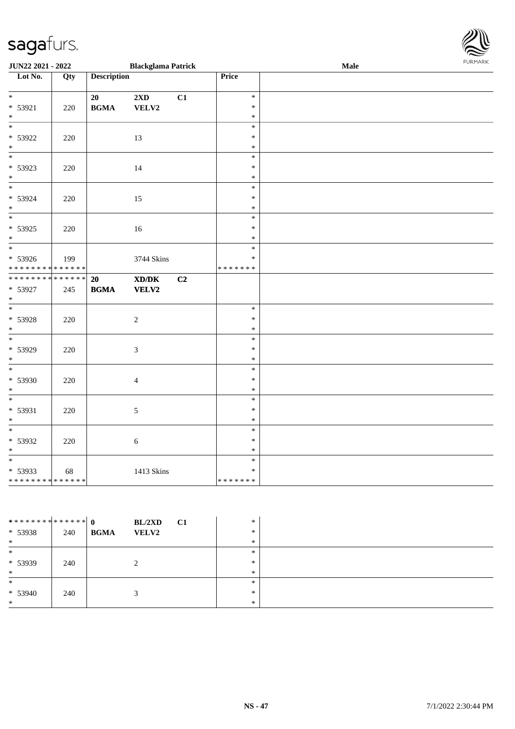JUN22 2021 - 2022 | Blackglama Patrick | Male

| Lot No. | Qty | Description | | | Price | |
|---|---|---|---|---|---|---|
| * <br> * 53921 <br> * | 220 | 20 <br> **BGMA** | **2XD** <br> **VELV2** | **C1** | * <br> * <br> * | |
| * <br> * 53922 <br> * | 220 | | 13 | | * <br> * <br> * | |
| * <br> * 53923 <br> * | 220 | | 14 | | * <br> * <br> * | |
| * <br> * 53924 <br> * | 220 | | 15 | | * <br> * <br> * | |
| * <br> * 53925 <br> * | 220 | | 16 | | * <br> * <br> * | |
| * <br> * 53926 <br> * * * * * * * * * * * * * * | 199 | | 3744 Skins | | * <br> * <br> * * * * * * * | |
| * * * * * * * * * * * * * * <br> * 53927 <br> * | 245 | **20** <br> **BGMA** | **XD/DK** <br> **VELV2** | **C2** | | |
| * <br> * 53928 <br> * | 220 | | 2 | | * <br> * <br> * | |
| * <br> * 53929 <br> * | 220 | | 3 | | * <br> * <br> * | |
| * <br> * 53930 <br> * | 220 | | 4 | | * <br> * <br> * | |
| * <br> * 53931 <br> * | 220 | | 5 | | * <br> * <br> * | |
| * <br> * 53932 <br> * | 220 | | 6 | | * <br> * <br> * | |
| * <br> * 53933 <br> * * * * * * * * * * * * * * | 68 | | 1413 Skins | | * <br> * <br> * * * * * * * | |

| Lot No. | Qty | Description | | | Price | |
|---|---|---|---|---|---|---|
| * * * * * * * * * * * * * * <br> * 53938 <br> * | 240 | **0** <br> **BGMA** | **BL/2XD** <br> **VELV2** | **C1** | * <br> * <br> * | |
| * <br> * 53939 <br> * | 240 | | 2 | | * <br> * <br> * | |
| * <br> * 53940 <br> * | 240 | | 3 | | * <br> * <br> * | |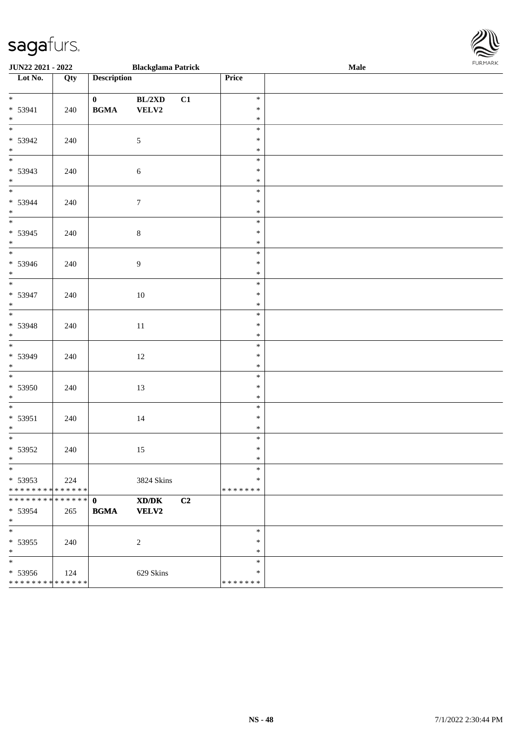| Lot No. | Qty | Description | | | Price | |
|---|---|---|---|---|---|---|
| * 53941 * | 240 | 0 BGMA | BL/2XD VELV2 | C1 | * * * | |
| * 53942 * | 240 | | 5 | | * * * | |
| * 53943 * | 240 | | 6 | | * * * | |
| * 53944 * | 240 | | 7 | | * * * | |
| * 53945 * | 240 | | 8 | | * * * | |
| * 53946 * | 240 | | 9 | | * * * | |
| * 53947 * | 240 | | 10 | | * * * | |
| * 53948 * | 240 | | 11 | | * * * | |
| * 53949 * | 240 | | 12 | | * * * | |
| * 53950 * | 240 | | 13 | | * * * | |
| * 53951 * | 240 | | 14 | | * * * | |
| * 53952 * | 240 | | 15 | | * * * | |
| * 53953 * * * * * * * * * * * * * * | 224 | | 3824 Skins | | * * * * * * * * * | |
| * * * * * * * * * * * * * * 53954 * | 265 | **0 BGMA** | **XD/DK VELV2** | **C2** | | |
| * 53955 * | 240 | | 2 | | * * * | |
| * 53956 * * * * * * * * * * * * * * | 124 | | 629 Skins | | * * * * * * * * * | |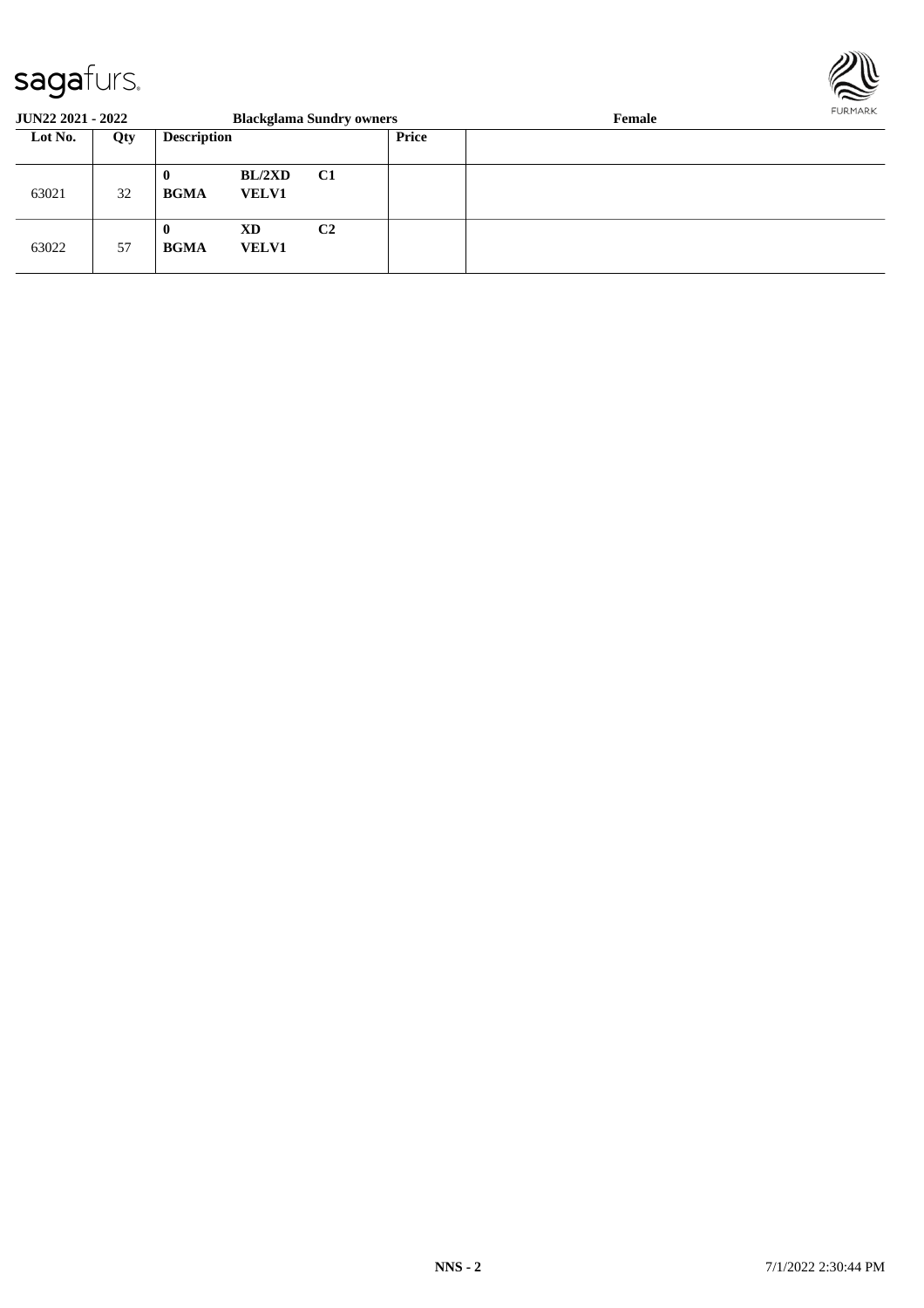**JUN22 2021 - 2022** **Blackglama Sundry owners** **Female**

| Lot No. | Qty | Description | | | Price | |
|---|---|---|---|---|---|---|
| 63021 | 32 | **0** **BGMA** | **BL/2XD** **VELV1** | **C1** | | |
| 63022 | 57 | **0** **BGMA** | **XD** **VELV1** | **C2** | | |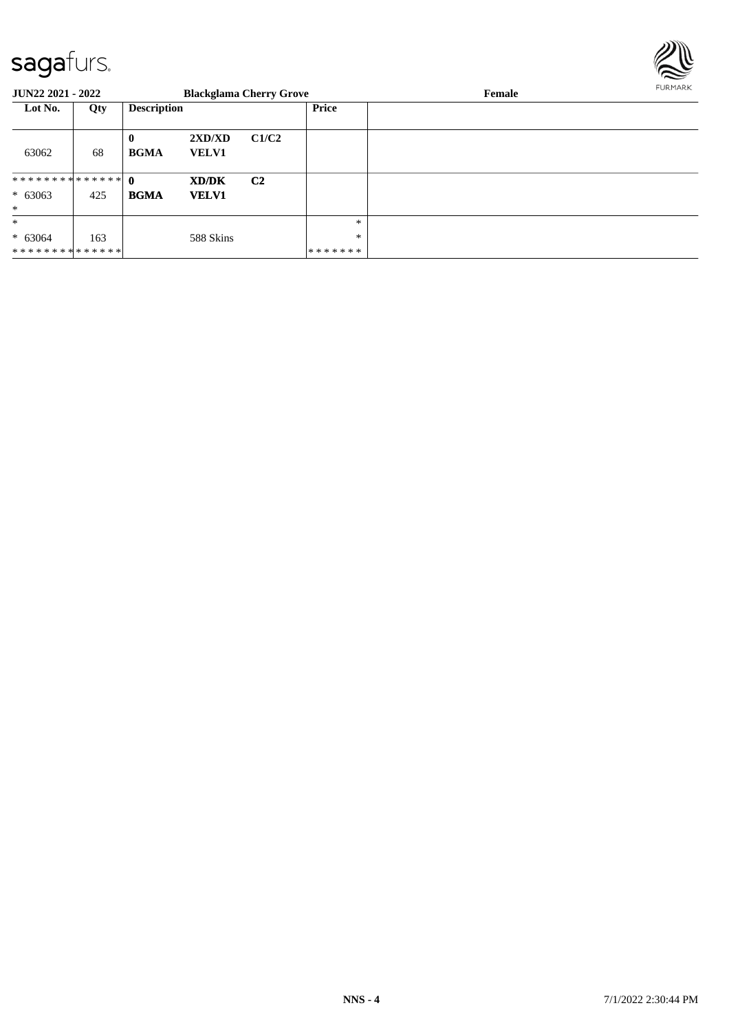**JUN22 2021 - 2022** **Blackglama Cherry Grove** **Female**

| Lot No. | Qty | Description | | | Price |
|---|---|---|---|---|---|
| 63062 | 68 | **0** **BGMA** | **2XD/XD** **VELV1** | **C1/C2** | |
| ************** * 63063 * | 425 | **0** **BGMA** | **XD/DK** **VELV1** | **C2** | |
| * * 63064 ************** | 163 | | 588 Skins | | * * ******* |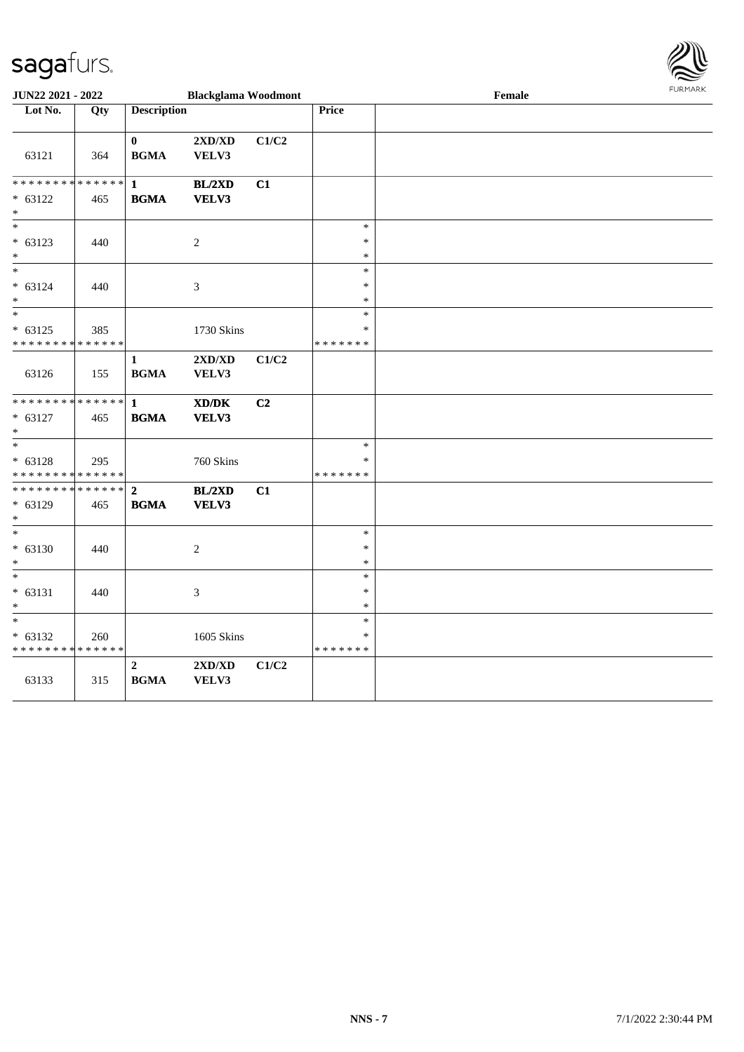| Lot No. | Qty | Description | | | Price | |
|---|---|---|---|---|---|---|
| 63121 | 364 | **0** **BGMA** | **2XD/XD** **VELV3** | **C1/C2** | | |
| * * * * * * * * * * * * * * <br> * 63122 <br> * | 465 | **1** **BGMA** | **BL/2XD** **VELV3** | **C1** | | |
| * <br> * 63123 <br> * | 440 | | 2 | | * <br> * <br> * | |
| * <br> * 63124 <br> * | 440 | | 3 | | * <br> * <br> * | |
| * <br> * 63125 <br> * * * * * * * * * * * * * * | 385 | | 1730 Skins | | * <br> * <br> * * * * * * * | |
| 63126 | 155 | **1** **BGMA** | **2XD/XD** **VELV3** | **C1/C2** | | |
| * * * * * * * * * * * * * * <br> * 63127 <br> * | 465 | **1** **BGMA** | **XD/DK** **VELV3** | **C2** | | |
| * <br> * 63128 <br> * * * * * * * * * * * * * * | 295 | | 760 Skins | | * <br> * <br> * * * * * * * | |
| * * * * * * * * * * * * * * <br> * 63129 <br> * | 465 | **2** **BGMA** | **BL/2XD** **VELV3** | **C1** | | |
| * <br> * 63130 <br> * | 440 | | 2 | | * <br> * <br> * | |
| * <br> * 63131 <br> * | 440 | | 3 | | * <br> * <br> * | |
| * <br> * 63132 <br> * * * * * * * * * * * * * * | 260 | | 1605 Skins | | * <br> * <br> * * * * * * * | |
| 63133 | 315 | **2** **BGMA** | **2XD/XD** **VELV3** | **C1/C2** | | |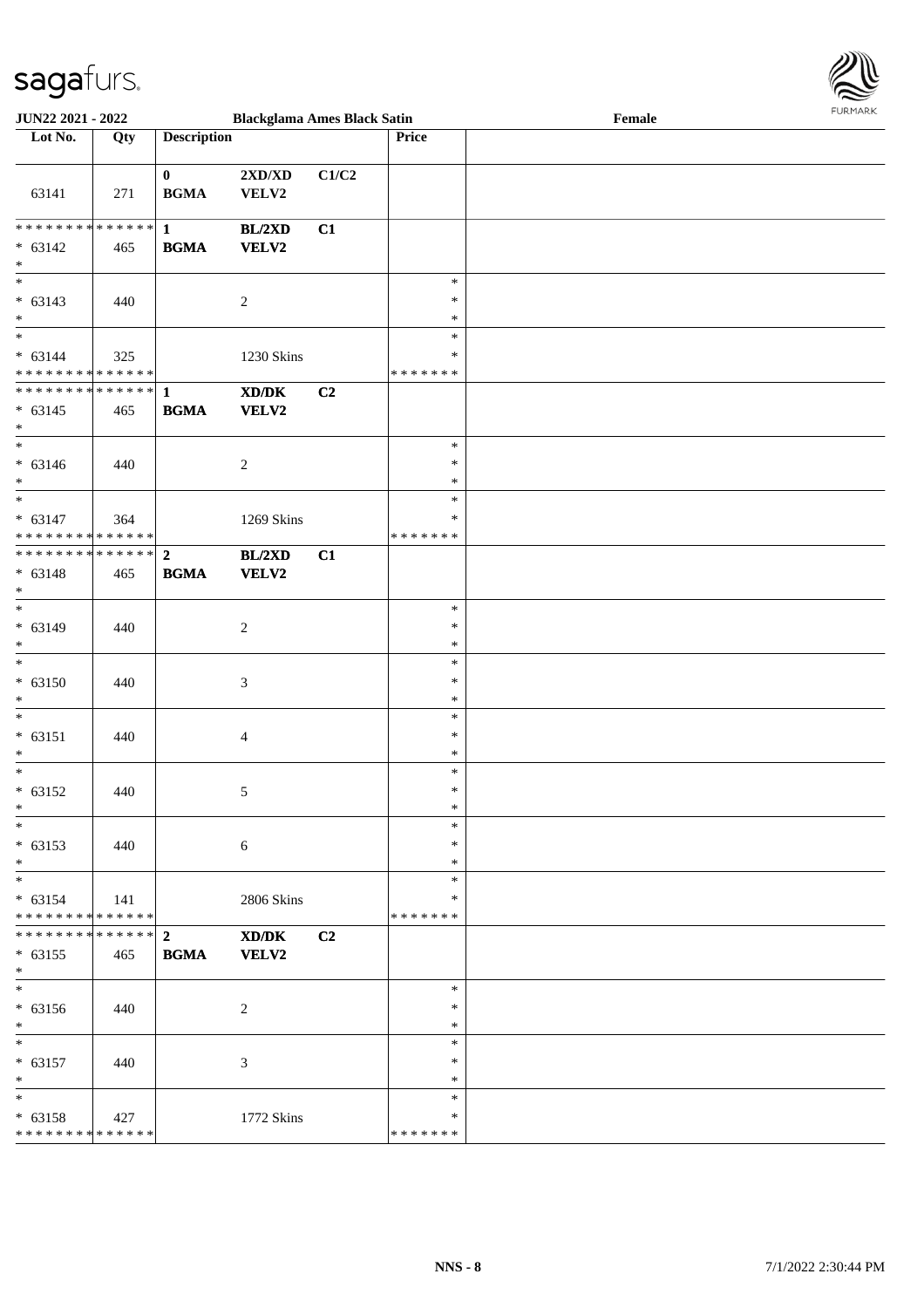JUN22 2021 - 2022 | Blackglama Ames Black Satin | Female

| Lot No. | Qty | Description | | | Price | |
|---|---|---|---|---|---|---|
| 63141 | 271 | 0 BGMA | 2XD/XD VELV2 | C1/C2 | | |
| ************** * 63142 * | 465 | **1 BGMA** | **BL/2XD VELV2** | **C1** | | |
| * * 63143 * | 440 | | 2 | | * * * | |
| * * 63144 ************** | 325 | | 1230 Skins | | * * ******* | |
| ************** * 63145 * | 465 | **1 BGMA** | **XD/DK VELV2** | **C2** | | |
| * * 63146 * | 440 | | 2 | | * * * | |
| * * 63147 ************** | 364 | | 1269 Skins | | * * ******* | |
| ************** * 63148 * | 465 | **2 BGMA** | **BL/2XD VELV2** | **C1** | | |
| * * 63149 * | 440 | | 2 | | * * * | |
| * * 63150 * | 440 | | 3 | | * * * | |
| * * 63151 * | 440 | | 4 | | * * * | |
| * * 63152 * | 440 | | 5 | | * * * | |
| * * 63153 * | 440 | | 6 | | * * * | |
| * * 63154 ************** | 141 | | 2806 Skins | | * * ******* | |
| ************** * 63155 * | 465 | **2 BGMA** | **XD/DK VELV2** | **C2** | | |
| * * 63156 * | 440 | | 2 | | * * * | |
| * * 63157 * | 440 | | 3 | | * * * | |
| * * 63158 ************** | 427 | | 1772 Skins | | * * ******* | |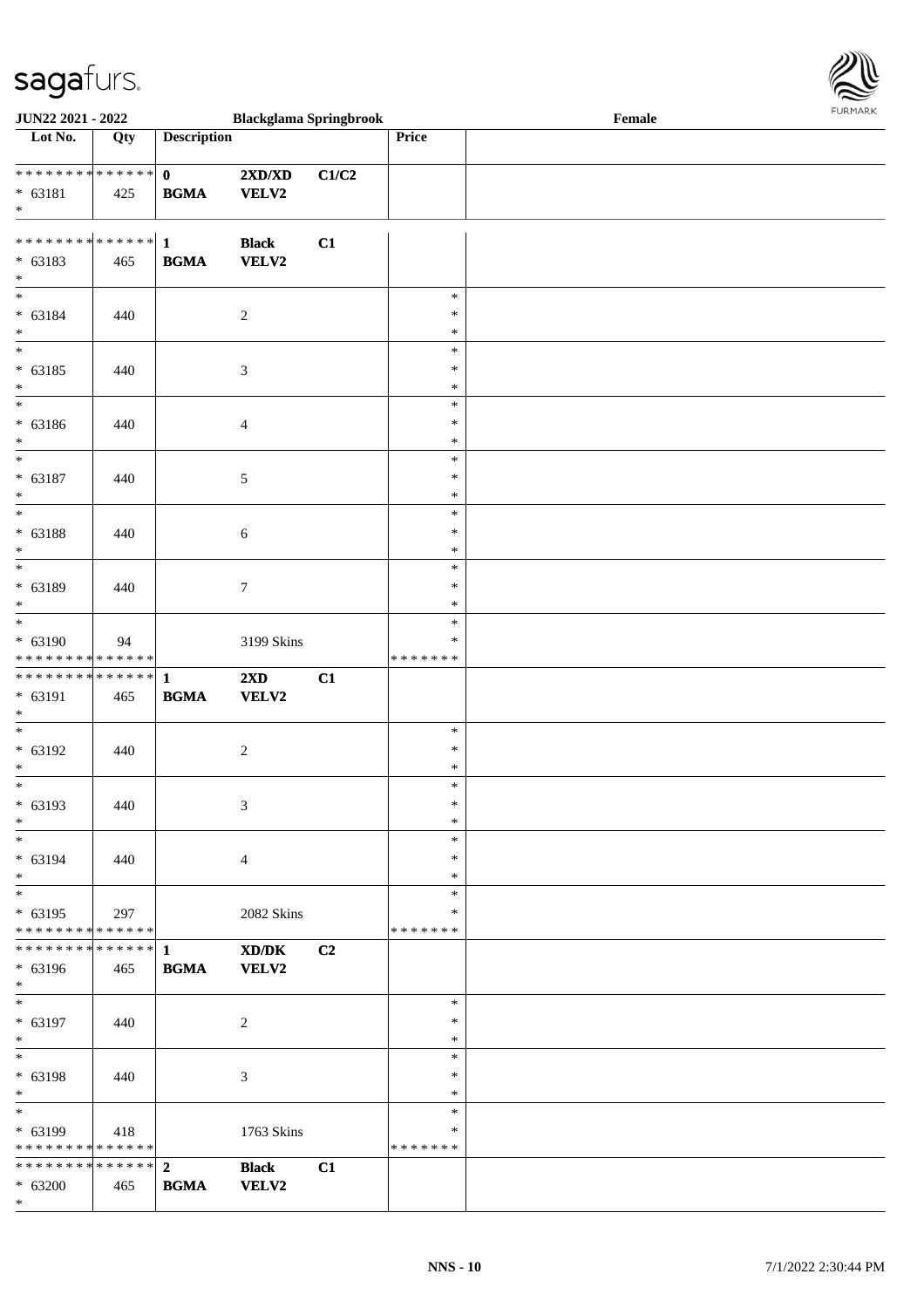JUN22 2021 - 2022 Blackglama Springbrook Female

| Lot No. | Qty | Description | | | Price | |
|---|---|---|---|---|---|---|
| * * * * * * * * * * * * * * | | 0 | 2XD/XD | C1/C2 | | |
| * 63181 | 425 | BGMA | VELV2 | | | |
| * | | | | | | |
| * * * * * * * * * * * * * * | | 1 | Black | C1 | | |
| * 63183 | 465 | BGMA | VELV2 | | | |
| * | | | | | | |
| * 63184 | 440 | | 2 | | * | |
| * 63185 | 440 | | 3 | | * | |
| * 63186 | 440 | | 4 | | * | |
| * 63187 | 440 | | 5 | | * | |
| * 63188 | 440 | | 6 | | * | |
| * 63189 | 440 | | 7 | | * | |
| * 63190 | 94 | | 3199 Skins | | * | |
| * * * * * * * * * * * * * * | | | | | * * * * * * * | |
| * * * * * * * * * * * * * * | | 1 | 2XD | C1 | | |
| * 63191 | 465 | BGMA | VELV2 | | | |
| * | | | | | | |
| * 63192 | 440 | | 2 | | * | |
| * 63193 | 440 | | 3 | | * | |
| * 63194 | 440 | | 4 | | * | |
| * 63195 | 297 | | 2082 Skins | | * | |
| * * * * * * * * * * * * * * | | | | | * * * * * * * | |
| * * * * * * * * * * * * * * | | 1 | XD/DK | C2 | | |
| * 63196 | 465 | BGMA | VELV2 | | | |
| * | | | | | | |
| * 63197 | 440 | | 2 | | * | |
| * 63198 | 440 | | 3 | | * | |
| * 63199 | 418 | | 1763 Skins | | * | |
| * * * * * * * * * * * * * * | | | | | * * * * * * * | |
| * * * * * * * * * * * * * * | | 2 | Black | C1 | | |
| * 63200 | 465 | BGMA | VELV2 | | | |
| * | | | | | | |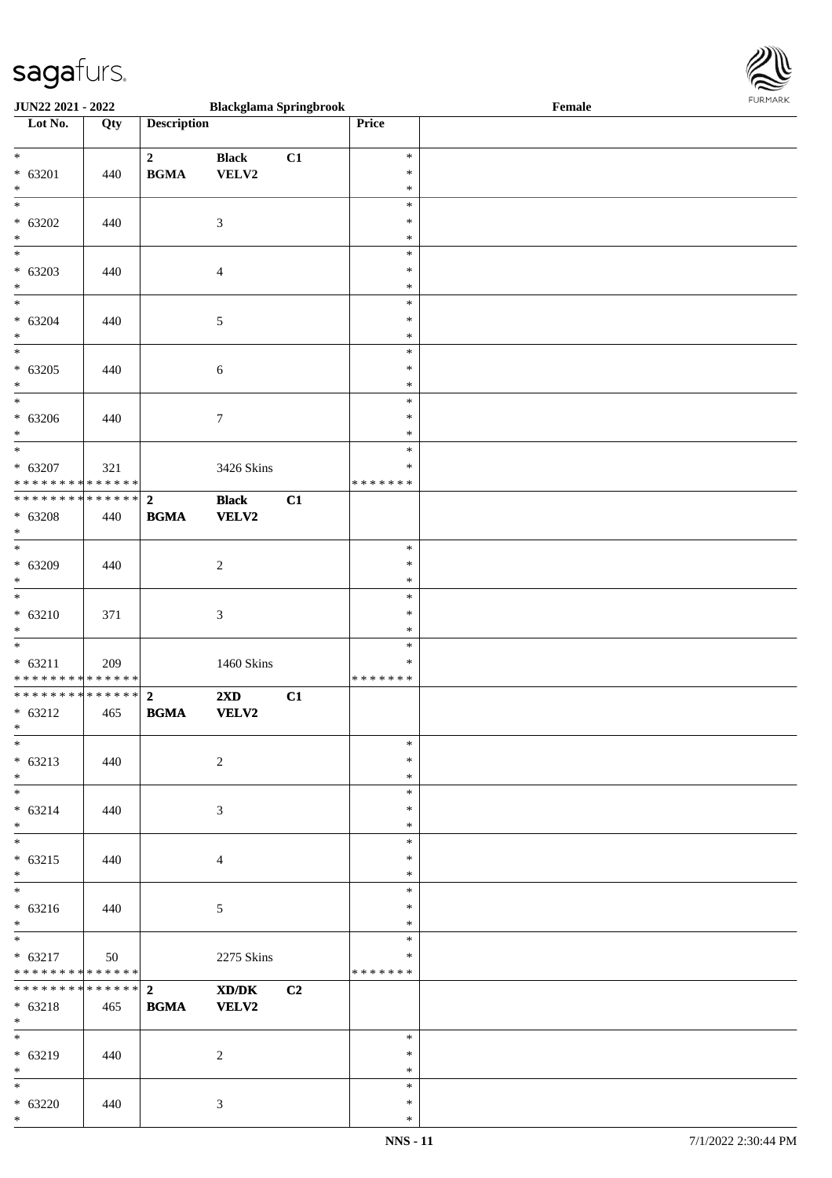| Lot No. | Qty | Description | | | Price | |
|---|---|---|---|---|---|---|
| * | | 2 | Black | C1 | * | |
| * 63201 | 440 | BGMA | VELV2 | | * | |
| * | | | | | * | |
| * | | | | | * | |
| * 63202 | 440 | | 3 | | * | |
| * | | | | | * | |
| * | | | | | * | |
| * 63203 | 440 | | 4 | | * | |
| * | | | | | * | |
| * | | | | | * | |
| * 63204 | 440 | | 5 | | * | |
| * | | | | | * | |
| * | | | | | * | |
| * 63205 | 440 | | 6 | | * | |
| * | | | | | * | |
| * | | | | | * | |
| * 63206 | 440 | | 7 | | * | |
| * | | | | | * | |
| * | | | | | * | |
| * 63207 | 321 | | 3426 Skins | | * | |
| * * * * * * * * * * * * * * | | | | | * * * * * * * | |
| * * * * * * * * * * * * * * | | 2 | Black | C1 | | |
| * 63208 | 440 | BGMA | VELV2 | | | |
| * | | | | | | |
| * | | | | | * | |
| * 63209 | 440 | | 2 | | * | |
| * | | | | | * | |
| * | | | | | * | |
| * 63210 | 371 | | 3 | | * | |
| * | | | | | * | |
| * | | | | | * | |
| * 63211 | 209 | | 1460 Skins | | * | |
| * * * * * * * * * * * * * * | | | | | * * * * * * * | |
| * * * * * * * * * * * * * * | | 2 | 2XD | C1 | | |
| * 63212 | 465 | BGMA | VELV2 | | | |
| * | | | | | | |
| * | | | | | * | |
| * 63213 | 440 | | 2 | | * | |
| * | | | | | * | |
| * | | | | | * | |
| * 63214 | 440 | | 3 | | * | |
| * | | | | | * | |
| * | | | | | * | |
| * 63215 | 440 | | 4 | | * | |
| * | | | | | * | |
| * | | | | | * | |
| * 63216 | 440 | | 5 | | * | |
| * | | | | | * | |
| * | | | | | * | |
| * 63217 | 50 | | 2275 Skins | | * | |
| * * * * * * * * * * * * * * | | | | | * * * * * * * | |
| * * * * * * * * * * * * * * | | 2 | XD/DK | C2 | | |
| * 63218 | 465 | BGMA | VELV2 | | | |
| * | | | | | | |
| * | | | | | * | |
| * 63219 | 440 | | 2 | | * | |
| * | | | | | * | |
| * | | | | | * | |
| * 63220 | 440 | | 3 | | * | |
| * | | | | | * | |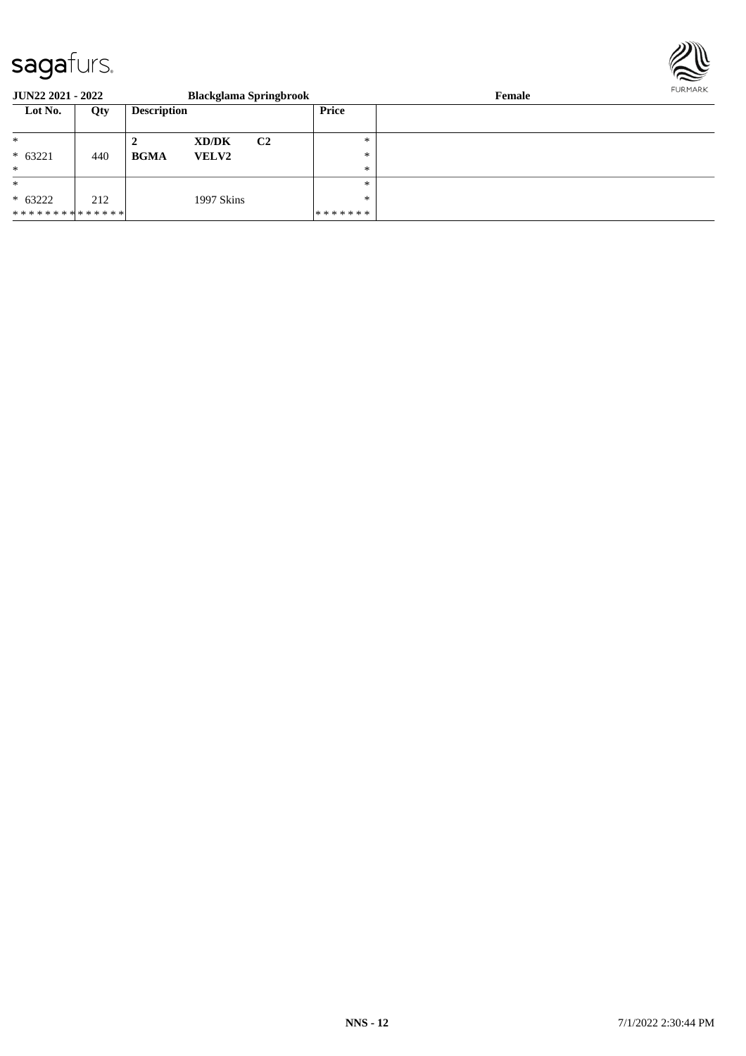**JUN22 2021 - 2022** **Blackglama Springbrook** **Female**

| Lot No. | Qty | Description | | | Price | |
|---|---|---|---|---|---|---|
| * | | **2** | **XD/DK** | **C2** | * | |
| * 63221 | 440 | **BGMA** | **VELV2** | | * | |
| * | | | | | * | |
| * | | | | | * | |
| * 63222 | 212 | | 1997 Skins | | * | |
| * * * * * * * * * * * * * * | | | | | * * * * * * * | |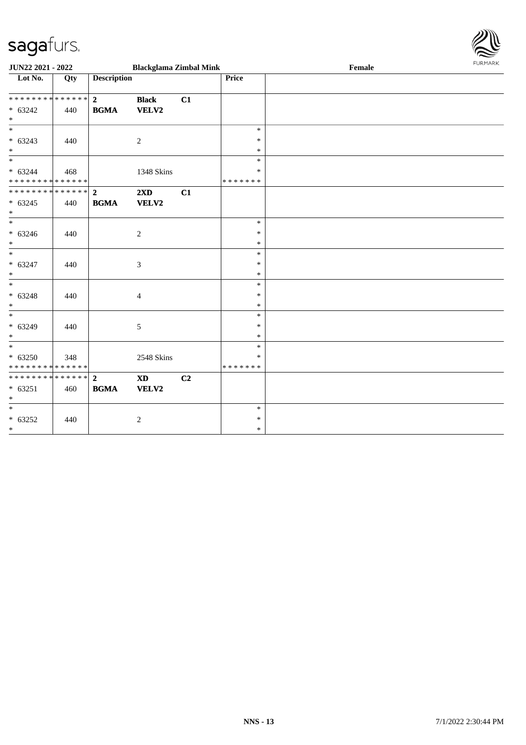sagafurs.

**JUN22 2021 - 2022** | **Blackglama Zimbal Mink** | **Female**

| Lot No. | Qty | Description | | | Price | |
|---|---|---|---|---|---|---|
| * * * * * * * * * * * * * * | | **2** | **Black** | **C1** | | |
| * 63242 | 440 | **BGMA** | **VELV2** | | | |
| * | | | | | | |
| * | | | | | * | |
| * 63243 | 440 | | 2 | | * | |
| * | | | | | * | |
| * | | | | | * | |
| * 63244 | 468 | | 1348 Skins | | * | |
| * * * * * * * * * * * * * * | | | | | * * * * * * * | |
| * * * * * * * * * * * * * * | | **2** | **2XD** | **C1** | | |
| * 63245 | 440 | **BGMA** | **VELV2** | | | |
| * | | | | | | |
| * | | | | | * | |
| * 63246 | 440 | | 2 | | * | |
| * | | | | | * | |
| * | | | | | * | |
| * 63247 | 440 | | 3 | | * | |
| * | | | | | * | |
| * | | | | | * | |
| * 63248 | 440 | | 4 | | * | |
| * | | | | | * | |
| * | | | | | * | |
| * 63249 | 440 | | 5 | | * | |
| * | | | | | * | |
| * | | | | | * | |
| * 63250 | 348 | | 2548 Skins | | * | |
| * * * * * * * * * * * * * * | | | | | * * * * * * * | |
| * * * * * * * * * * * * * * | | **2** | **XD** | **C2** | | |
| * 63251 | 460 | **BGMA** | **VELV2** | | | |
| * | | | | | | |
| * | | | | | * | |
| * 63252 | 440 | | 2 | | * | |
| * | | | | | * | |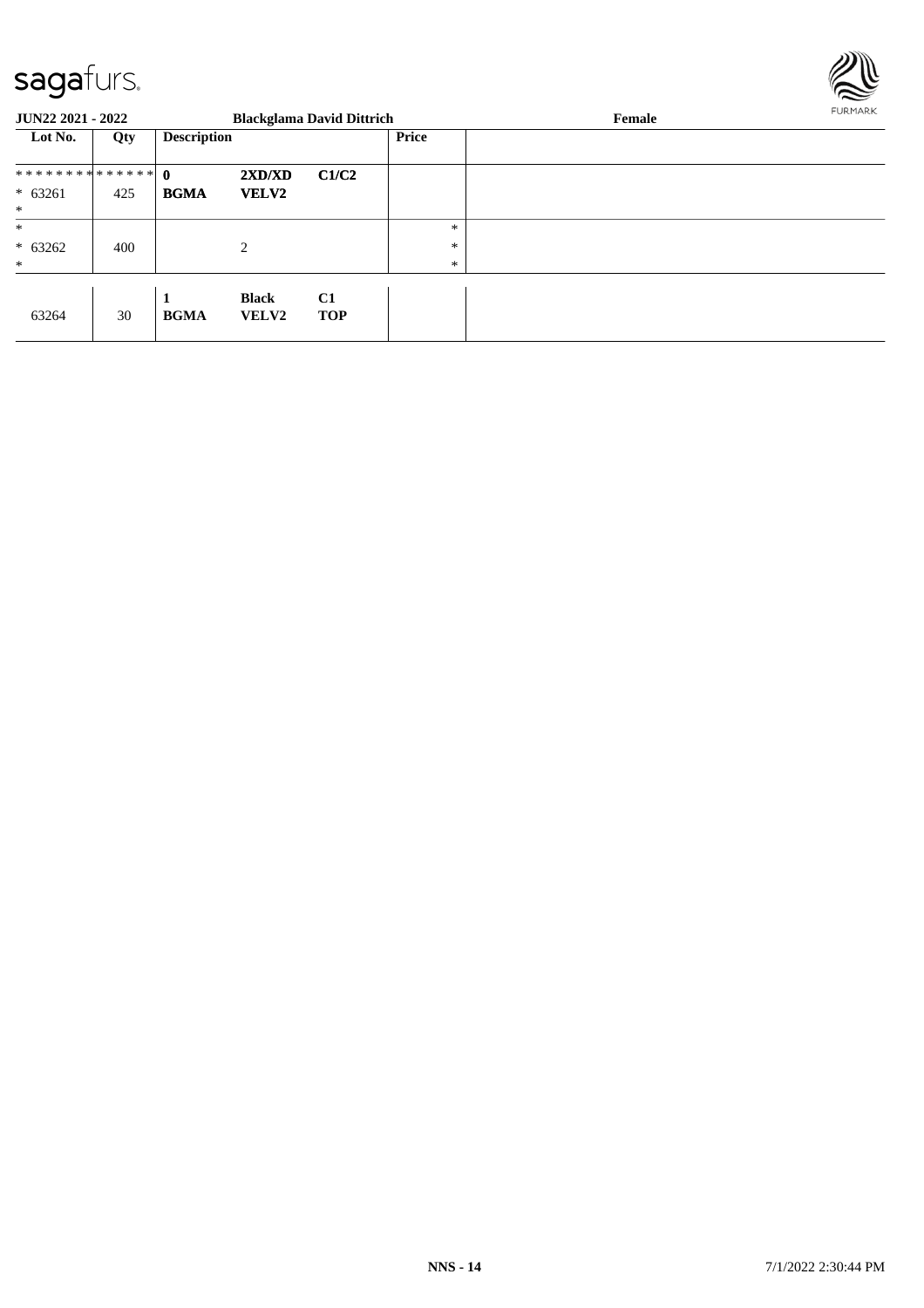**JUN22 2021 - 2022** **Blackglama David Dittrich** **Female**

| Lot No. | Qty | Description | | | Price | |
|---|---|---|---|---|---|---|
| ************** | | **0** | **2XD/XD** | **C1/C2** | | |
| * 63261 | 425 | **BGMA** | **VELV2** | | | |
| * | | | | | | |
| * | | | | | * | |
| * 63262 | 400 | | 2 | | * | |
| * | | | | | * | |
| | | **1** | **Black** | **C1** | | |
| 63264 | 30 | **BGMA** | **VELV2** | **TOP** | | |

NNS - 14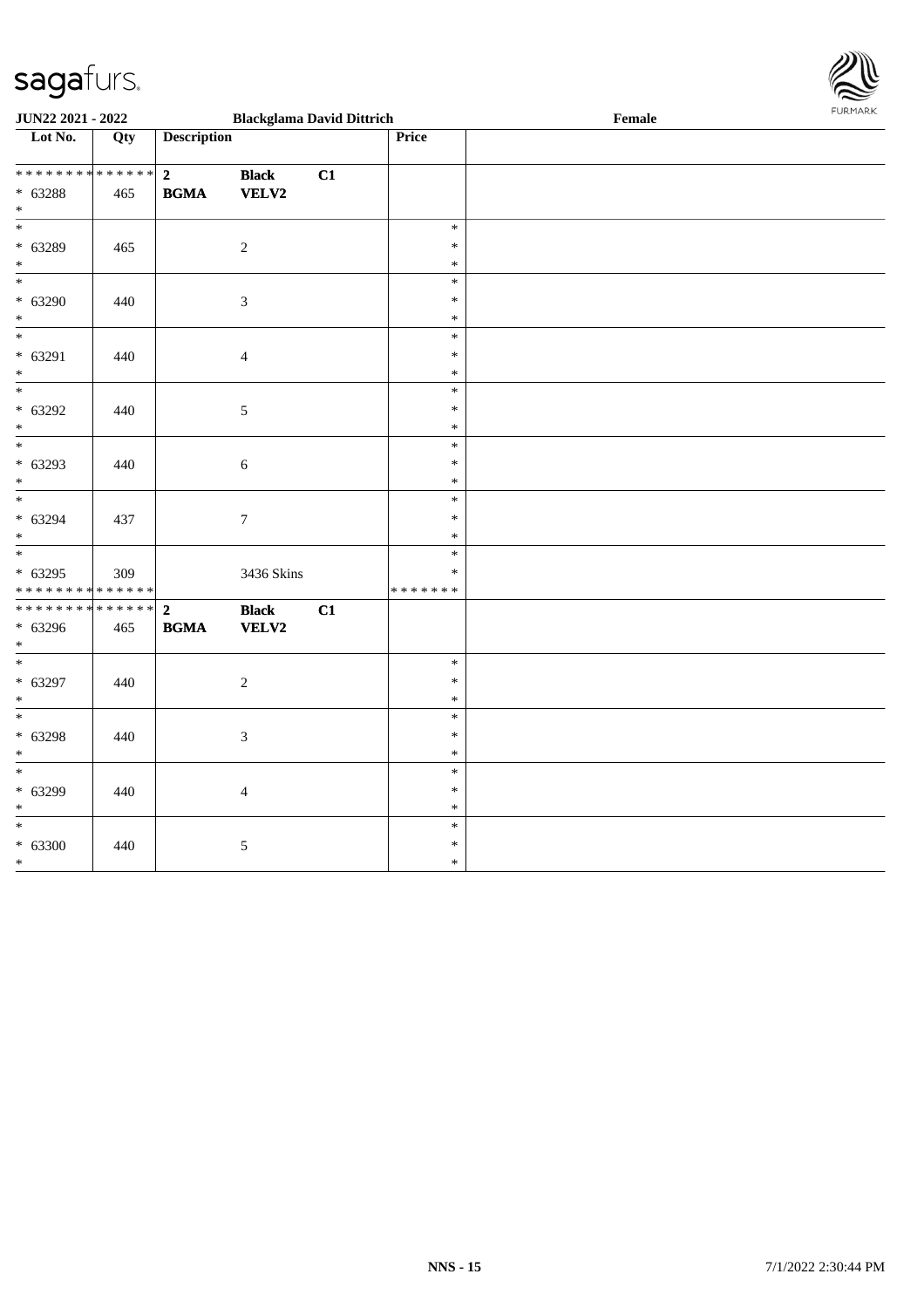**JUN22 2021 - 2022** **Blackglama David Dittrich** **Female**

| Lot No. | Qty | Description | | | Price | |
|---|---|---|---|---|---|---|
| * * * * * * * * * * * * * * | | **2** | **Black** | **C1** | | |
| * 63288 | 465 | **BGMA** | **VELV2** | | | |
| * | | | | | | |
| * | | | | | * | |
| * 63289 | 465 | | 2 | | * | |
| * | | | | | * | |
| * | | | | | * | |
| * 63290 | 440 | | 3 | | * | |
| * | | | | | * | |
| * | | | | | * | |
| * 63291 | 440 | | 4 | | * | |
| * | | | | | * | |
| * | | | | | * | |
| * 63292 | 440 | | 5 | | * | |
| * | | | | | * | |
| * | | | | | * | |
| * 63293 | 440 | | 6 | | * | |
| * | | | | | * | |
| * | | | | | * | |
| * 63294 | 437 | | 7 | | * | |
| * | | | | | * | |
| * | | | | | * | |
| * 63295 | 309 | | 3436 Skins | | * | |
| * * * * * * * * * * * * * * | | | | | * * * * * * * | |
| * * * * * * * * * * * * * * | | **2** | **Black** | **C1** | | |
| * 63296 | 465 | **BGMA** | **VELV2** | | | |
| * | | | | | | |
| * | | | | | * | |
| * 63297 | 440 | | 2 | | * | |
| * | | | | | * | |
| * | | | | | * | |
| * 63298 | 440 | | 3 | | * | |
| * | | | | | * | |
| * | | | | | * | |
| * 63299 | 440 | | 4 | | * | |
| * | | | | | * | |
| * | | | | | * | |
| * 63300 | 440 | | 5 | | * | |
| * | | | | | * | |

7/1/2022 2:30:44 PM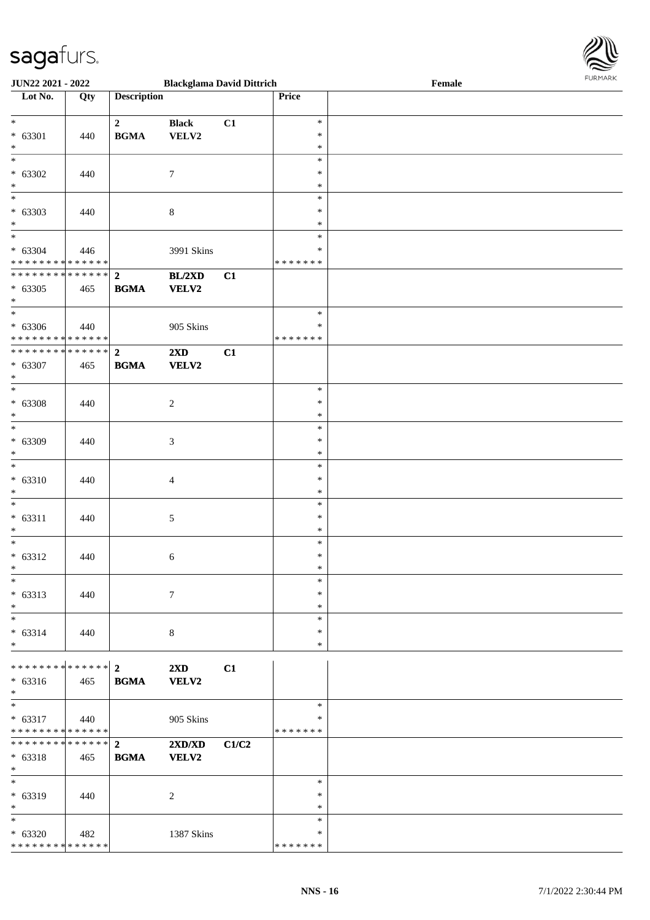| Lot No. | Qty | Description | | | Price | |
|---|---|---|---|---|---|---|
| * | | 2 | **Black** | C1 | * | |
| * 63301 | 440 | **BGMA** | **VELV2** | | * | |
| * | | | | | * | |
| * | | | | | * | |
| * 63302 | 440 | | 7 | | * | |
| * | | | | | * | |
| * | | | | | * | |
| * 63303 | 440 | | 8 | | * | |
| * | | | | | * | |
| * | | | | | * | |
| * 63304 | 446 | | 3991 Skins | | * | |
| * * * * * * * * * * * * * * | | | | | * * * * * * * | |
| * * * * * * * * * * * * * * | | 2 | **BL/2XD** | C1 | | |
| * 63305 | 465 | **BGMA** | **VELV2** | | | |
| * | | | | | | |
| * | | | | | * | |
| * 63306 | 440 | | 905 Skins | | * | |
| * * * * * * * * * * * * * * | | | | | * * * * * * * | |
| * * * * * * * * * * * * * * | | 2 | **2XD** | C1 | | |
| * 63307 | 465 | **BGMA** | **VELV2** | | | |
| * | | | | | | |
| * | | | | | * | |
| * 63308 | 440 | | 2 | | * | |
| * | | | | | * | |
| * | | | | | * | |
| * 63309 | 440 | | 3 | | * | |
| * | | | | | * | |
| * | | | | | * | |
| * 63310 | 440 | | 4 | | * | |
| * | | | | | * | |
| * | | | | | * | |
| * 63311 | 440 | | 5 | | * | |
| * | | | | | * | |
| * | | | | | * | |
| * 63312 | 440 | | 6 | | * | |
| * | | | | | * | |
| * | | | | | * | |
| * 63313 | 440 | | 7 | | * | |
| * | | | | | * | |
| * | | | | | * | |
| * 63314 | 440 | | 8 | | * | |
| * | | | | | * | |
| * * * * * * * * * * * * * * | | 2 | **2XD** | C1 | | |
| * 63316 | 465 | **BGMA** | **VELV2** | | | |
| * | | | | | | |
| * | | | | | * | |
| * 63317 | 440 | | 905 Skins | | * | |
| * * * * * * * * * * * * * * | | | | | * * * * * * * | |
| * * * * * * * * * * * * * * | | 2 | **2XD/XD** | C1/C2 | | |
| * 63318 | 465 | **BGMA** | **VELV2** | | | |
| * | | | | | | |
| * | | | | | * | |
| * 63319 | 440 | | 2 | | * | |
| * | | | | | * | |
| * | | | | | * | |
| * 63320 | 482 | | 1387 Skins | | * | |
| * * * * * * * * * * * * * * | | | | | * * * * * * * | |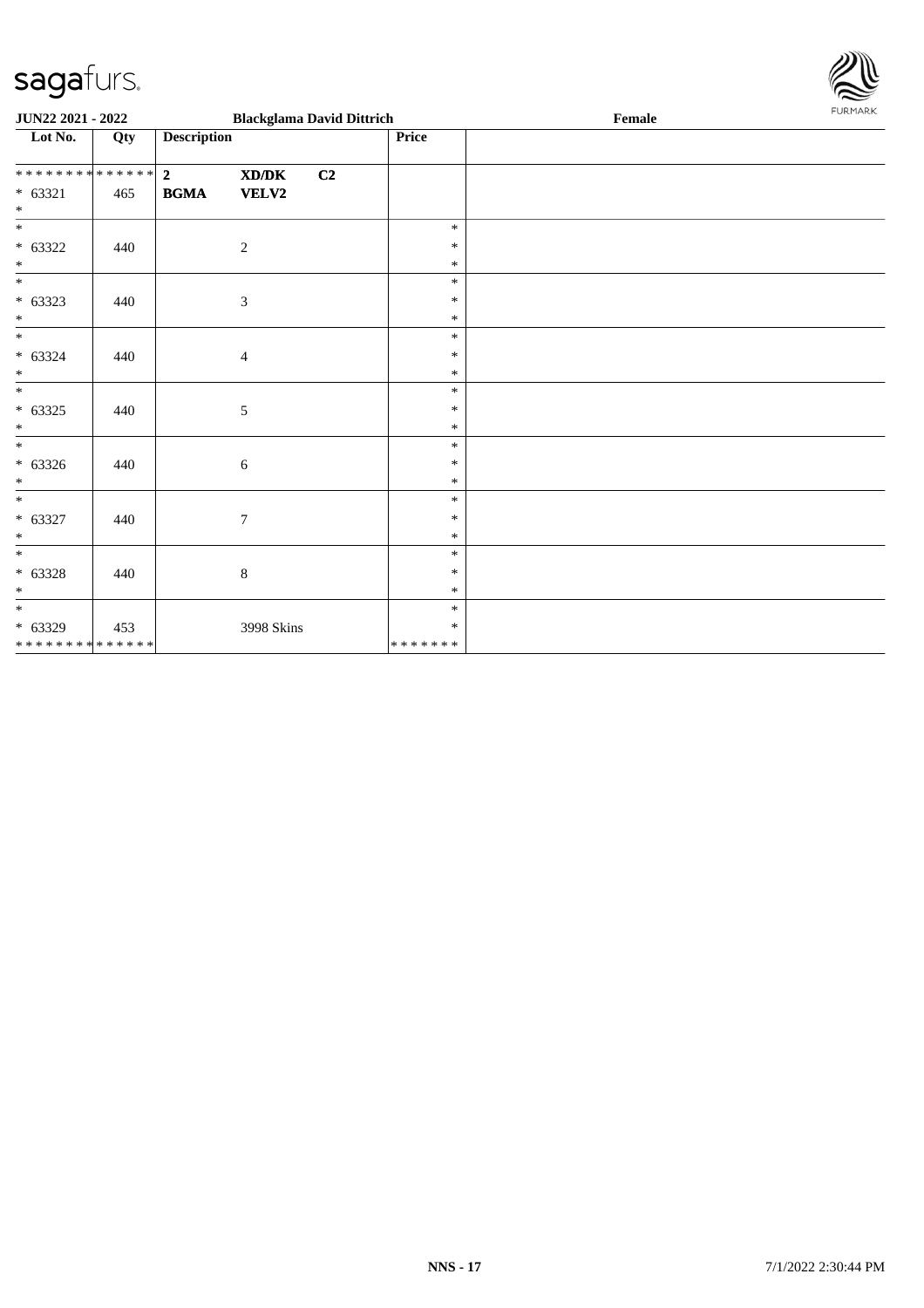**JUN22 2021 - 2022** **Blackglama David Dittrich** **Female**

| Lot No. | Qty | Description | | | Price | |
|---|---|---|---|---|---|---|
| * * * * * * * * * * * * * * | | 2 | XD/DK | C2 | | |
| * 63321 | 465 | BGMA | VELV2 | | | |
| * | | | | | | |
| * | | | | | * | |
| * 63322 | 440 | | 2 | | * | |
| * | | | | | * | |
| * | | | | | * | |
| * 63323 | 440 | | 3 | | * | |
| * | | | | | * | |
| * | | | | | * | |
| * 63324 | 440 | | 4 | | * | |
| * | | | | | * | |
| * | | | | | * | |
| * 63325 | 440 | | 5 | | * | |
| * | | | | | * | |
| * | | | | | * | |
| * 63326 | 440 | | 6 | | * | |
| * | | | | | * | |
| * | | | | | * | |
| * 63327 | 440 | | 7 | | * | |
| * | | | | | * | |
| * | | | | | * | |
| * 63328 | 440 | | 8 | | * | |
| * | | | | | * | |
| * | | | | | * | |
| * 63329 | 453 | | 3998 Skins | | * | |
| * * * * * * * * * * * * * * | | | | | * * * * * * * | |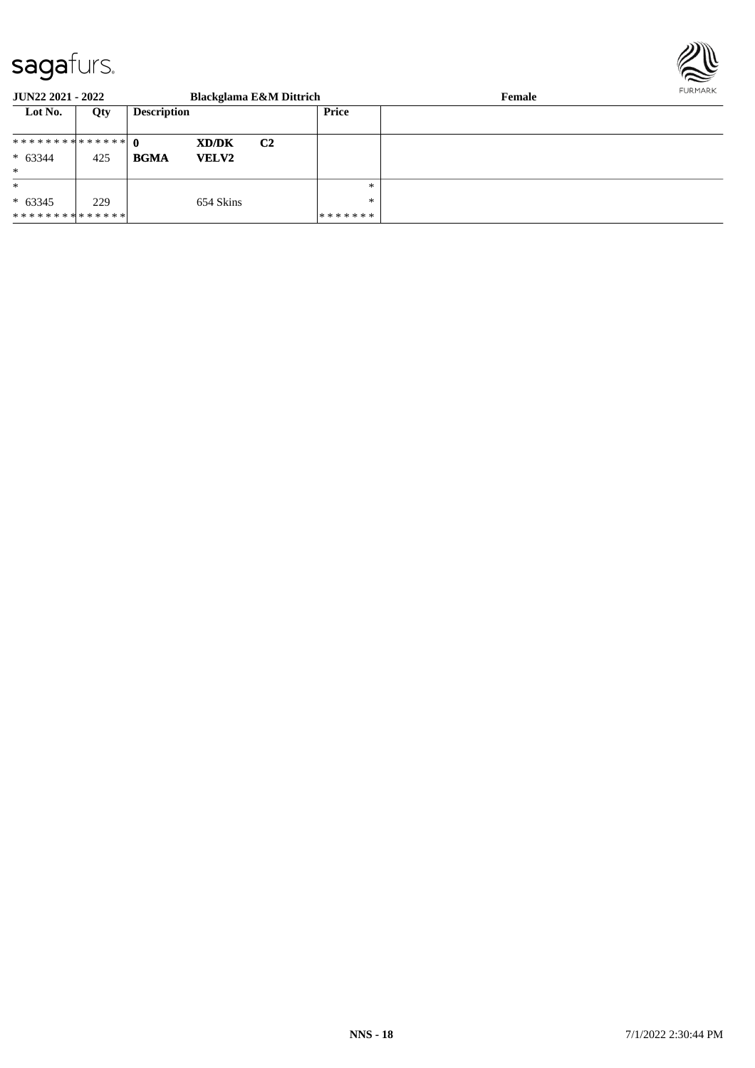| Lot No. | Qty | Description | | | Price | |
|---|---|---|---|---|---|---|
| ************** | | **0** | **XD/DK** | **C2** | | |
| * 63344 | 425 | **BGMA** | **VELV2** | | | |
| * | | | | | | |
| * | | | | | * | |
| * 63345 | 229 | | 654 Skins | | * | |
| ************** | | | | | ******* | |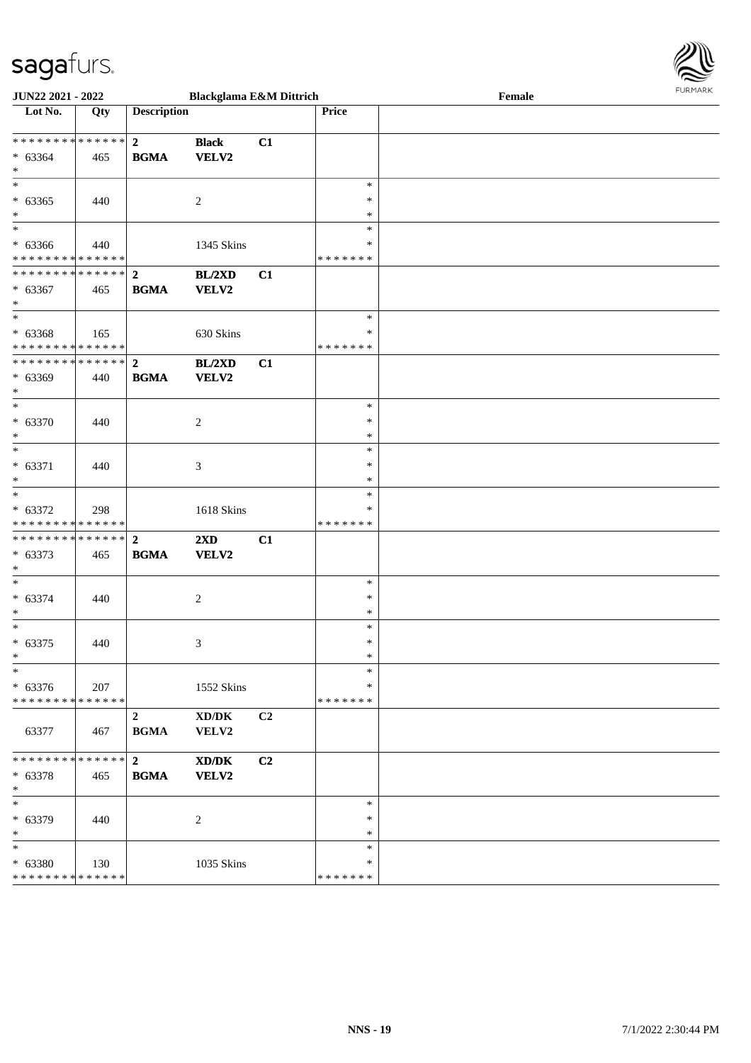JUN22 2021 - 2022 — Blackglama E&M Dittrich — Female

| Lot No. | Qty | Description | | | Price | |
|---|---|---|---|---|---|---|
| * * * * * * * * * * * * * * | | 2 | Black | C1 | | |
| * 63364 | 465 | BGMA | VELV2 | | | |
| * | | | | | | |
| * | | | | | * | |
| * 63365 | 440 | | 2 | | * | |
| * | | | | | * | |
| * | | | | | * | |
| * 63366 | 440 | | 1345 Skins | | * | |
| * * * * * * * * * * * * * * | | | | | * * * * * * * | |
| * * * * * * * * * * * * * * | | 2 | BL/2XD | C1 | | |
| * 63367 | 465 | BGMA | VELV2 | | | |
| * | | | | | | |
| * | | | | | * | |
| * 63368 | 165 | | 630 Skins | | * | |
| * * * * * * * * * * * * * * | | | | | * * * * * * * | |
| * * * * * * * * * * * * * * | | 2 | BL/2XD | C1 | | |
| * 63369 | 440 | BGMA | VELV2 | | | |
| * | | | | | | |
| * | | | | | * | |
| * 63370 | 440 | | 2 | | * | |
| * | | | | | * | |
| * | | | | | * | |
| * 63371 | 440 | | 3 | | * | |
| * | | | | | * | |
| * | | | | | * | |
| * 63372 | 298 | | 1618 Skins | | * | |
| * * * * * * * * * * * * * * | | | | | * * * * * * * | |
| * * * * * * * * * * * * * * | | 2 | 2XD | C1 | | |
| * 63373 | 465 | BGMA | VELV2 | | | |
| * | | | | | | |
| * | | | | | * | |
| * 63374 | 440 | | 2 | | * | |
| * | | | | | * | |
| * | | | | | * | |
| * 63375 | 440 | | 3 | | * | |
| * | | | | | * | |
| * | | | | | * | |
| * 63376 | 207 | | 1552 Skins | | * | |
| * * * * * * * * * * * * * * | | | | | * * * * * * * | |
| | | 2 | XD/DK | C2 | | |
| 63377 | 467 | BGMA | VELV2 | | | |
| * * * * * * * * * * * * * * | | 2 | XD/DK | C2 | | |
| * 63378 | 465 | BGMA | VELV2 | | | |
| * | | | | | | |
| * | | | | | * | |
| * 63379 | 440 | | 2 | | * | |
| * | | | | | * | |
| * | | | | | * | |
| * 63380 | 130 | | 1035 Skins | | * | |
| * * * * * * * * * * * * * * | | | | | * * * * * * * | |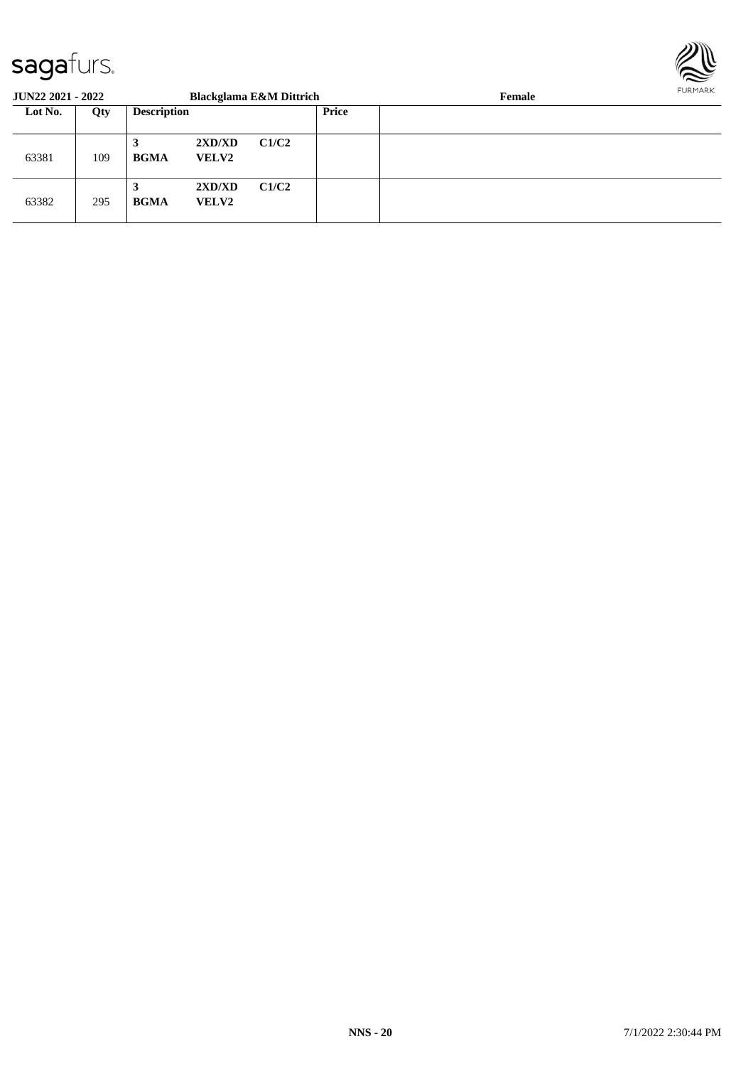**JUN22 2021 - 2022** **Blackglama E&M Dittrich** **Female**

| Lot No. | Qty | Description | | | Price | |
|---|---|---|---|---|---|---|
| 63381 | 109 | **3** **BGMA** | **2XD/XD** **VELV2** | **C1/C2** | | |
| 63382 | 295 | **3** **BGMA** | **2XD/XD** **VELV2** | **C1/C2** | | |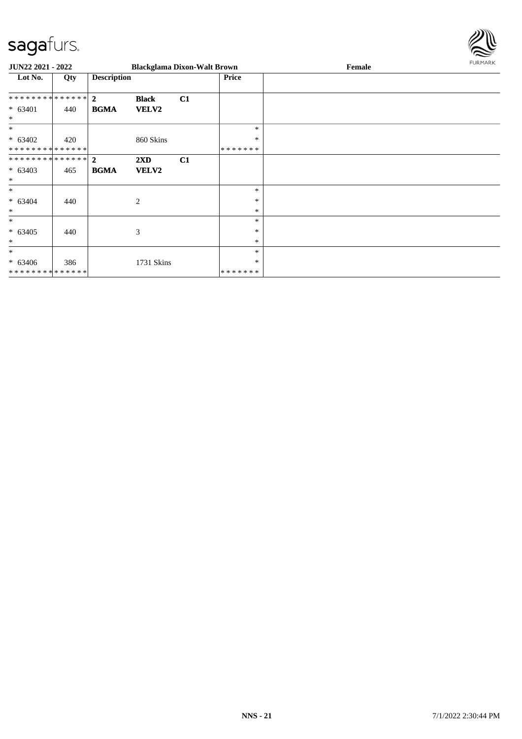JUN22 2021 - 2022 | Blackglama Dixon-Walt Brown | Female

| Lot No. | Qty | Description | | | Price |
|---|---|---|---|---|---|
| ************** | | 2 | Black | C1 | |
| * 63401 | 440 | BGMA | VELV2 | | |
| * | | | | | |
| * | | | | | * |
| * 63402 | 420 | | 860 Skins | | * |
| ************** | | | | | ******* |
| ************** | | 2 | 2XD | C1 | |
| * 63403 | 465 | BGMA | VELV2 | | |
| * | | | | | |
| * | | | | | * |
| * 63404 | 440 | | 2 | | * |
| * | | | | | * |
| * | | | | | * |
| * 63405 | 440 | | 3 | | * |
| * | | | | | * |
| * | | | | | * |
| * 63406 | 386 | | 1731 Skins | | * |
| ************** | | | | | ******* |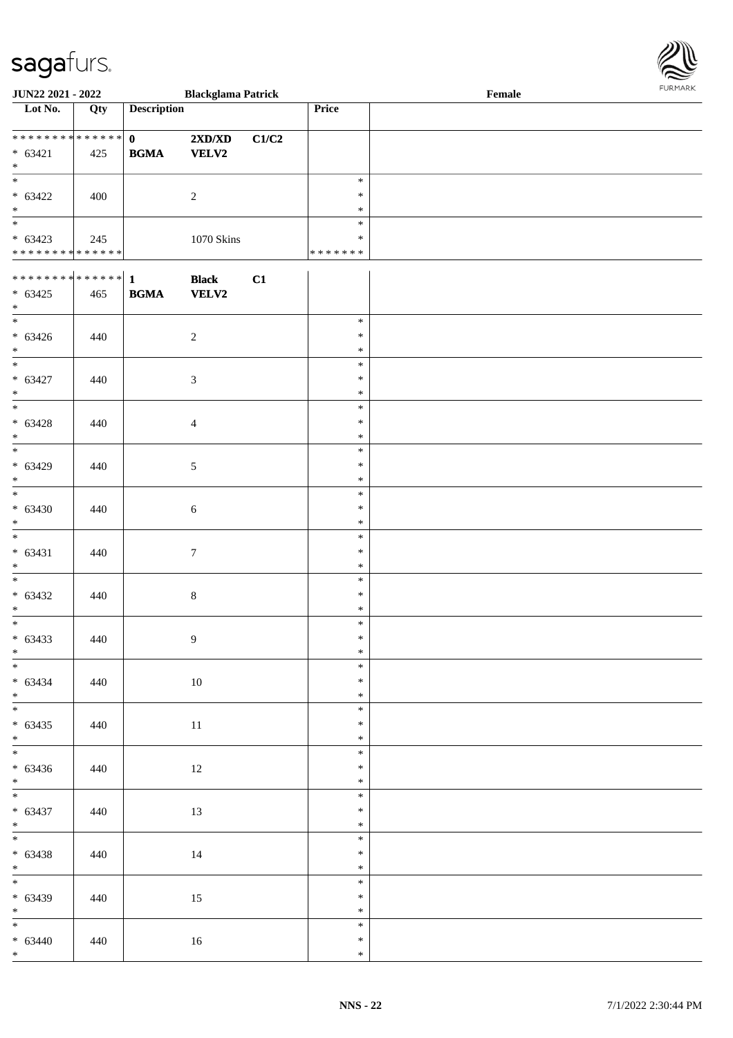| Lot No. | Qty | Description | | | Price | |
|---|---|---|---|---|---|---|
| ************** | | 0 | 2XD/XD | C1/C2 | | |
| * 63421 | 425 | BGMA | VELV2 | | | |
| * | | | | | | |
| * | | | | | * | |
| * 63422 | 400 | | 2 | | * | |
| * | | | | | * | |
| * | | | | | * | |
| * 63423 | 245 | | 1070 Skins | | * | |
| ************** | | | | | ******* | |
| ************** | | 1 | Black | C1 | | |
| * 63425 | 465 | BGMA | VELV2 | | | |
| * | | | | | | |
| * | | | | | * | |
| * 63426 | 440 | | 2 | | * | |
| * | | | | | * | |
| * | | | | | * | |
| * 63427 | 440 | | 3 | | * | |
| * | | | | | * | |
| * | | | | | * | |
| * 63428 | 440 | | 4 | | * | |
| * | | | | | * | |
| * | | | | | * | |
| * 63429 | 440 | | 5 | | * | |
| * | | | | | * | |
| * | | | | | * | |
| * 63430 | 440 | | 6 | | * | |
| * | | | | | * | |
| * | | | | | * | |
| * 63431 | 440 | | 7 | | * | |
| * | | | | | * | |
| * | | | | | * | |
| * 63432 | 440 | | 8 | | * | |
| * | | | | | * | |
| * | | | | | * | |
| * 63433 | 440 | | 9 | | * | |
| * | | | | | * | |
| * | | | | | * | |
| * 63434 | 440 | | 10 | | * | |
| * | | | | | * | |
| * | | | | | * | |
| * 63435 | 440 | | 11 | | * | |
| * | | | | | * | |
| * | | | | | * | |
| * 63436 | 440 | | 12 | | * | |
| * | | | | | * | |
| * | | | | | * | |
| * 63437 | 440 | | 13 | | * | |
| * | | | | | * | |
| * | | | | | * | |
| * 63438 | 440 | | 14 | | * | |
| * | | | | | * | |
| * | | | | | * | |
| * 63439 | 440 | | 15 | | * | |
| * | | | | | * | |
| * | | | | | * | |
| * 63440 | 440 | | 16 | | * | |
| * | | | | | * | |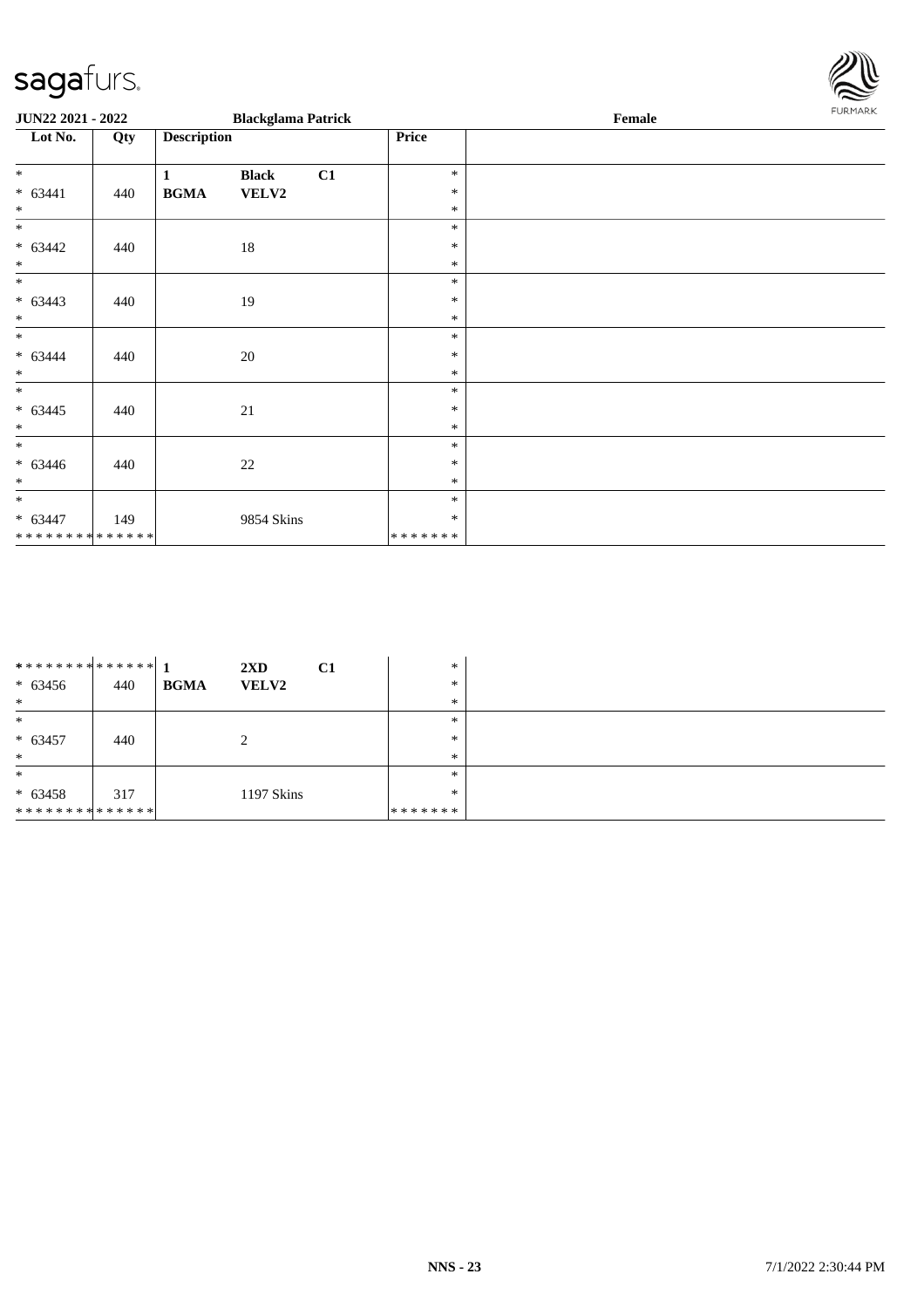| Lot No. | Qty | Description | | | Price | |
|---|---|---|---|---|---|---|
| * | | 1 | **Black** | **C1** | * | |
| * 63441 | 440 | **BGMA** | **VELV2** | | * | |
| * | | | | | * | |
| * | | | | | * | |
| * 63442 | 440 | | 18 | | * | |
| * | | | | | * | |
| * | | | | | * | |
| * 63443 | 440 | | 19 | | * | |
| * | | | | | * | |
| * | | | | | * | |
| * 63444 | 440 | | 20 | | * | |
| * | | | | | * | |
| * | | | | | * | |
| * 63445 | 440 | | 21 | | * | |
| * | | | | | * | |
| * | | | | | * | |
| * 63446 | 440 | | 22 | | * | |
| * | | | | | * | |
| * | | | | | * | |
| * 63447 | 149 | | 9854 Skins | | * | |
| ************** | | | | | ******* | |

| Lot No. | Qty | Description | | | Price | |
|---|---|---|---|---|---|---|
| ************** | | 1 | **2XD** | **C1** | * | |
| * 63456 | 440 | **BGMA** | **VELV2** | | * | |
| * | | | | | * | |
| * | | | | | * | |
| * 63457 | 440 | | 2 | | * | |
| * | | | | | * | |
| * | | | | | * | |
| * 63458 | 317 | | 1197 Skins | | * | |
| ************** | | | | | ******* | |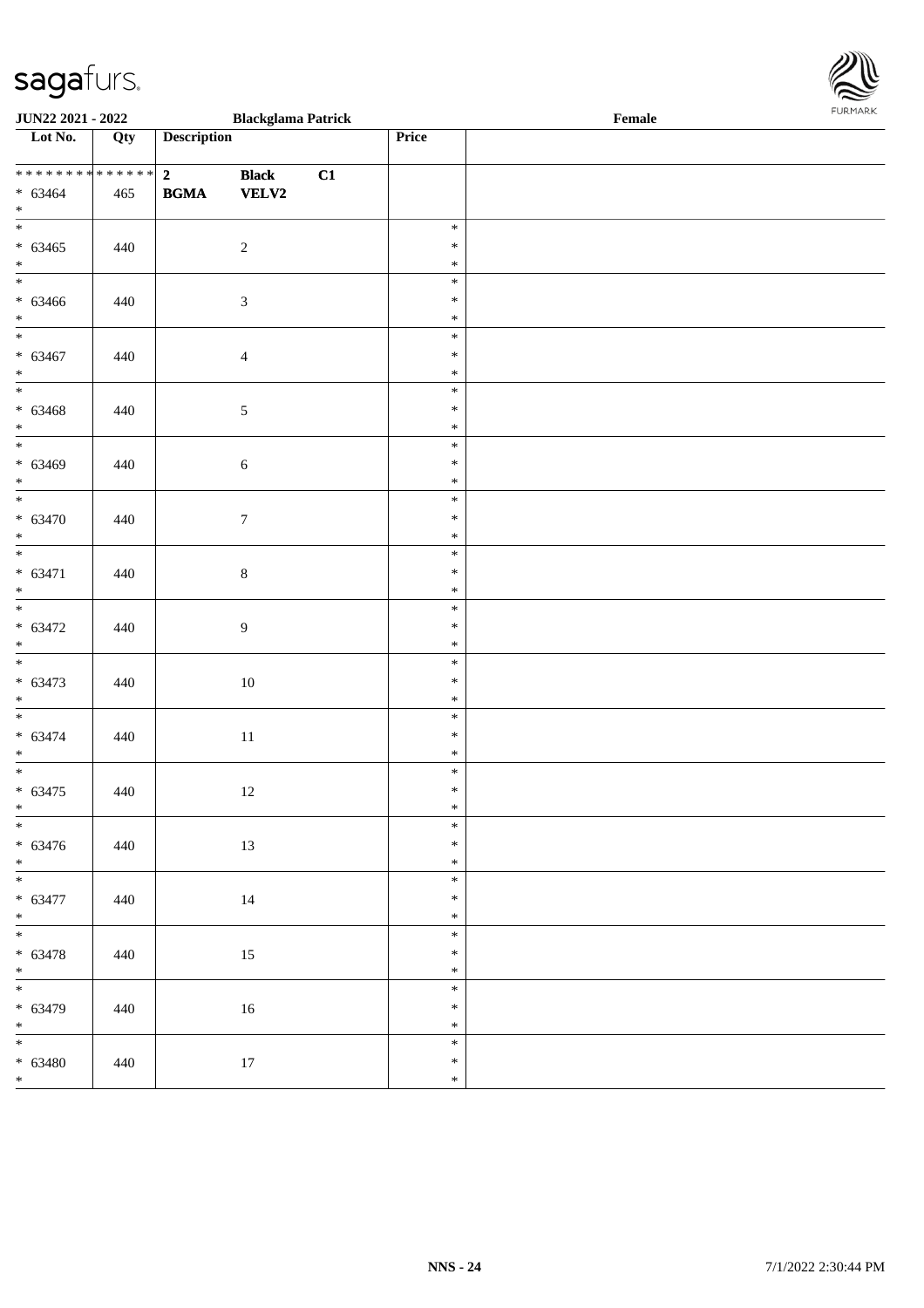| Lot No. | Qty | Description | | | Price | |
|---|---|---|---|---|---|---|
| * * * * * * * * * * * * * * | | 2 | Black | C1 | | |
| * 63464 | 465 | BGMA | VELV2 | | | |
| * | | | | | | |
| * | | | | | * | |
| * 63465 | 440 | | 2 | | * | |
| * | | | | | * | |
| * | | | | | * | |
| * 63466 | 440 | | 3 | | * | |
| * | | | | | * | |
| * | | | | | * | |
| * 63467 | 440 | | 4 | | * | |
| * | | | | | * | |
| * | | | | | * | |
| * 63468 | 440 | | 5 | | * | |
| * | | | | | * | |
| * | | | | | * | |
| * 63469 | 440 | | 6 | | * | |
| * | | | | | * | |
| * | | | | | * | |
| * 63470 | 440 | | 7 | | * | |
| * | | | | | * | |
| * | | | | | * | |
| * 63471 | 440 | | 8 | | * | |
| * | | | | | * | |
| * | | | | | * | |
| * 63472 | 440 | | 9 | | * | |
| * | | | | | * | |
| * | | | | | * | |
| * 63473 | 440 | | 10 | | * | |
| * | | | | | * | |
| * | | | | | * | |
| * 63474 | 440 | | 11 | | * | |
| * | | | | | * | |
| * | | | | | * | |
| * 63475 | 440 | | 12 | | * | |
| * | | | | | * | |
| * | | | | | * | |
| * 63476 | 440 | | 13 | | * | |
| * | | | | | * | |
| * | | | | | * | |
| * 63477 | 440 | | 14 | | * | |
| * | | | | | * | |
| * | | | | | * | |
| * 63478 | 440 | | 15 | | * | |
| * | | | | | * | |
| * | | | | | * | |
| * 63479 | 440 | | 16 | | * | |
| * | | | | | * | |
| * | | | | | * | |
| * 63480 | 440 | | 17 | | * | |
| * | | | | | * | |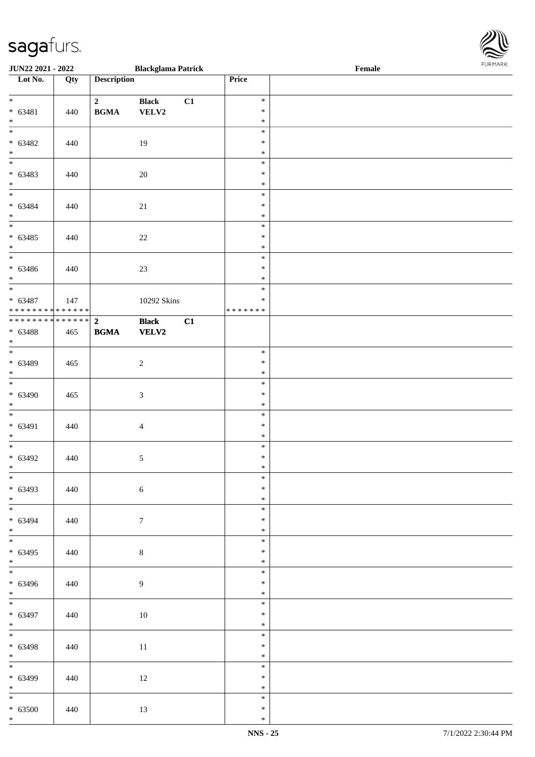| Lot No. | Qty | Description | | | Price | |
|---|---|---|---|---|---|---|
| * <br> * 63481 <br> * | 440 | 2 <br> **BGMA** | **Black** <br> **VELV2** | **C1** | * <br> * <br> * | |
| * <br> * 63482 <br> * | 440 | | 19 | | * <br> * <br> * | |
| * <br> * 63483 <br> * | 440 | | 20 | | * <br> * <br> * | |
| * <br> * 63484 <br> * | 440 | | 21 | | * <br> * <br> * | |
| * <br> * 63485 <br> * | 440 | | 22 | | * <br> * <br> * | |
| * <br> * 63486 <br> * | 440 | | 23 | | * <br> * <br> * | |
| * <br> * 63487 <br> * * * * * * * * * * * * * * | 147 | | 10292 Skins | | * <br> * <br> * * * * * * * | |
| * * * * * * * * * * * * * * <br> * 63488 <br> * | 465 | **2** <br> **BGMA** | **Black** <br> **VELV2** | **C1** | | |
| * <br> * 63489 <br> * | 465 | | 2 | | * <br> * <br> * | |
| * <br> * 63490 <br> * | 465 | | 3 | | * <br> * <br> * | |
| * <br> * 63491 <br> * | 440 | | 4 | | * <br> * <br> * | |
| * <br> * 63492 <br> * | 440 | | 5 | | * <br> * <br> * | |
| * <br> * 63493 <br> * | 440 | | 6 | | * <br> * <br> * | |
| * <br> * 63494 <br> * | 440 | | 7 | | * <br> * <br> * | |
| * <br> * 63495 <br> * | 440 | | 8 | | * <br> * <br> * | |
| * <br> * 63496 <br> * | 440 | | 9 | | * <br> * <br> * | |
| * <br> * 63497 <br> * | 440 | | 10 | | * <br> * <br> * | |
| * <br> * 63498 <br> * | 440 | | 11 | | * <br> * <br> * | |
| * <br> * 63499 <br> * | 440 | | 12 | | * <br> * <br> * | |
| * <br> * 63500 <br> * | 440 | | 13 | | * <br> * <br> * | |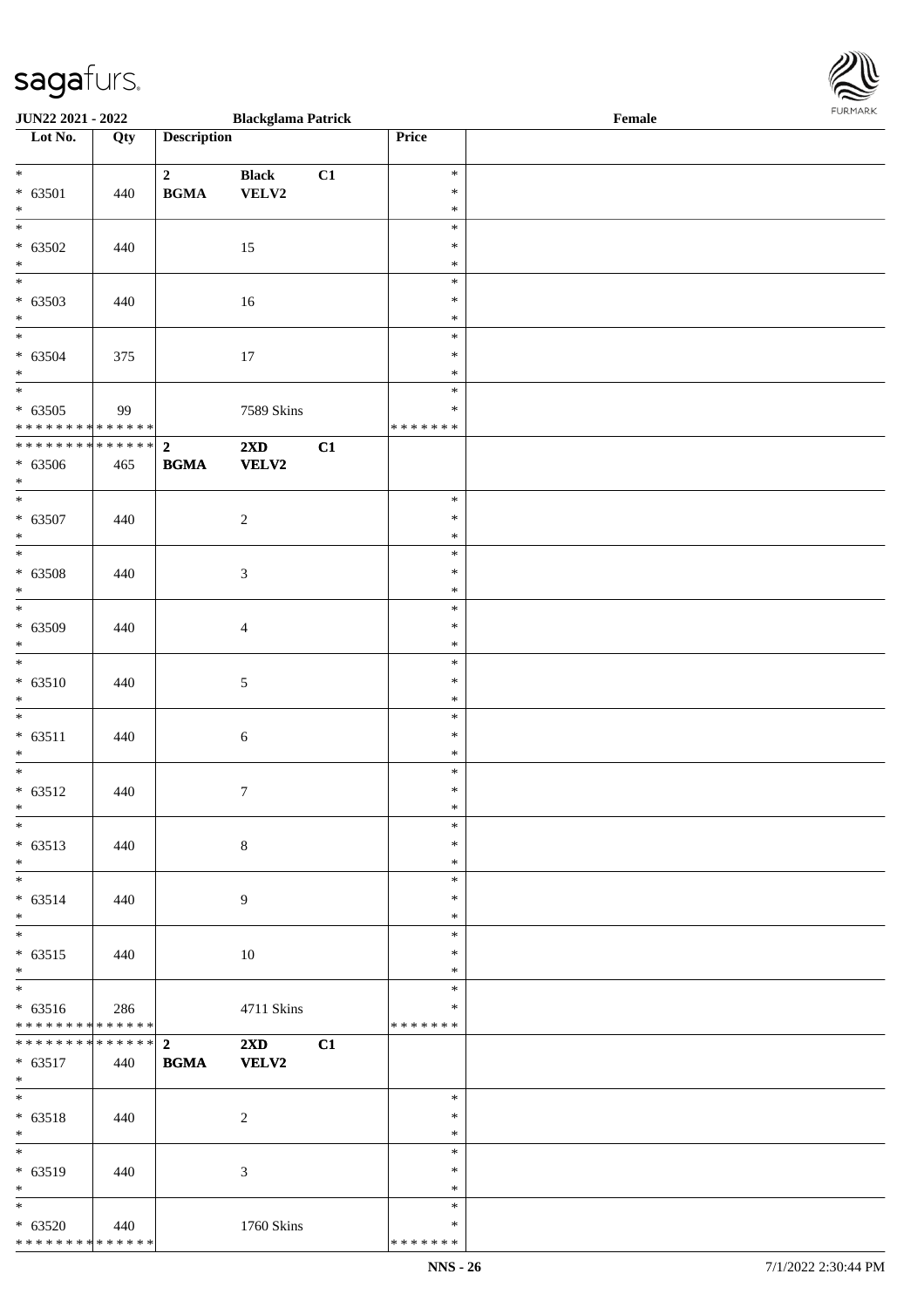| Lot No. | Qty | Description | | | Price | |
|---|---|---|---|---|---|---|
| * * 63501 * | 440 | 2 BGMA | Black VELV2 | C1 | * * * | |
| * * 63502 * | 440 | | 15 | | * * * | |
| * * 63503 * | 440 | | 16 | | * * * | |
| * * 63504 * | 375 | | 17 | | * * * | |
| * * 63505 * * * * * * * * * * * * * * | 99 | | 7589 Skins | | * * * * * * * * * | |
| * * * * * * * * * * * * * * * 63506 * | 465 | 2 BGMA | 2XD VELV2 | C1 | | |
| * * 63507 * | 440 | | 2 | | * * * | |
| * * 63508 * | 440 | | 3 | | * * * | |
| * * 63509 * | 440 | | 4 | | * * * | |
| * * 63510 * | 440 | | 5 | | * * * | |
| * * 63511 * | 440 | | 6 | | * * * | |
| * * 63512 * | 440 | | 7 | | * * * | |
| * * 63513 * | 440 | | 8 | | * * * | |
| * * 63514 * | 440 | | 9 | | * * * | |
| * * 63515 * | 440 | | 10 | | * * * | |
| * * 63516 * * * * * * * * * * * * * * | 286 | | 4711 Skins | | * * * * * * * * * | |
| * * * * * * * * * * * * * * * 63517 * | 440 | 2 BGMA | 2XD VELV2 | C1 | | |
| * * 63518 * | 440 | | 2 | | * * * | |
| * * 63519 * | 440 | | 3 | | * * * | |
| * * 63520 * * * * * * * * * * * * * * | 440 | | 1760 Skins | | * * * * * * * * * | |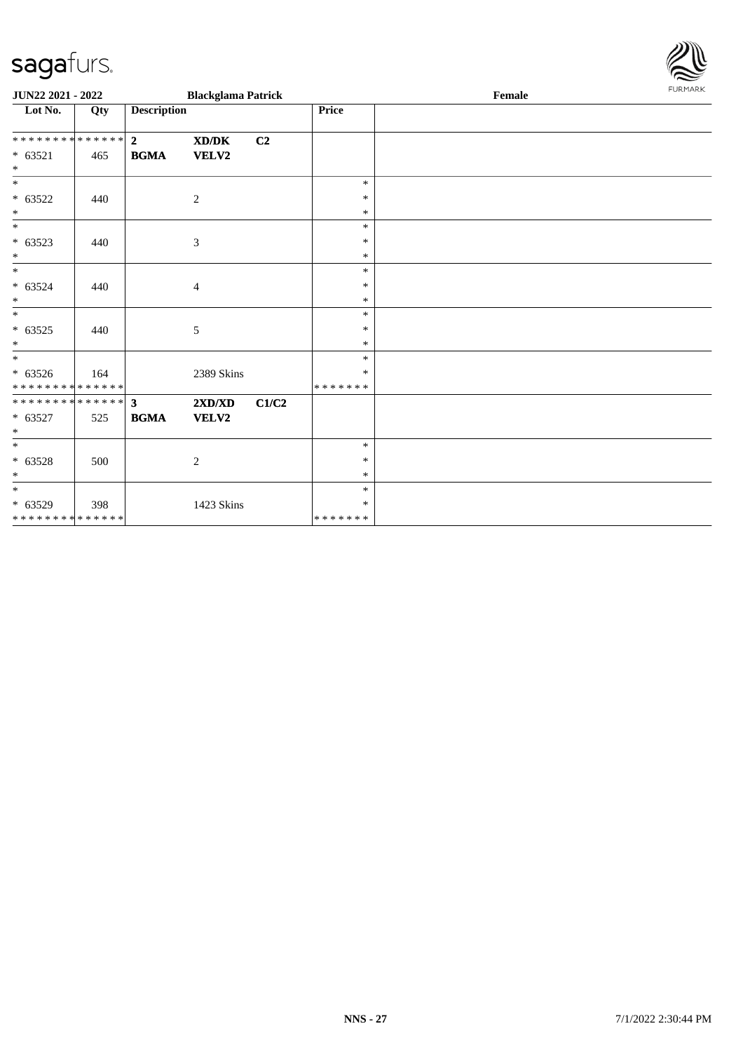JUN22 2021 - 2022 Blackglama Patrick Female

| Lot No. | Qty | Description | | | Price | |
|---|---|---|---|---|---|---|
| * * * * * * * * * * * * * * | | 2 | XD/DK | C2 | | |
| * 63521 | 465 | BGMA | VELV2 | | | |
| * | | | | | | |
| * | | | | | * | |
| * 63522 | 440 | | 2 | | * | |
| * | | | | | * | |
| * | | | | | * | |
| * 63523 | 440 | | 3 | | * | |
| * | | | | | * | |
| * | | | | | * | |
| * 63524 | 440 | | 4 | | * | |
| * | | | | | * | |
| * | | | | | * | |
| * 63525 | 440 | | 5 | | * | |
| * | | | | | * | |
| * | | | | | * | |
| * 63526 | 164 | | 2389 Skins | | * | |
| * * * * * * * * * * * * * * | | | | | * * * * * * * | |
| * * * * * * * * * * * * * * | | 3 | 2XD/XD | C1/C2 | | |
| * 63527 | 525 | BGMA | VELV2 | | | |
| * | | | | | | |
| * | | | | | * | |
| * 63528 | 500 | | 2 | | * | |
| * | | | | | * | |
| * | | | | | * | |
| * 63529 | 398 | | 1423 Skins | | * | |
| * * * * * * * * * * * * * * | | | | | * * * * * * * | |

NNS - 27 7/1/2022 2:30:44 PM